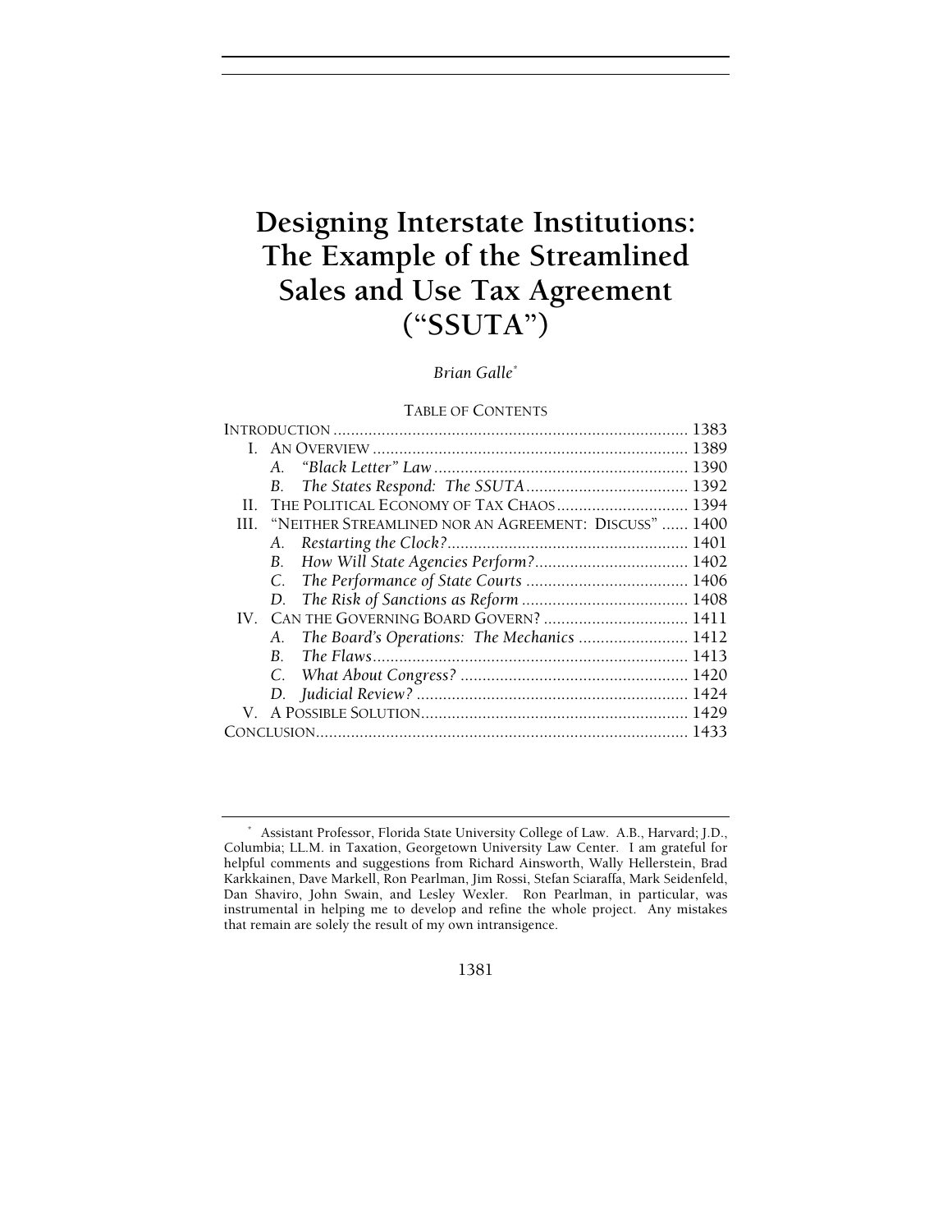# Designing Interstate Institutions: The Example of the Streamlined Sales and Use Tax Agreement ("SSUTA")

*Brian Galle*[*]

TABLE OF CONTENTS

| | |
|---|---|
| INTRODUCTION | 1383 |
| I. AN OVERVIEW | 1389 |
| A. *"Black Letter" Law* | 1390 |
| B. *The States Respond: The SSUTA* | 1392 |
| II. THE POLITICAL ECONOMY OF TAX CHAOS | 1394 |
| III. "NEITHER STREAMLINED NOR AN AGREEMENT: DISCUSS" | 1400 |
| A. *Restarting the Clock?* | 1401 |
| B. *How Will State Agencies Perform?* | 1402 |
| C. *The Performance of State Courts* | 1406 |
| D. *The Risk of Sanctions as Reform* | 1408 |
| IV. CAN THE GOVERNING BOARD GOVERN? | 1411 |
| A. *The Board's Operations: The Mechanics* | 1412 |
| B. *The Flaws* | 1413 |
| C. *What About Congress?* | 1420 |
| D. *Judicial Review?* | 1424 |
| V. A POSSIBLE SOLUTION | 1429 |
| CONCLUSION | 1433 |

[*] Assistant Professor, Florida State University College of Law. A.B., Harvard; J.D., Columbia; LL.M. in Taxation, Georgetown University Law Center. I am grateful for helpful comments and suggestions from Richard Ainsworth, Wally Hellerstein, Brad Karkkainen, Dave Markell, Ron Pearlman, Jim Rossi, Stefan Sciaraffa, Mark Seidenfeld, Dan Shaviro, John Swain, and Lesley Wexler. Ron Pearlman, in particular, was instrumental in helping me to develop and refine the whole project. Any mistakes that remain are solely the result of my own intransigence.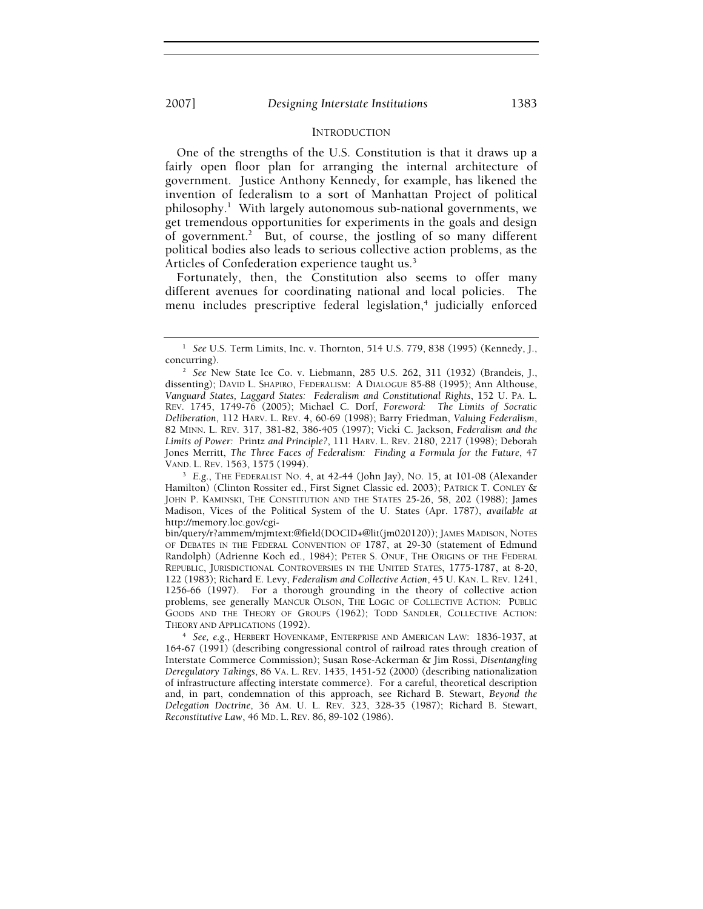## INTRODUCTION

One of the strengths of the U.S. Constitution is that it draws up a fairly open floor plan for arranging the internal architecture of government. Justice Anthony Kennedy, for example, has likened the invention of federalism to a sort of Manhattan Project of political philosophy.[1] With largely autonomous sub-national governments, we get tremendous opportunities for experiments in the goals and design of government.[2] But, of course, the jostling of so many different political bodies also leads to serious collective action problems, as the Articles of Confederation experience taught us.[3]

Fortunately, then, the Constitution also seems to offer many different avenues for coordinating national and local policies. The menu includes prescriptive federal legislation,[4] judicially enforced

---

[1] *See* U.S. Term Limits, Inc. v. Thornton, 514 U.S. 779, 838 (1995) (Kennedy, J., concurring).

[2] *See* New State Ice Co. v. Liebmann, 285 U.S. 262, 311 (1932) (Brandeis, J., dissenting); DAVID L. SHAPIRO, FEDERALISM: A DIALOGUE 85-88 (1995); Ann Althouse, *Vanguard States, Laggard States: Federalism and Constitutional Rights*, 152 U. PA. L. REV. 1745, 1749-76 (2005); Michael C. Dorf, *Foreword: The Limits of Socratic Deliberation*, 112 HARV. L. REV. 4, 60-69 (1998); Barry Friedman, *Valuing Federalism*, 82 MINN. L. REV. 317, 381-82, 386-405 (1997); Vicki C. Jackson, *Federalism and the Limits of Power:* Printz *and Principle?*, 111 HARV. L. REV. 2180, 2217 (1998); Deborah Jones Merritt, *The Three Faces of Federalism: Finding a Formula for the Future*, 47 VAND. L. REV. 1563, 1575 (1994).

[3] *E.g.*, THE FEDERALIST NO. 4, at 42-44 (John Jay), NO. 15, at 101-08 (Alexander Hamilton) (Clinton Rossiter ed., First Signet Classic ed. 2003); PATRICK T. CONLEY & JOHN P. KAMINSKI, THE CONSTITUTION AND THE STATES 25-26, 58, 202 (1988); James Madison, Vices of the Political System of the U. States (Apr. 1787), *available at* http://memory.loc.gov/cgi-bin/query/r?ammem/mjmtext:@field(DOCID+@lit(jm020120)); JAMES MADISON, NOTES OF DEBATES IN THE FEDERAL CONVENTION OF 1787, at 29-30 (statement of Edmund Randolph) (Adrienne Koch ed., 1984); PETER S. ONUF, THE ORIGINS OF THE FEDERAL REPUBLIC, JURISDICTIONAL CONTROVERSIES IN THE UNITED STATES, 1775-1787, at 8-20, 122 (1983); Richard E. Levy, *Federalism and Collective Action*, 45 U. KAN. L. REV. 1241, 1256-66 (1997). For a thorough grounding in the theory of collective action problems, see generally MANCUR OLSON, THE LOGIC OF COLLECTIVE ACTION: PUBLIC GOODS AND THE THEORY OF GROUPS (1962); TODD SANDLER, COLLECTIVE ACTION: THEORY AND APPLICATIONS (1992).

[4] *See, e.g.*, HERBERT HOVENKAMP, ENTERPRISE AND AMERICAN LAW: 1836-1937, at 164-67 (1991) (describing congressional control of railroad rates through creation of Interstate Commerce Commission); Susan Rose-Ackerman & Jim Rossi, *Disentangling Deregulatory Takings*, 86 VA. L. REV. 1435, 1451-52 (2000) (describing nationalization of infrastructure affecting interstate commerce). For a careful, theoretical description and, in part, condemnation of this approach, see Richard B. Stewart, *Beyond the Delegation Doctrine*, 36 AM. U. L. REV. 323, 328-35 (1987); Richard B. Stewart, *Reconstitutive Law*, 46 MD. L. REV. 86, 89-102 (1986).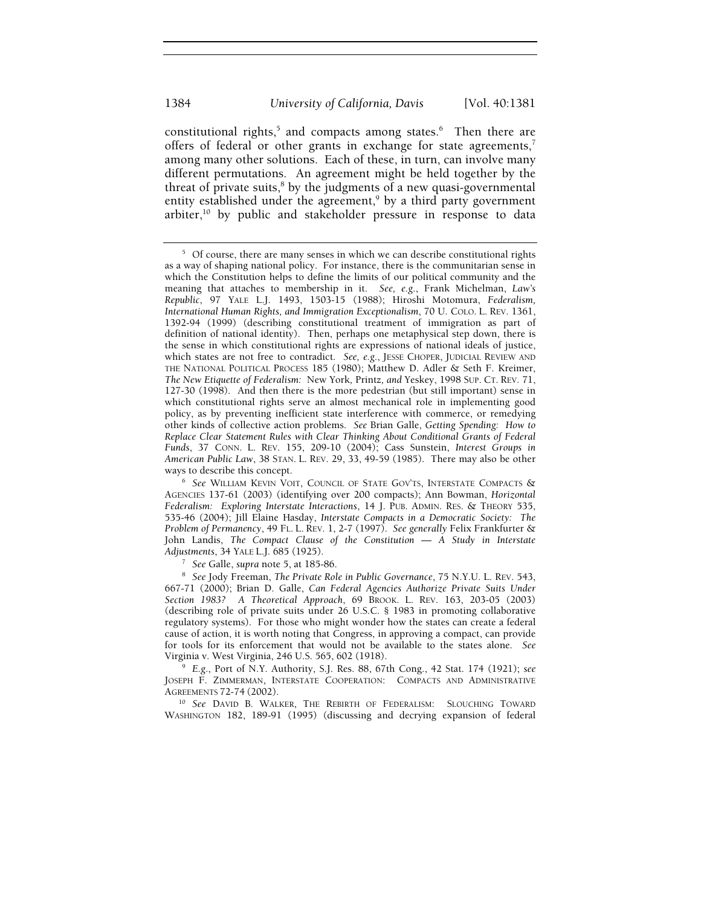constitutional rights,[5] and compacts among states.[6] Then there are offers of federal or other grants in exchange for state agreements,[7] among many other solutions. Each of these, in turn, can involve many different permutations. An agreement might be held together by the threat of private suits,[8] by the judgments of a new quasi-governmental entity established under the agreement,[9] by a third party government arbiter,[10] by public and stakeholder pressure in response to data

---

[5] Of course, there are many senses in which we can describe constitutional rights as a way of shaping national policy. For instance, there is the communitarian sense in which the Constitution helps to define the limits of our political community and the meaning that attaches to membership in it. *See, e.g.*, Frank Michelman, *Law's Republic*, 97 YALE L.J. 1493, 1503-15 (1988); Hiroshi Motomura, *Federalism, International Human Rights, and Immigration Exceptionalism*, 70 U. COLO. L. REV. 1361, 1392-94 (1999) (describing constitutional treatment of immigration as part of definition of national identity). Then, perhaps one metaphysical step down, there is the sense in which constitutional rights are expressions of national ideals of justice, which states are not free to contradict. *See, e.g.*, JESSE CHOPER, JUDICIAL REVIEW AND THE NATIONAL POLITICAL PROCESS 185 (1980); Matthew D. Adler & Seth F. Kreimer, *The New Etiquette of Federalism:* New York, Printz, *and* Yeskey, 1998 SUP. CT. REV. 71, 127-30 (1998). And then there is the more pedestrian (but still important) sense in which constitutional rights serve an almost mechanical role in implementing good policy, as by preventing inefficient state interference with commerce, or remedying other kinds of collective action problems. *See* Brian Galle, *Getting Spending: How to Replace Clear Statement Rules with Clear Thinking About Conditional Grants of Federal Funds*, 37 CONN. L. REV. 155, 209-10 (2004); Cass Sunstein, *Interest Groups in American Public Law*, 38 STAN. L. REV. 29, 33, 49-59 (1985). There may also be other ways to describe this concept.

[6] *See* WILLIAM KEVIN VOIT, COUNCIL OF STATE GOV'TS, INTERSTATE COMPACTS & AGENCIES 137-61 (2003) (identifying over 200 compacts); Ann Bowman, *Horizontal Federalism: Exploring Interstate Interactions*, 14 J. PUB. ADMIN. RES. & THEORY 535, 535-46 (2004); Jill Elaine Hasday, *Interstate Compacts in a Democratic Society: The Problem of Permanency*, 49 FL. L. REV. 1, 2-7 (1997). *See generally* Felix Frankfurter & John Landis, *The Compact Clause of the Constitution — A Study in Interstate Adjustments*, 34 YALE L.J. 685 (1925).

[7] *See* Galle, *supra* note 5, at 185-86.

[8] *See* Jody Freeman, *The Private Role in Public Governance*, 75 N.Y.U. L. REV. 543, 667-71 (2000); Brian D. Galle, *Can Federal Agencies Authorize Private Suits Under Section 1983? A Theoretical Approach*, 69 BROOK. L. REV. 163, 203-05 (2003) (describing role of private suits under 26 U.S.C. § 1983 in promoting collaborative regulatory systems). For those who might wonder how the states can create a federal cause of action, it is worth noting that Congress, in approving a compact, can provide for tools for its enforcement that would not be available to the states alone. *See* Virginia v. West Virginia, 246 U.S. 565, 602 (1918).

[9] *E.g.*, Port of N.Y. Authority, S.J. Res. 88, 67th Cong., 42 Stat. 174 (1921); *see* JOSEPH F. ZIMMERMAN, INTERSTATE COOPERATION: COMPACTS AND ADMINISTRATIVE AGREEMENTS 72-74 (2002).

[10] *See* DAVID B. WALKER, THE REBIRTH OF FEDERALISM: SLOUCHING TOWARD WASHINGTON 182, 189-91 (1995) (discussing and decrying expansion of federal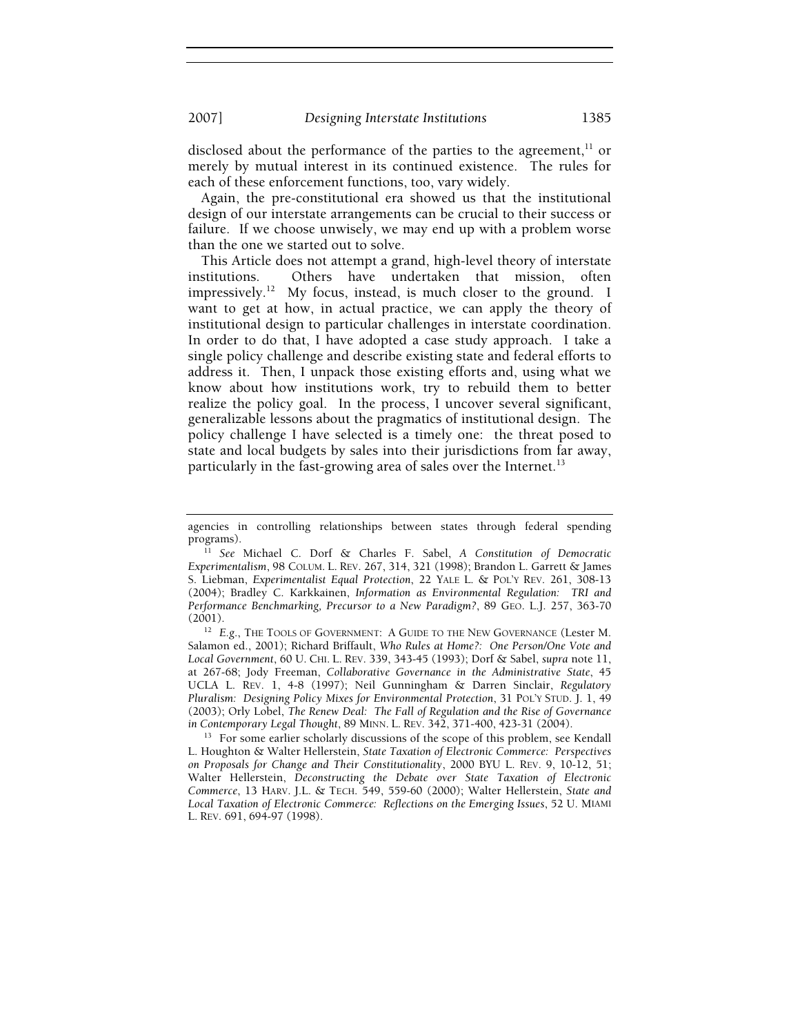disclosed about the performance of the parties to the agreement,[11] or merely by mutual interest in its continued existence. The rules for each of these enforcement functions, too, vary widely.

Again, the pre-constitutional era showed us that the institutional design of our interstate arrangements can be crucial to their success or failure. If we choose unwisely, we may end up with a problem worse than the one we started out to solve.

This Article does not attempt a grand, high-level theory of interstate institutions. Others have undertaken that mission, often impressively.[12] My focus, instead, is much closer to the ground. I want to get at how, in actual practice, we can apply the theory of institutional design to particular challenges in interstate coordination. In order to do that, I have adopted a case study approach. I take a single policy challenge and describe existing state and federal efforts to address it. Then, I unpack those existing efforts and, using what we know about how institutions work, try to rebuild them to better realize the policy goal. In the process, I uncover several significant, generalizable lessons about the pragmatics of institutional design. The policy challenge I have selected is a timely one: the threat posed to state and local budgets by sales into their jurisdictions from far away, particularly in the fast-growing area of sales over the Internet.[13]

---

agencies in controlling relationships between states through federal spending programs).

[11] *See* Michael C. Dorf & Charles F. Sabel, *A Constitution of Democratic Experimentalism*, 98 COLUM. L. REV. 267, 314, 321 (1998); Brandon L. Garrett & James S. Liebman, *Experimentalist Equal Protection*, 22 YALE L. & POL'Y REV. 261, 308-13 (2004); Bradley C. Karkkainen, *Information as Environmental Regulation: TRI and Performance Benchmarking, Precursor to a New Paradigm?*, 89 GEO. L.J. 257, 363-70 (2001).

[12] *E.g.*, THE TOOLS OF GOVERNMENT: A GUIDE TO THE NEW GOVERNANCE (Lester M. Salamon ed., 2001); Richard Briffault, *Who Rules at Home?: One Person/One Vote and Local Government*, 60 U. CHI. L. REV. 339, 343-45 (1993); Dorf & Sabel, *supra* note 11, at 267-68; Jody Freeman, *Collaborative Governance in the Administrative State*, 45 UCLA L. REV. 1, 4-8 (1997); Neil Gunningham & Darren Sinclair, *Regulatory Pluralism: Designing Policy Mixes for Environmental Protection*, 31 POL'Y STUD. J. 1, 49 (2003); Orly Lobel, *The Renew Deal: The Fall of Regulation and the Rise of Governance in Contemporary Legal Thought*, 89 MINN. L. REV. 342, 371-400, 423-31 (2004).

[13] For some earlier scholarly discussions of the scope of this problem, see Kendall L. Houghton & Walter Hellerstein, *State Taxation of Electronic Commerce: Perspectives on Proposals for Change and Their Constitutionality*, 2000 BYU L. REV. 9, 10-12, 51; Walter Hellerstein, *Deconstructing the Debate over State Taxation of Electronic Commerce*, 13 HARV. J.L. & TECH. 549, 559-60 (2000); Walter Hellerstein, *State and Local Taxation of Electronic Commerce: Reflections on the Emerging Issues*, 52 U. MIAMI L. REV. 691, 694-97 (1998).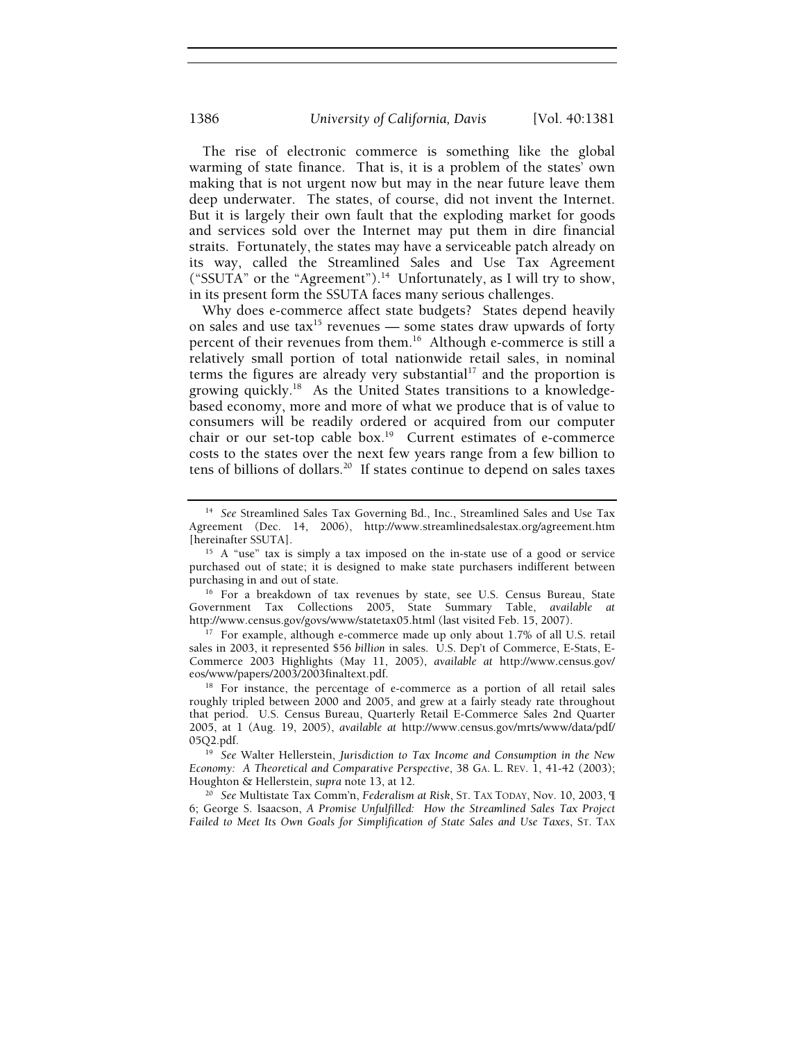The rise of electronic commerce is something like the global warming of state finance. That is, it is a problem of the states' own making that is not urgent now but may in the near future leave them deep underwater. The states, of course, did not invent the Internet. But it is largely their own fault that the exploding market for goods and services sold over the Internet may put them in dire financial straits. Fortunately, the states may have a serviceable patch already on its way, called the Streamlined Sales and Use Tax Agreement ("SSUTA" or the "Agreement").[14] Unfortunately, as I will try to show, in its present form the SSUTA faces many serious challenges.

Why does e-commerce affect state budgets? States depend heavily on sales and use tax[15] revenues — some states draw upwards of forty percent of their revenues from them.[16] Although e-commerce is still a relatively small portion of total nationwide retail sales, in nominal terms the figures are already very substantial[17] and the proportion is growing quickly.[18] As the United States transitions to a knowledge-based economy, more and more of what we produce that is of value to consumers will be readily ordered or acquired from our computer chair or our set-top cable box.[19] Current estimates of e-commerce costs to the states over the next few years range from a few billion to tens of billions of dollars.[20] If states continue to depend on sales taxes

---

[14] *See* Streamlined Sales Tax Governing Bd., Inc., Streamlined Sales and Use Tax Agreement (Dec. 14, 2006), http://www.streamlinedsalestax.org/agreement.htm [hereinafter SSUTA].

[15] A "use" tax is simply a tax imposed on the in-state use of a good or service purchased out of state; it is designed to make state purchasers indifferent between purchasing in and out of state.

[16] For a breakdown of tax revenues by state, see U.S. Census Bureau, State Government Tax Collections 2005, State Summary Table, *available at* http://www.census.gov/govs/www/statetax05.html (last visited Feb. 15, 2007).

[17] For example, although e-commerce made up only about 1.7% of all U.S. retail sales in 2003, it represented $56 *billion* in sales. U.S. Dep't of Commerce, E-Stats, E-Commerce 2003 Highlights (May 11, 2005), *available at* http://www.census.gov/eos/www/papers/2003/2003finaltext.pdf.

[18] For instance, the percentage of e-commerce as a portion of all retail sales roughly tripled between 2000 and 2005, and grew at a fairly steady rate throughout that period. U.S. Census Bureau, Quarterly Retail E-Commerce Sales 2nd Quarter 2005, at 1 (Aug. 19, 2005), *available at* http://www.census.gov/mrts/www/data/pdf/05Q2.pdf.

[19] *See* Walter Hellerstein, *Jurisdiction to Tax Income and Consumption in the New Economy: A Theoretical and Comparative Perspective*, 38 GA. L. REV. 1, 41-42 (2003); Houghton & Hellerstein, *supra* note 13, at 12.

[20] *See* Multistate Tax Comm'n, *Federalism at Risk*, ST. TAX TODAY, Nov. 10, 2003, ¶ 6; George S. Isaacson, *A Promise Unfulfilled: How the Streamlined Sales Tax Project Failed to Meet Its Own Goals for Simplification of State Sales and Use Taxes*, ST. TAX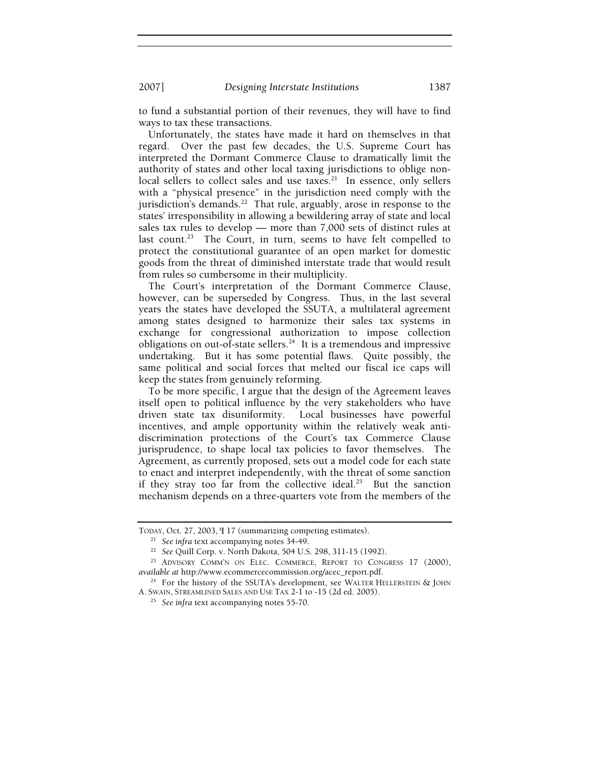to fund a substantial portion of their revenues, they will have to find ways to tax these transactions.

Unfortunately, the states have made it hard on themselves in that regard. Over the past few decades, the U.S. Supreme Court has interpreted the Dormant Commerce Clause to dramatically limit the authority of states and other local taxing jurisdictions to oblige non-local sellers to collect sales and use taxes.[21] In essence, only sellers with a "physical presence" in the jurisdiction need comply with the jurisdiction's demands.[22] That rule, arguably, arose in response to the states' irresponsibility in allowing a bewildering array of state and local sales tax rules to develop — more than 7,000 sets of distinct rules at last count.[23] The Court, in turn, seems to have felt compelled to protect the constitutional guarantee of an open market for domestic goods from the threat of diminished interstate trade that would result from rules so cumbersome in their multiplicity.

The Court's interpretation of the Dormant Commerce Clause, however, can be superseded by Congress. Thus, in the last several years the states have developed the SSUTA, a multilateral agreement among states designed to harmonize their sales tax systems in exchange for congressional authorization to impose collection obligations on out-of-state sellers.[24] It is a tremendous and impressive undertaking. But it has some potential flaws. Quite possibly, the same political and social forces that melted our fiscal ice caps will keep the states from genuinely reforming.

To be more specific, I argue that the design of the Agreement leaves itself open to political influence by the very stakeholders who have driven state tax disuniformity. Local businesses have powerful incentives, and ample opportunity within the relatively weak anti-discrimination protections of the Court's tax Commerce Clause jurisprudence, to shape local tax policies to favor themselves. The Agreement, as currently proposed, sets out a model code for each state to enact and interpret independently, with the threat of some sanction if they stray too far from the collective ideal.[25] But the sanction mechanism depends on a three-quarters vote from the members of the

---

TODAY, Oct. 27, 2003, ¶ 17 (summarizing competing estimates).

[21] *See infra* text accompanying notes 34-49.

[22] *See* Quill Corp. v. North Dakota, 504 U.S. 298, 311-15 (1992).

[23] ADVISORY COMM'N ON ELEC. COMMERCE, REPORT TO CONGRESS 17 (2000), *available at* http://www.ecommercecommission.org/acec_report.pdf.

[24] For the history of the SSUTA's development, see WALTER HELLERSTEIN & JOHN A. SWAIN, STREAMLINED SALES AND USE TAX 2-1 to -15 (2d ed. 2005).

[25] *See infra* text accompanying notes 55-70.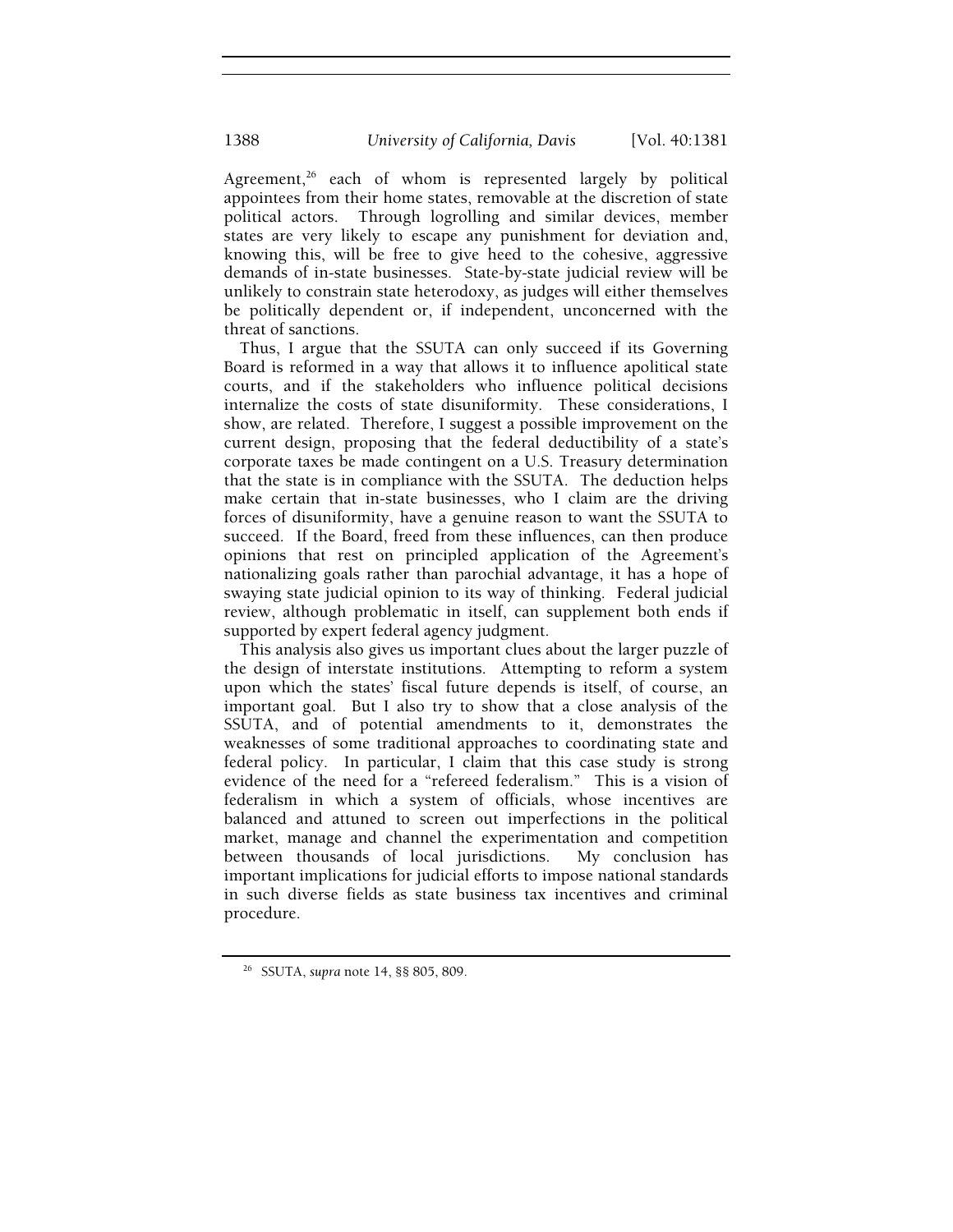Agreement,[26] each of whom is represented largely by political appointees from their home states, removable at the discretion of state political actors. Through logrolling and similar devices, member states are very likely to escape any punishment for deviation and, knowing this, will be free to give heed to the cohesive, aggressive demands of in-state businesses. State-by-state judicial review will be unlikely to constrain state heterodoxy, as judges will either themselves be politically dependent or, if independent, unconcerned with the threat of sanctions.

Thus, I argue that the SSUTA can only succeed if its Governing Board is reformed in a way that allows it to influence apolitical state courts, and if the stakeholders who influence political decisions internalize the costs of state disuniformity. These considerations, I show, are related. Therefore, I suggest a possible improvement on the current design, proposing that the federal deductibility of a state's corporate taxes be made contingent on a U.S. Treasury determination that the state is in compliance with the SSUTA. The deduction helps make certain that in-state businesses, who I claim are the driving forces of disuniformity, have a genuine reason to want the SSUTA to succeed. If the Board, freed from these influences, can then produce opinions that rest on principled application of the Agreement's nationalizing goals rather than parochial advantage, it has a hope of swaying state judicial opinion to its way of thinking. Federal judicial review, although problematic in itself, can supplement both ends if supported by expert federal agency judgment.

This analysis also gives us important clues about the larger puzzle of the design of interstate institutions. Attempting to reform a system upon which the states' fiscal future depends is itself, of course, an important goal. But I also try to show that a close analysis of the SSUTA, and of potential amendments to it, demonstrates the weaknesses of some traditional approaches to coordinating state and federal policy. In particular, I claim that this case study is strong evidence of the need for a "refereed federalism." This is a vision of federalism in which a system of officials, whose incentives are balanced and attuned to screen out imperfections in the political market, manage and channel the experimentation and competition between thousands of local jurisdictions. My conclusion has important implications for judicial efforts to impose national standards in such diverse fields as state business tax incentives and criminal procedure.

[26] SSUTA, *supra* note 14, §§ 805, 809.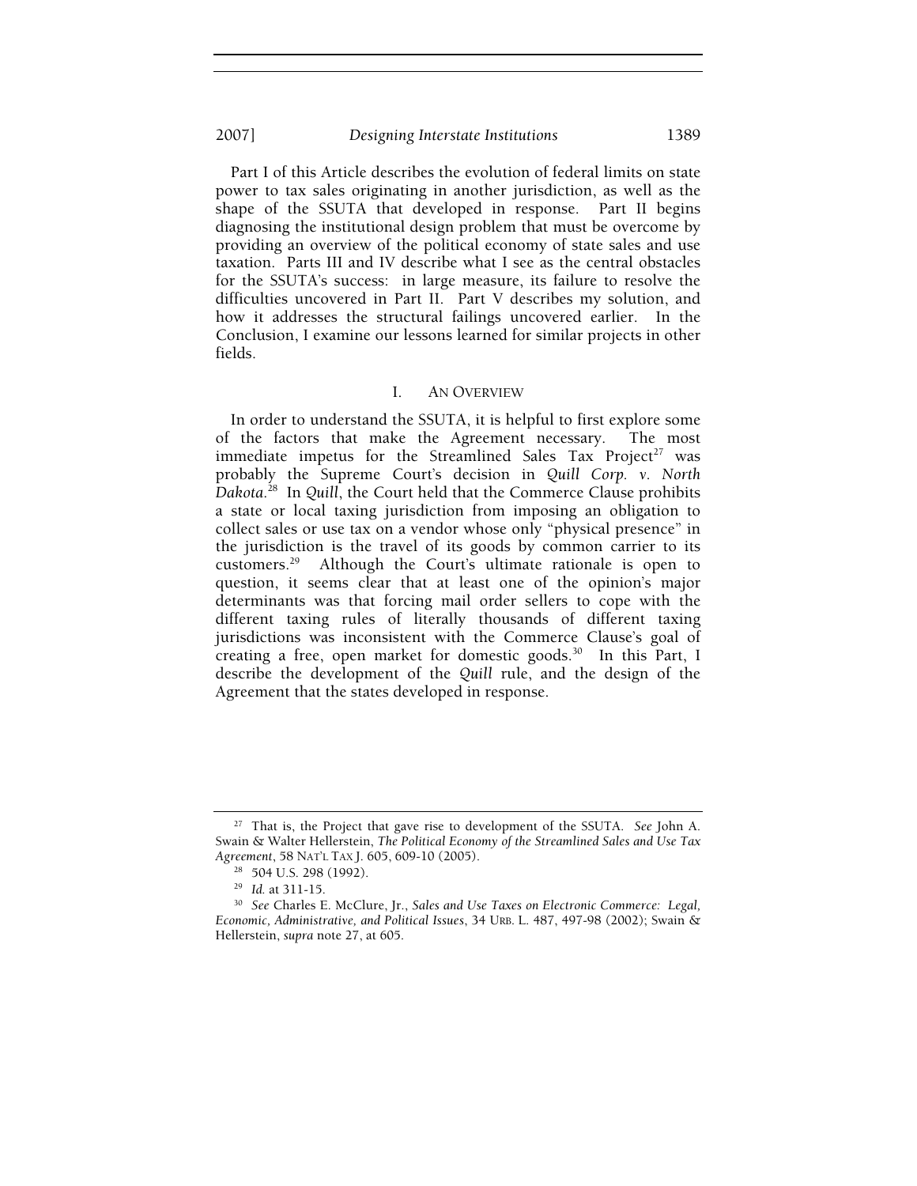Part I of this Article describes the evolution of federal limits on state power to tax sales originating in another jurisdiction, as well as the shape of the SSUTA that developed in response. Part II begins diagnosing the institutional design problem that must be overcome by providing an overview of the political economy of state sales and use taxation. Parts III and IV describe what I see as the central obstacles for the SSUTA's success: in large measure, its failure to resolve the difficulties uncovered in Part II. Part V describes my solution, and how it addresses the structural failings uncovered earlier. In the Conclusion, I examine our lessons learned for similar projects in other fields.

## I. AN OVERVIEW

In order to understand the SSUTA, it is helpful to first explore some of the factors that make the Agreement necessary. The most immediate impetus for the Streamlined Sales Tax Project[27] was probably the Supreme Court's decision in *Quill Corp. v. North Dakota*.[28] In *Quill*, the Court held that the Commerce Clause prohibits a state or local taxing jurisdiction from imposing an obligation to collect sales or use tax on a vendor whose only "physical presence" in the jurisdiction is the travel of its goods by common carrier to its customers.[29] Although the Court's ultimate rationale is open to question, it seems clear that at least one of the opinion's major determinants was that forcing mail order sellers to cope with the different taxing rules of literally thousands of different taxing jurisdictions was inconsistent with the Commerce Clause's goal of creating a free, open market for domestic goods.[30] In this Part, I describe the development of the *Quill* rule, and the design of the Agreement that the states developed in response.

---

[27] That is, the Project that gave rise to development of the SSUTA. *See* John A. Swain & Walter Hellerstein, *The Political Economy of the Streamlined Sales and Use Tax Agreement*, 58 NAT'L TAX J. 605, 609-10 (2005).

[28] 504 U.S. 298 (1992).

[29] *Id.* at 311-15.

[30] *See* Charles E. McClure, Jr., *Sales and Use Taxes on Electronic Commerce: Legal, Economic, Administrative, and Political Issues*, 34 URB. L. 487, 497-98 (2002); Swain & Hellerstein, *supra* note 27, at 605.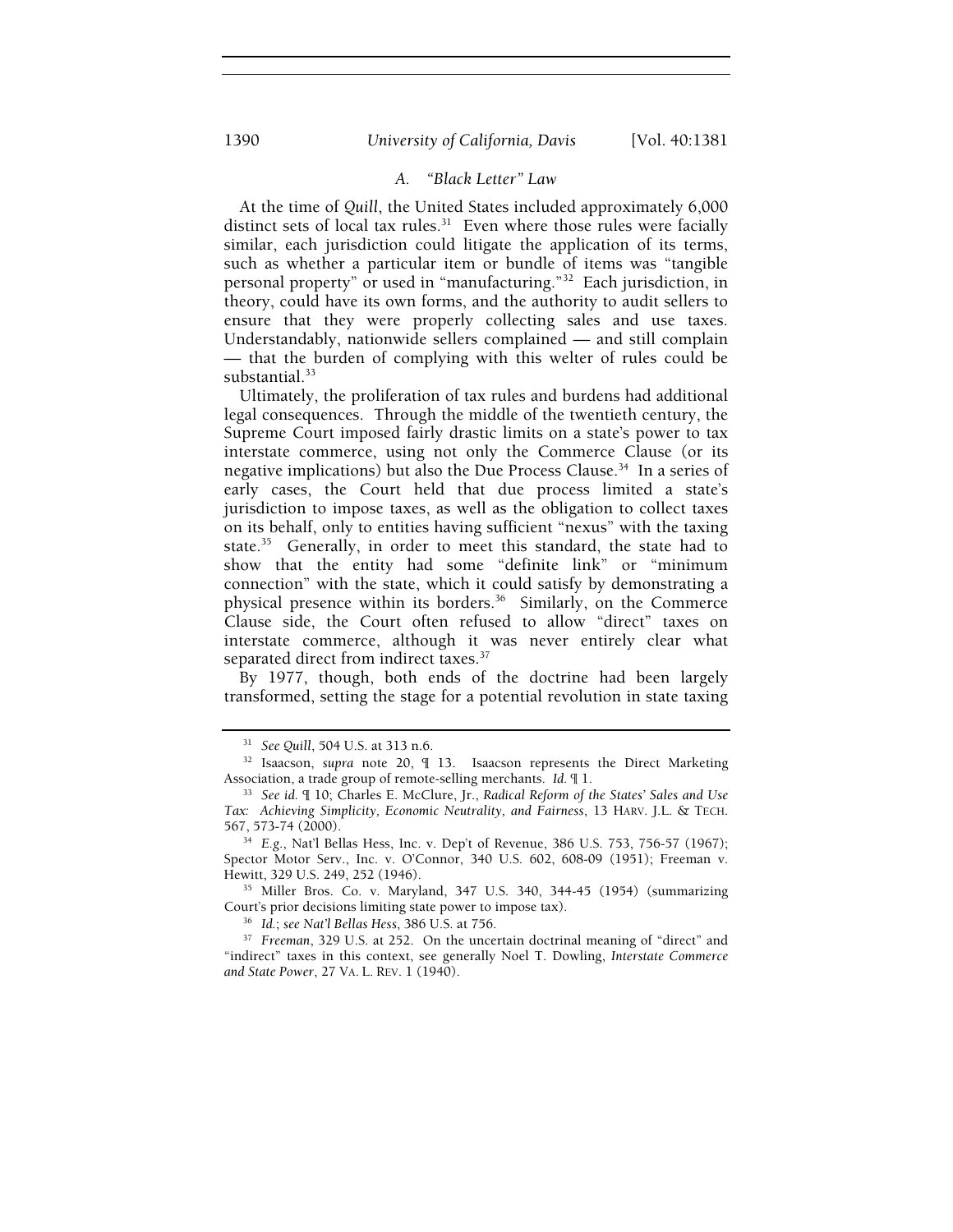### A. "Black Letter" Law

At the time of *Quill*, the United States included approximately 6,000 distinct sets of local tax rules.[31] Even where those rules were facially similar, each jurisdiction could litigate the application of its terms, such as whether a particular item or bundle of items was "tangible personal property" or used in "manufacturing."[32] Each jurisdiction, in theory, could have its own forms, and the authority to audit sellers to ensure that they were properly collecting sales and use taxes. Understandably, nationwide sellers complained — and still complain — that the burden of complying with this welter of rules could be substantial.[33]

Ultimately, the proliferation of tax rules and burdens had additional legal consequences. Through the middle of the twentieth century, the Supreme Court imposed fairly drastic limits on a state's power to tax interstate commerce, using not only the Commerce Clause (or its negative implications) but also the Due Process Clause.[34] In a series of early cases, the Court held that due process limited a state's jurisdiction to impose taxes, as well as the obligation to collect taxes on its behalf, only to entities having sufficient "nexus" with the taxing state.[35] Generally, in order to meet this standard, the state had to show that the entity had some "definite link" or "minimum connection" with the state, which it could satisfy by demonstrating a physical presence within its borders.[36] Similarly, on the Commerce Clause side, the Court often refused to allow "direct" taxes on interstate commerce, although it was never entirely clear what separated direct from indirect taxes.[37]

By 1977, though, both ends of the doctrine had been largely transformed, setting the stage for a potential revolution in state taxing

---

[31] *See Quill*, 504 U.S. at 313 n.6.

[32] Isaacson, *supra* note 20, ¶ 13. Isaacson represents the Direct Marketing Association, a trade group of remote-selling merchants. *Id.* ¶ 1.

[33] *See id.* ¶ 10; Charles E. McClure, Jr., *Radical Reform of the States' Sales and Use Tax: Achieving Simplicity, Economic Neutrality, and Fairness*, 13 HARV. J.L. & TECH. 567, 573-74 (2000).

[34] *E.g.*, Nat'l Bellas Hess, Inc. v. Dep't of Revenue, 386 U.S. 753, 756-57 (1967); Spector Motor Serv., Inc. v. O'Connor, 340 U.S. 602, 608-09 (1951); Freeman v. Hewitt, 329 U.S. 249, 252 (1946).

[35] Miller Bros. Co. v. Maryland, 347 U.S. 340, 344-45 (1954) (summarizing Court's prior decisions limiting state power to impose tax).

[36] *Id.*; *see Nat'l Bellas Hess*, 386 U.S. at 756.

[37] *Freeman*, 329 U.S. at 252. On the uncertain doctrinal meaning of "direct" and "indirect" taxes in this context, see generally Noel T. Dowling, *Interstate Commerce and State Power*, 27 VA. L. REV. 1 (1940).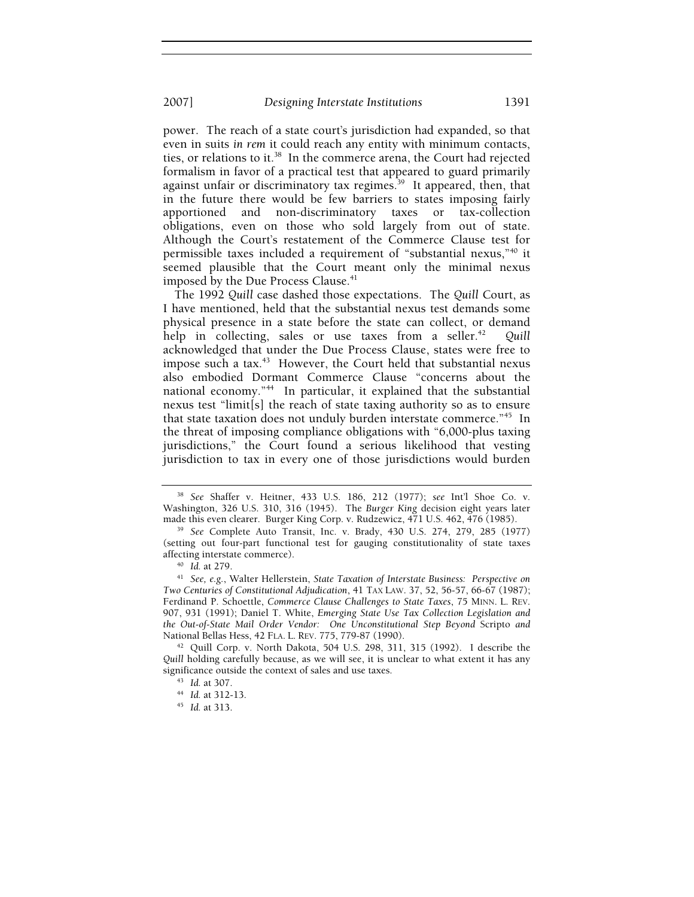power. The reach of a state court's jurisdiction had expanded, so that even in suits *in rem* it could reach any entity with minimum contacts, ties, or relations to it.[38] In the commerce arena, the Court had rejected formalism in favor of a practical test that appeared to guard primarily against unfair or discriminatory tax regimes.[39] It appeared, then, that in the future there would be few barriers to states imposing fairly apportioned and non-discriminatory taxes or tax-collection obligations, even on those who sold largely from out of state. Although the Court's restatement of the Commerce Clause test for permissible taxes included a requirement of "substantial nexus,"[40] it seemed plausible that the Court meant only the minimal nexus imposed by the Due Process Clause.[41]

The 1992 *Quill* case dashed those expectations. The *Quill* Court, as I have mentioned, held that the substantial nexus test demands some physical presence in a state before the state can collect, or demand help in collecting, sales or use taxes from a seller.[42] *Quill* acknowledged that under the Due Process Clause, states were free to impose such a tax.[43] However, the Court held that substantial nexus also embodied Dormant Commerce Clause "concerns about the national economy."[44] In particular, it explained that the substantial nexus test "limit[s] the reach of state taxing authority so as to ensure that state taxation does not unduly burden interstate commerce."[45] In the threat of imposing compliance obligations with "6,000-plus taxing jurisdictions," the Court found a serious likelihood that vesting jurisdiction to tax in every one of those jurisdictions would burden

---

[38] *See* Shaffer v. Heitner, 433 U.S. 186, 212 (1977); *see* Int'l Shoe Co. v. Washington, 326 U.S. 310, 316 (1945). The *Burger King* decision eight years later made this even clearer. Burger King Corp. v. Rudzewicz, 471 U.S. 462, 476 (1985).

[39] *See* Complete Auto Transit, Inc. v. Brady, 430 U.S. 274, 279, 285 (1977) (setting out four-part functional test for gauging constitutionality of state taxes affecting interstate commerce).

[40] *Id.* at 279.

[41] *See, e.g.*, Walter Hellerstein, *State Taxation of Interstate Business: Perspective on Two Centuries of Constitutional Adjudication*, 41 TAX LAW. 37, 52, 56-57, 66-67 (1987); Ferdinand P. Schoettle, *Commerce Clause Challenges to State Taxes*, 75 MINN. L. REV. 907, 931 (1991); Daniel T. White, *Emerging State Use Tax Collection Legislation and the Out-of-State Mail Order Vendor: One Unconstitutional Step Beyond* Scripto *and* National Bellas Hess, 42 FLA. L. REV. 775, 779-87 (1990).

[42] Quill Corp. v. North Dakota, 504 U.S. 298, 311, 315 (1992). I describe the *Quill* holding carefully because, as we will see, it is unclear to what extent it has any significance outside the context of sales and use taxes.

[43] *Id.* at 307.

[44] *Id.* at 312-13.

[45] *Id.* at 313.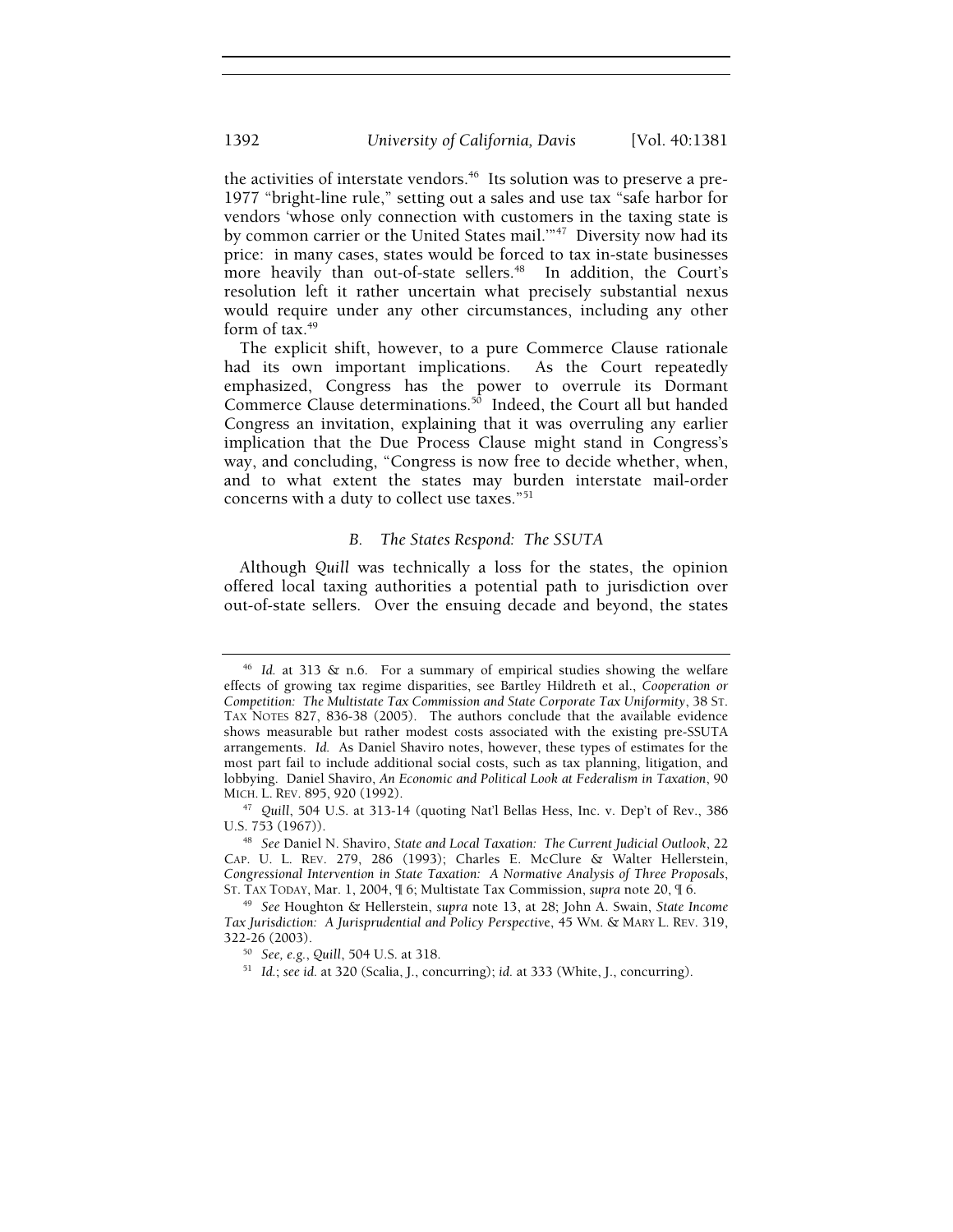the activities of interstate vendors.[46] Its solution was to preserve a pre-1977 "bright-line rule," setting out a sales and use tax "safe harbor for vendors 'whose only connection with customers in the taxing state is by common carrier or the United States mail.'"[47] Diversity now had its price: in many cases, states would be forced to tax in-state businesses more heavily than out-of-state sellers.[48] In addition, the Court's resolution left it rather uncertain what precisely substantial nexus would require under any other circumstances, including any other form of tax.[49]

The explicit shift, however, to a pure Commerce Clause rationale had its own important implications. As the Court repeatedly emphasized, Congress has the power to overrule its Dormant Commerce Clause determinations.[50] Indeed, the Court all but handed Congress an invitation, explaining that it was overruling any earlier implication that the Due Process Clause might stand in Congress's way, and concluding, "Congress is now free to decide whether, when, and to what extent the states may burden interstate mail-order concerns with a duty to collect use taxes."[51]

### B. The States Respond: The SSUTA

Although *Quill* was technically a loss for the states, the opinion offered local taxing authorities a potential path to jurisdiction over out-of-state sellers. Over the ensuing decade and beyond, the states

---

[46] *Id.* at 313 & n.6. For a summary of empirical studies showing the welfare effects of growing tax regime disparities, see Bartley Hildreth et al., *Cooperation or Competition: The Multistate Tax Commission and State Corporate Tax Uniformity*, 38 ST. TAX NOTES 827, 836-38 (2005). The authors conclude that the available evidence shows measurable but rather modest costs associated with the existing pre-SSUTA arrangements. *Id.* As Daniel Shaviro notes, however, these types of estimates for the most part fail to include additional social costs, such as tax planning, litigation, and lobbying. Daniel Shaviro, *An Economic and Political Look at Federalism in Taxation*, 90 MICH. L. REV. 895, 920 (1992).

[47] *Quill*, 504 U.S. at 313-14 (quoting Nat'l Bellas Hess, Inc. v. Dep't of Rev., 386 U.S. 753 (1967)).

[48] *See* Daniel N. Shaviro, *State and Local Taxation: The Current Judicial Outlook*, 22 CAP. U. L. REV. 279, 286 (1993); Charles E. McClure & Walter Hellerstein, *Congressional Intervention in State Taxation: A Normative Analysis of Three Proposals*, ST. TAX TODAY, Mar. 1, 2004, ¶ 6; Multistate Tax Commission, *supra* note 20, ¶ 6.

[49] *See* Houghton & Hellerstein, *supra* note 13, at 28; John A. Swain, *State Income Tax Jurisdiction: A Jurisprudential and Policy Perspective*, 45 WM. & MARY L. REV. 319, 322-26 (2003).

[50] *See, e.g.*, *Quill*, 504 U.S. at 318.

[51] *Id.*; *see id.* at 320 (Scalia, J., concurring); *id.* at 333 (White, J., concurring).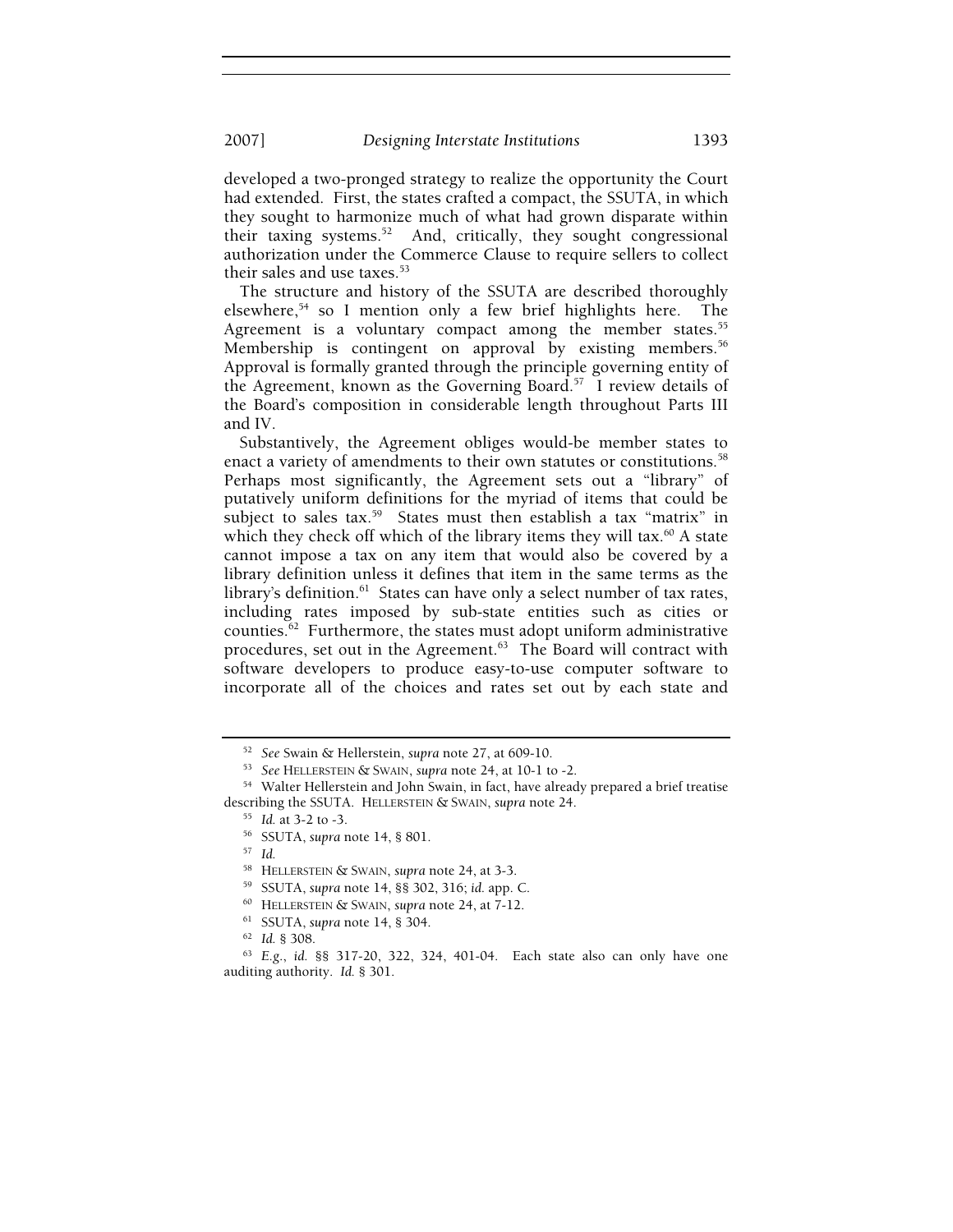developed a two-pronged strategy to realize the opportunity the Court had extended. First, the states crafted a compact, the SSUTA, in which they sought to harmonize much of what had grown disparate within their taxing systems.[52] And, critically, they sought congressional authorization under the Commerce Clause to require sellers to collect their sales and use taxes.[53]

The structure and history of the SSUTA are described thoroughly elsewhere,[54] so I mention only a few brief highlights here. The Agreement is a voluntary compact among the member states.[55] Membership is contingent on approval by existing members.[56] Approval is formally granted through the principle governing entity of the Agreement, known as the Governing Board.[57] I review details of the Board's composition in considerable length throughout Parts III and IV.

Substantively, the Agreement obliges would-be member states to enact a variety of amendments to their own statutes or constitutions.[58] Perhaps most significantly, the Agreement sets out a "library" of putatively uniform definitions for the myriad of items that could be subject to sales tax.[59] States must then establish a tax "matrix" in which they check off which of the library items they will tax.[60] A state cannot impose a tax on any item that would also be covered by a library definition unless it defines that item in the same terms as the library's definition.[61] States can have only a select number of tax rates, including rates imposed by sub-state entities such as cities or counties.[62] Furthermore, the states must adopt uniform administrative procedures, set out in the Agreement.[63] The Board will contract with software developers to produce easy-to-use computer software to incorporate all of the choices and rates set out by each state and

---

[52] *See* Swain & Hellerstein, *supra* note 27, at 609-10.

[53] *See* HELLERSTEIN & SWAIN, *supra* note 24, at 10-1 to -2.

[54] Walter Hellerstein and John Swain, in fact, have already prepared a brief treatise describing the SSUTA. HELLERSTEIN & SWAIN, *supra* note 24.

[55] *Id.* at 3-2 to -3.

[56] SSUTA, *supra* note 14, § 801.

[57] *Id.*

[58] HELLERSTEIN & SWAIN, *supra* note 24, at 3-3.

[59] SSUTA, *supra* note 14, §§ 302, 316; *id.* app. C.

[60] HELLERSTEIN & SWAIN, *supra* note 24, at 7-12.

[61] SSUTA, *supra* note 14, § 304.

[62] *Id.* § 308.

[63] *E.g.*, *id.* §§ 317-20, 322, 324, 401-04. Each state also can only have one auditing authority. *Id.* § 301.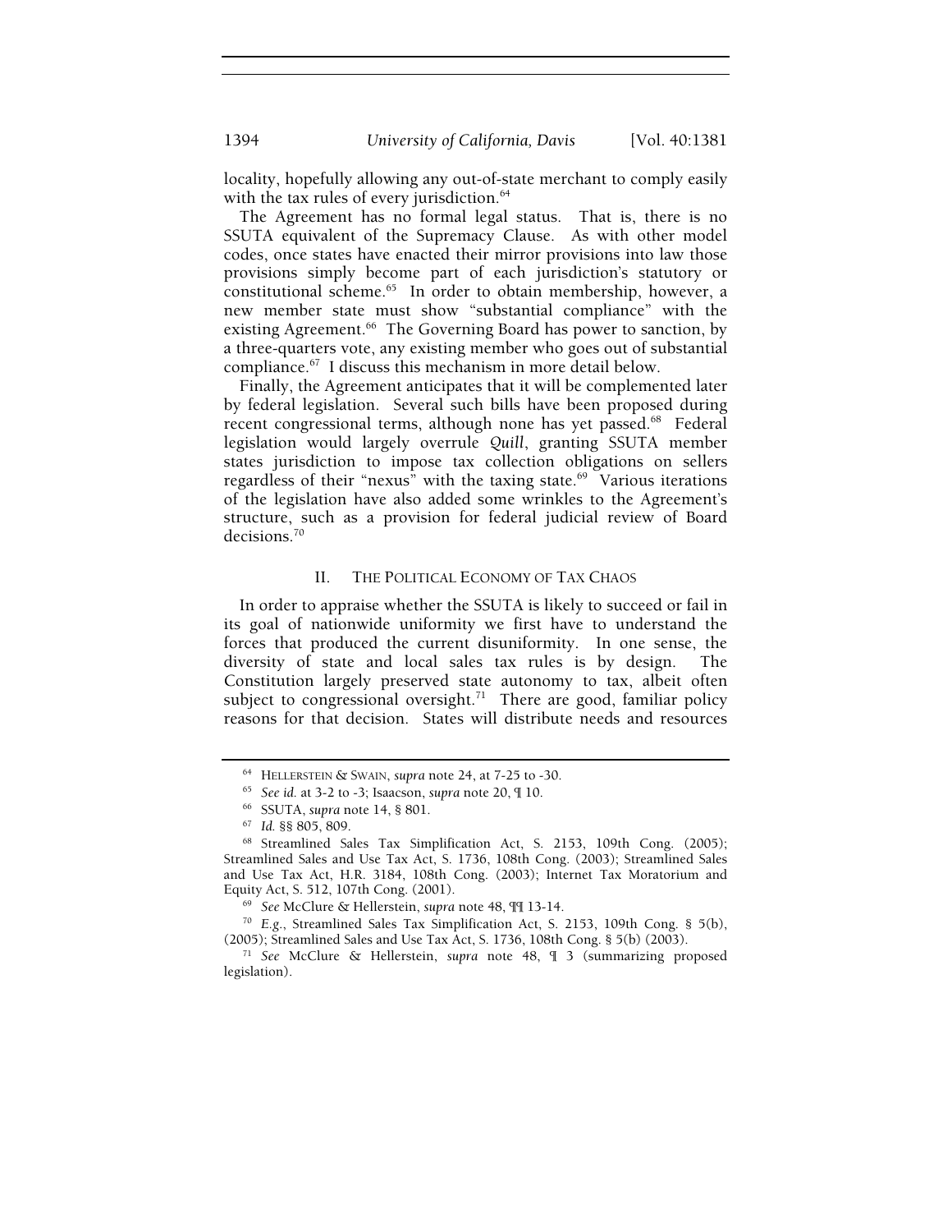locality, hopefully allowing any out-of-state merchant to comply easily with the tax rules of every jurisdiction.[64]

The Agreement has no formal legal status. That is, there is no SSUTA equivalent of the Supremacy Clause. As with other model codes, once states have enacted their mirror provisions into law those provisions simply become part of each jurisdiction's statutory or constitutional scheme.[65] In order to obtain membership, however, a new member state must show "substantial compliance" with the existing Agreement.[66] The Governing Board has power to sanction, by a three-quarters vote, any existing member who goes out of substantial compliance.[67] I discuss this mechanism in more detail below.

Finally, the Agreement anticipates that it will be complemented later by federal legislation. Several such bills have been proposed during recent congressional terms, although none has yet passed.[68] Federal legislation would largely overrule *Quill*, granting SSUTA member states jurisdiction to impose tax collection obligations on sellers regardless of their "nexus" with the taxing state.[69] Various iterations of the legislation have also added some wrinkles to the Agreement's structure, such as a provision for federal judicial review of Board decisions.[70]

## II. THE POLITICAL ECONOMY OF TAX CHAOS

In order to appraise whether the SSUTA is likely to succeed or fail in its goal of nationwide uniformity we first have to understand the forces that produced the current disuniformity. In one sense, the diversity of state and local sales tax rules is by design. The Constitution largely preserved state autonomy to tax, albeit often subject to congressional oversight.[71] There are good, familiar policy reasons for that decision. States will distribute needs and resources

---

[64] HELLERSTEIN & SWAIN, *supra* note 24, at 7-25 to -30.

[65] *See id.* at 3-2 to -3; Isaacson, *supra* note 20, ¶ 10.

[66] SSUTA, *supra* note 14, § 801.

[67] *Id.* §§ 805, 809.

[68] Streamlined Sales Tax Simplification Act, S. 2153, 109th Cong. (2005); Streamlined Sales and Use Tax Act, S. 1736, 108th Cong. (2003); Streamlined Sales and Use Tax Act, H.R. 3184, 108th Cong. (2003); Internet Tax Moratorium and Equity Act, S. 512, 107th Cong. (2001).

[69] *See* McClure & Hellerstein, *supra* note 48, ¶¶ 13-14.

[70] *E.g.*, Streamlined Sales Tax Simplification Act, S. 2153, 109th Cong. § 5(b), (2005); Streamlined Sales and Use Tax Act, S. 1736, 108th Cong. § 5(b) (2003).

[71] *See* McClure & Hellerstein, *supra* note 48, ¶ 3 (summarizing proposed legislation).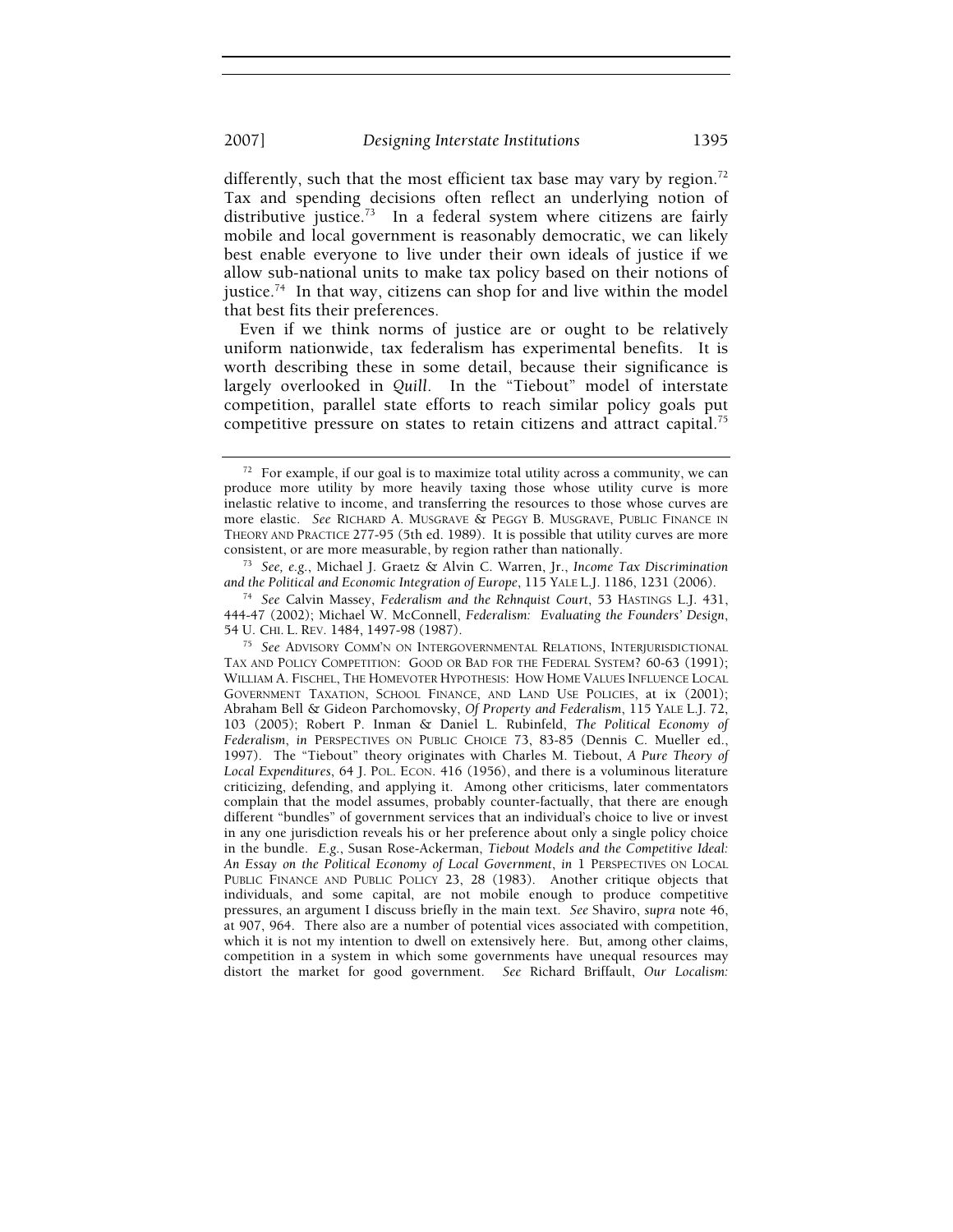differently, such that the most efficient tax base may vary by region.[72] Tax and spending decisions often reflect an underlying notion of distributive justice.[73] In a federal system where citizens are fairly mobile and local government is reasonably democratic, we can likely best enable everyone to live under their own ideals of justice if we allow sub-national units to make tax policy based on their notions of justice.[74] In that way, citizens can shop for and live within the model that best fits their preferences.

Even if we think norms of justice are or ought to be relatively uniform nationwide, tax federalism has experimental benefits. It is worth describing these in some detail, because their significance is largely overlooked in *Quill*. In the "Tiebout" model of interstate competition, parallel state efforts to reach similar policy goals put competitive pressure on states to retain citizens and attract capital.[75]

---

[72] For example, if our goal is to maximize total utility across a community, we can produce more utility by more heavily taxing those whose utility curve is more inelastic relative to income, and transferring the resources to those whose curves are more elastic. *See* RICHARD A. MUSGRAVE & PEGGY B. MUSGRAVE, PUBLIC FINANCE IN THEORY AND PRACTICE 277-95 (5th ed. 1989). It is possible that utility curves are more consistent, or are more measurable, by region rather than nationally.

[73] *See, e.g.*, Michael J. Graetz & Alvin C. Warren, Jr., *Income Tax Discrimination and the Political and Economic Integration of Europe*, 115 YALE L.J. 1186, 1231 (2006).

[74] *See* Calvin Massey, *Federalism and the Rehnquist Court*, 53 HASTINGS L.J. 431, 444-47 (2002); Michael W. McConnell, *Federalism: Evaluating the Founders' Design*, 54 U. CHI. L. REV. 1484, 1497-98 (1987).

[75] *See* ADVISORY COMM'N ON INTERGOVERNMENTAL RELATIONS, INTERJURISDICTIONAL TAX AND POLICY COMPETITION: GOOD OR BAD FOR THE FEDERAL SYSTEM? 60-63 (1991); WILLIAM A. FISCHEL, THE HOMEVOTER HYPOTHESIS: HOW HOME VALUES INFLUENCE LOCAL GOVERNMENT TAXATION, SCHOOL FINANCE, AND LAND USE POLICIES, at ix (2001); Abraham Bell & Gideon Parchomovsky, *Of Property and Federalism*, 115 YALE L.J. 72, 103 (2005); Robert P. Inman & Daniel L. Rubinfeld, *The Political Economy of Federalism*, *in* PERSPECTIVES ON PUBLIC CHOICE 73, 83-85 (Dennis C. Mueller ed., 1997). The "Tiebout" theory originates with Charles M. Tiebout, *A Pure Theory of Local Expenditures*, 64 J. POL. ECON. 416 (1956), and there is a voluminous literature criticizing, defending, and applying it. Among other criticisms, later commentators complain that the model assumes, probably counter-factually, that there are enough different "bundles" of government services that an individual's choice to live or invest in any one jurisdiction reveals his or her preference about only a single policy choice in the bundle. *E.g.*, Susan Rose-Ackerman, *Tiebout Models and the Competitive Ideal: An Essay on the Political Economy of Local Government*, *in* 1 PERSPECTIVES ON LOCAL PUBLIC FINANCE AND PUBLIC POLICY 23, 28 (1983). Another critique objects that individuals, and some capital, are not mobile enough to produce competitive pressures, an argument I discuss briefly in the main text. *See* Shaviro, *supra* note 46, at 907, 964. There also are a number of potential vices associated with competition, which it is not my intention to dwell on extensively here. But, among other claims, competition in a system in which some governments have unequal resources may distort the market for good government. *See* Richard Briffault, *Our Localism:*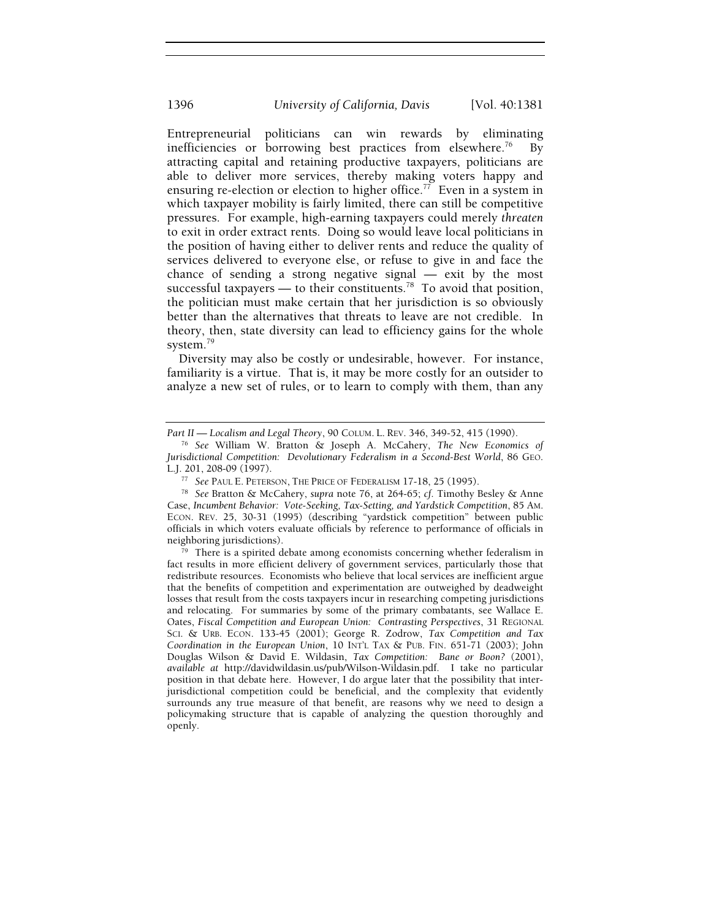Entrepreneurial politicians can win rewards by eliminating inefficiencies or borrowing best practices from elsewhere.[76] By attracting capital and retaining productive taxpayers, politicians are able to deliver more services, thereby making voters happy and ensuring re-election or election to higher office.[77] Even in a system in which taxpayer mobility is fairly limited, there can still be competitive pressures. For example, high-earning taxpayers could merely *threaten* to exit in order extract rents. Doing so would leave local politicians in the position of having either to deliver rents and reduce the quality of services delivered to everyone else, or refuse to give in and face the chance of sending a strong negative signal — exit by the most successful taxpayers — to their constituents.[78] To avoid that position, the politician must make certain that her jurisdiction is so obviously better than the alternatives that threats to leave are not credible. In theory, then, state diversity can lead to efficiency gains for the whole system.[79]

Diversity may also be costly or undesirable, however. For instance, familiarity is a virtue. That is, it may be more costly for an outsider to analyze a new set of rules, or to learn to comply with them, than any

---

*Part II — Localism and Legal Theory*, 90 COLUM. L. REV. 346, 349-52, 415 (1990).

[76] *See* William W. Bratton & Joseph A. McCahery, *The New Economics of Jurisdictional Competition: Devolutionary Federalism in a Second-Best World*, 86 GEO. L.J. 201, 208-09 (1997).

[77] *See* PAUL E. PETERSON, THE PRICE OF FEDERALISM 17-18, 25 (1995).

[78] *See* Bratton & McCahery, *supra* note 76, at 264-65; *cf.* Timothy Besley & Anne Case, *Incumbent Behavior: Vote-Seeking, Tax-Setting, and Yardstick Competition*, 85 AM. ECON. REV. 25, 30-31 (1995) (describing "yardstick competition" between public officials in which voters evaluate officials by reference to performance of officials in neighboring jurisdictions).

[79] There is a spirited debate among economists concerning whether federalism in fact results in more efficient delivery of government services, particularly those that redistribute resources. Economists who believe that local services are inefficient argue that the benefits of competition and experimentation are outweighed by deadweight losses that result from the costs taxpayers incur in researching competing jurisdictions and relocating. For summaries by some of the primary combatants, see Wallace E. Oates, *Fiscal Competition and European Union: Contrasting Perspectives*, 31 REGIONAL SCI. & URB. ECON. 133-45 (2001); George R. Zodrow, *Tax Competition and Tax Coordination in the European Union*, 10 INT'L TAX & PUB. FIN. 651-71 (2003); John Douglas Wilson & David E. Wildasin, *Tax Competition: Bane or Boon?* (2001), *available at* http://davidwildasin.us/pub/Wilson-Wildasin.pdf. I take no particular position in that debate here. However, I do argue later that the possibility that inter-jurisdictional competition could be beneficial, and the complexity that evidently surrounds any true measure of that benefit, are reasons why we need to design a policymaking structure that is capable of analyzing the question thoroughly and openly.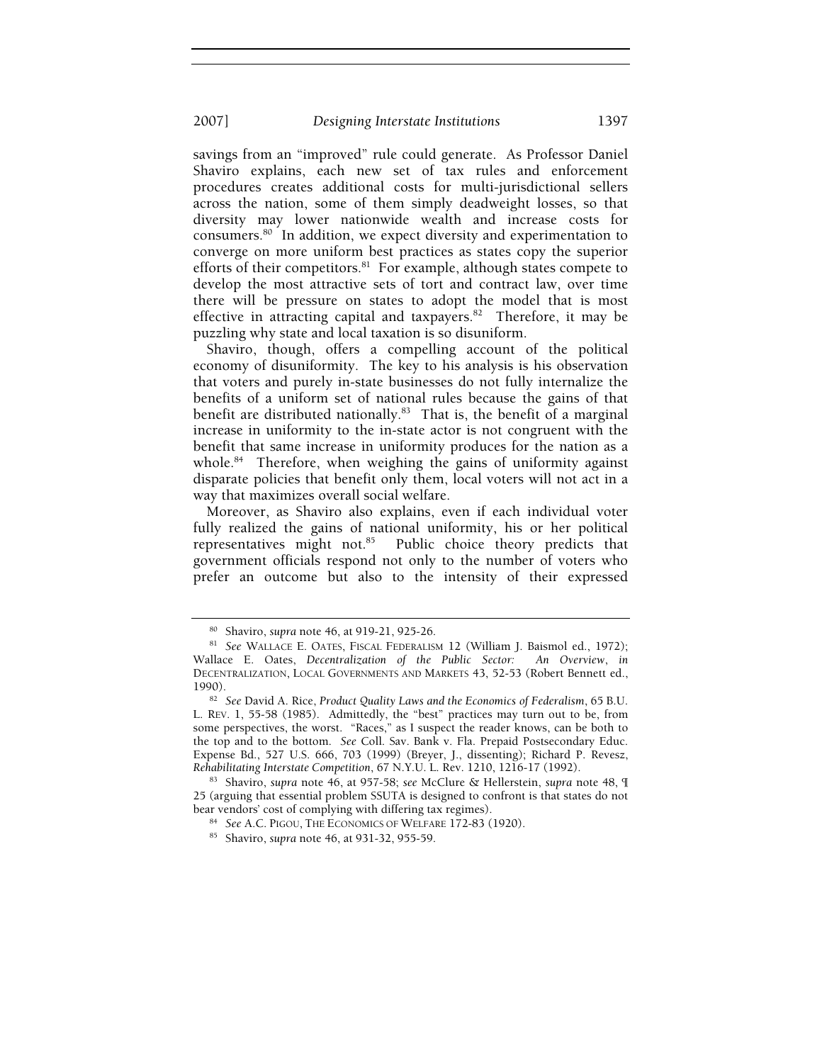savings from an "improved" rule could generate. As Professor Daniel Shaviro explains, each new set of tax rules and enforcement procedures creates additional costs for multi-jurisdictional sellers across the nation, some of them simply deadweight losses, so that diversity may lower nationwide wealth and increase costs for consumers.[80] In addition, we expect diversity and experimentation to converge on more uniform best practices as states copy the superior efforts of their competitors.[81] For example, although states compete to develop the most attractive sets of tort and contract law, over time there will be pressure on states to adopt the model that is most effective in attracting capital and taxpayers.[82] Therefore, it may be puzzling why state and local taxation is so disuniform.

Shaviro, though, offers a compelling account of the political economy of disuniformity. The key to his analysis is his observation that voters and purely in-state businesses do not fully internalize the benefits of a uniform set of national rules because the gains of that benefit are distributed nationally.[83] That is, the benefit of a marginal increase in uniformity to the in-state actor is not congruent with the benefit that same increase in uniformity produces for the nation as a whole.[84] Therefore, when weighing the gains of uniformity against disparate policies that benefit only them, local voters will not act in a way that maximizes overall social welfare.

Moreover, as Shaviro also explains, even if each individual voter fully realized the gains of national uniformity, his or her political representatives might not.[85] Public choice theory predicts that government officials respond not only to the number of voters who prefer an outcome but also to the intensity of their expressed

---

[80] Shaviro, *supra* note 46, at 919-21, 925-26.

[81] *See* WALLACE E. OATES, FISCAL FEDERALISM 12 (William J. Baismol ed., 1972); Wallace E. Oates, *Decentralization of the Public Sector: An Overview*, *in* DECENTRALIZATION, LOCAL GOVERNMENTS AND MARKETS 43, 52-53 (Robert Bennett ed., 1990).

[82] *See* David A. Rice, *Product Quality Laws and the Economics of Federalism*, 65 B.U. L. REV. 1, 55-58 (1985). Admittedly, the "best" practices may turn out to be, from some perspectives, the worst. "Races," as I suspect the reader knows, can be both to the top and to the bottom. *See* Coll. Sav. Bank v. Fla. Prepaid Postsecondary Educ. Expense Bd., 527 U.S. 666, 703 (1999) (Breyer, J., dissenting); Richard P. Revesz, *Rehabilitating Interstate Competition*, 67 N.Y.U. L. Rev. 1210, 1216-17 (1992).

[83] Shaviro, *supra* note 46, at 957-58; *see* McClure & Hellerstein, *supra* note 48, ¶ 25 (arguing that essential problem SSUTA is designed to confront is that states do not bear vendors' cost of complying with differing tax regimes).

[84] *See* A.C. PIGOU, THE ECONOMICS OF WELFARE 172-83 (1920).

[85] Shaviro, *supra* note 46, at 931-32, 955-59.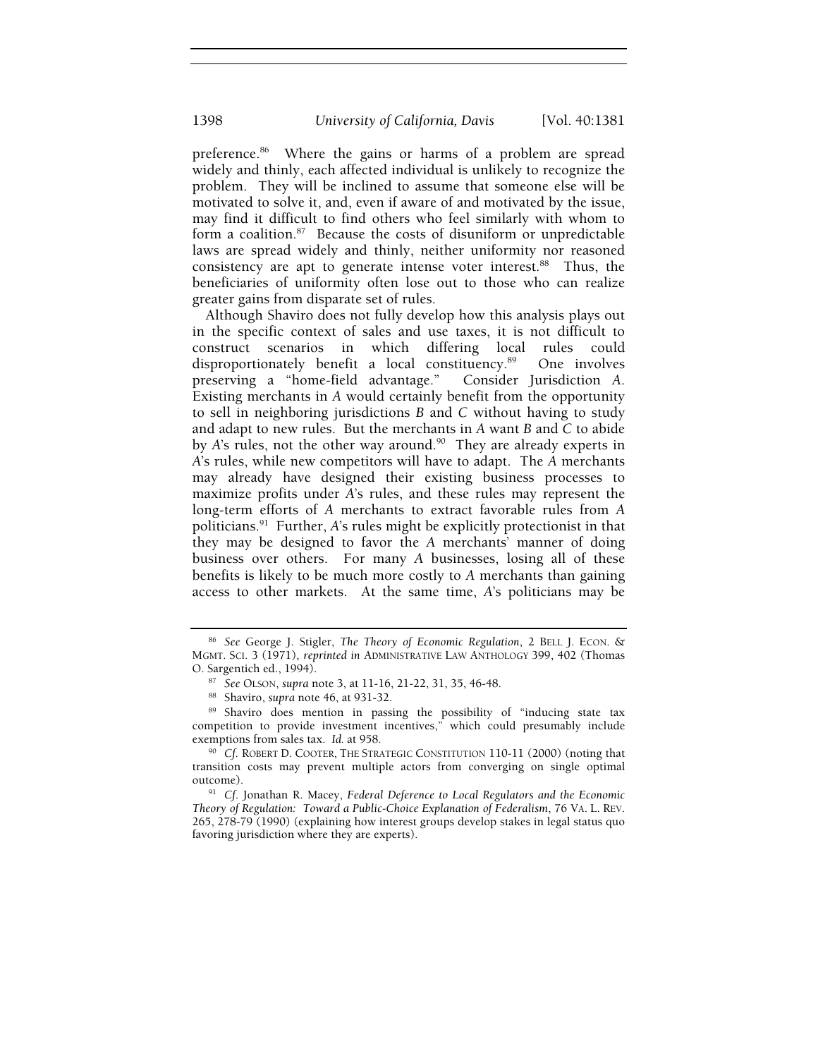preference.[86] Where the gains or harms of a problem are spread widely and thinly, each affected individual is unlikely to recognize the problem. They will be inclined to assume that someone else will be motivated to solve it, and, even if aware of and motivated by the issue, may find it difficult to find others who feel similarly with whom to form a coalition.[87] Because the costs of disuniform or unpredictable laws are spread widely and thinly, neither uniformity nor reasoned consistency are apt to generate intense voter interest.[88] Thus, the beneficiaries of uniformity often lose out to those who can realize greater gains from disparate set of rules.

Although Shaviro does not fully develop how this analysis plays out in the specific context of sales and use taxes, it is not difficult to construct scenarios in which differing local rules could disproportionately benefit a local constituency.[89] One involves preserving a "home-field advantage." Consider Jurisdiction *A*. Existing merchants in *A* would certainly benefit from the opportunity to sell in neighboring jurisdictions *B* and *C* without having to study and adapt to new rules. But the merchants in *A* want *B* and *C* to abide by *A*'s rules, not the other way around.[90] They are already experts in *A*'s rules, while new competitors will have to adapt. The *A* merchants may already have designed their existing business processes to maximize profits under *A*'s rules, and these rules may represent the long-term efforts of *A* merchants to extract favorable rules from *A* politicians.[91] Further, *A*'s rules might be explicitly protectionist in that they may be designed to favor the *A* merchants' manner of doing business over others. For many *A* businesses, losing all of these benefits is likely to be much more costly to *A* merchants than gaining access to other markets. At the same time, *A*'s politicians may be

---

[86] *See* George J. Stigler, *The Theory of Economic Regulation*, 2 BELL J. ECON. & MGMT. SCI. 3 (1971), *reprinted in* ADMINISTRATIVE LAW ANTHOLOGY 399, 402 (Thomas O. Sargentich ed., 1994).

[87] *See* OLSON, *supra* note 3, at 11-16, 21-22, 31, 35, 46-48.

[88] Shaviro, *supra* note 46, at 931-32.

[89] Shaviro does mention in passing the possibility of "inducing state tax competition to provide investment incentives," which could presumably include exemptions from sales tax. *Id.* at 958.

[90] *Cf.* ROBERT D. COOTER, THE STRATEGIC CONSTITUTION 110-11 (2000) (noting that transition costs may prevent multiple actors from converging on single optimal outcome).

[91] *Cf.* Jonathan R. Macey, *Federal Deference to Local Regulators and the Economic Theory of Regulation: Toward a Public-Choice Explanation of Federalism*, 76 VA. L. REV. 265, 278-79 (1990) (explaining how interest groups develop stakes in legal status quo favoring jurisdiction where they are experts).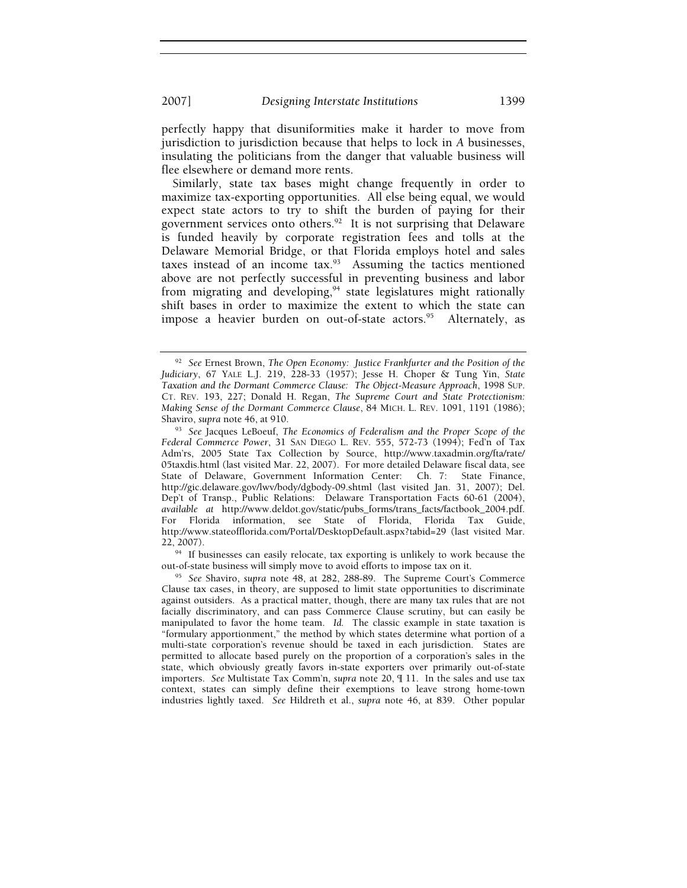perfectly happy that disuniformities make it harder to move from jurisdiction to jurisdiction because that helps to lock in *A* businesses, insulating the politicians from the danger that valuable business will flee elsewhere or demand more rents.

Similarly, state tax bases might change frequently in order to maximize tax-exporting opportunities. All else being equal, we would expect state actors to try to shift the burden of paying for their government services onto others.[92] It is not surprising that Delaware is funded heavily by corporate registration fees and tolls at the Delaware Memorial Bridge, or that Florida employs hotel and sales taxes instead of an income tax.[93] Assuming the tactics mentioned above are not perfectly successful in preventing business and labor from migrating and developing,[94] state legislatures might rationally shift bases in order to maximize the extent to which the state can impose a heavier burden on out-of-state actors.[95] Alternately, as

---

[92] *See* Ernest Brown, *The Open Economy: Justice Frankfurter and the Position of the Judiciary*, 67 YALE L.J. 219, 228-33 (1957); Jesse H. Choper & Tung Yin, *State Taxation and the Dormant Commerce Clause: The Object-Measure Approach*, 1998 SUP. CT. REV. 193, 227; Donald H. Regan, *The Supreme Court and State Protectionism: Making Sense of the Dormant Commerce Clause*, 84 MICH. L. REV. 1091, 1191 (1986); Shaviro, *supra* note 46, at 910.

[93] *See* Jacques LeBoeuf, *The Economics of Federalism and the Proper Scope of the Federal Commerce Power*, 31 SAN DIEGO L. REV. 555, 572-73 (1994); Fed'n of Tax Adm'rs, 2005 State Tax Collection by Source, http://www.taxadmin.org/fta/rate/05taxdis.html (last visited Mar. 22, 2007). For more detailed Delaware fiscal data, see State of Delaware, Government Information Center: Ch. 7: State Finance, http://gic.delaware.gov/lwv/body/dgbody-09.shtml (last visited Jan. 31, 2007); Del. Dep't of Transp., Public Relations: Delaware Transportation Facts 60-61 (2004), *available at* http://www.deldot.gov/static/pubs_forms/trans_facts/factbook_2004.pdf. For Florida information, see State of Florida, Florida Tax Guide, http://www.stateofflorida.com/Portal/DesktopDefault.aspx?tabid=29 (last visited Mar. 22, 2007).

[94] If businesses can easily relocate, tax exporting is unlikely to work because the out-of-state business will simply move to avoid efforts to impose tax on it.

[95] *See* Shaviro, *supra* note 48, at 282, 288-89. The Supreme Court's Commerce Clause tax cases, in theory, are supposed to limit state opportunities to discriminate against outsiders. As a practical matter, though, there are many tax rules that are not facially discriminatory, and can pass Commerce Clause scrutiny, but can easily be manipulated to favor the home team. *Id.* The classic example in state taxation is "formulary apportionment," the method by which states determine what portion of a multi-state corporation's revenue should be taxed in each jurisdiction. States are permitted to allocate based purely on the proportion of a corporation's sales in the state, which obviously greatly favors in-state exporters over primarily out-of-state importers. *See* Multistate Tax Comm'n, *supra* note 20, ¶ 11. In the sales and use tax context, states can simply define their exemptions to leave strong home-town industries lightly taxed. *See* Hildreth et al., *supra* note 46, at 839. Other popular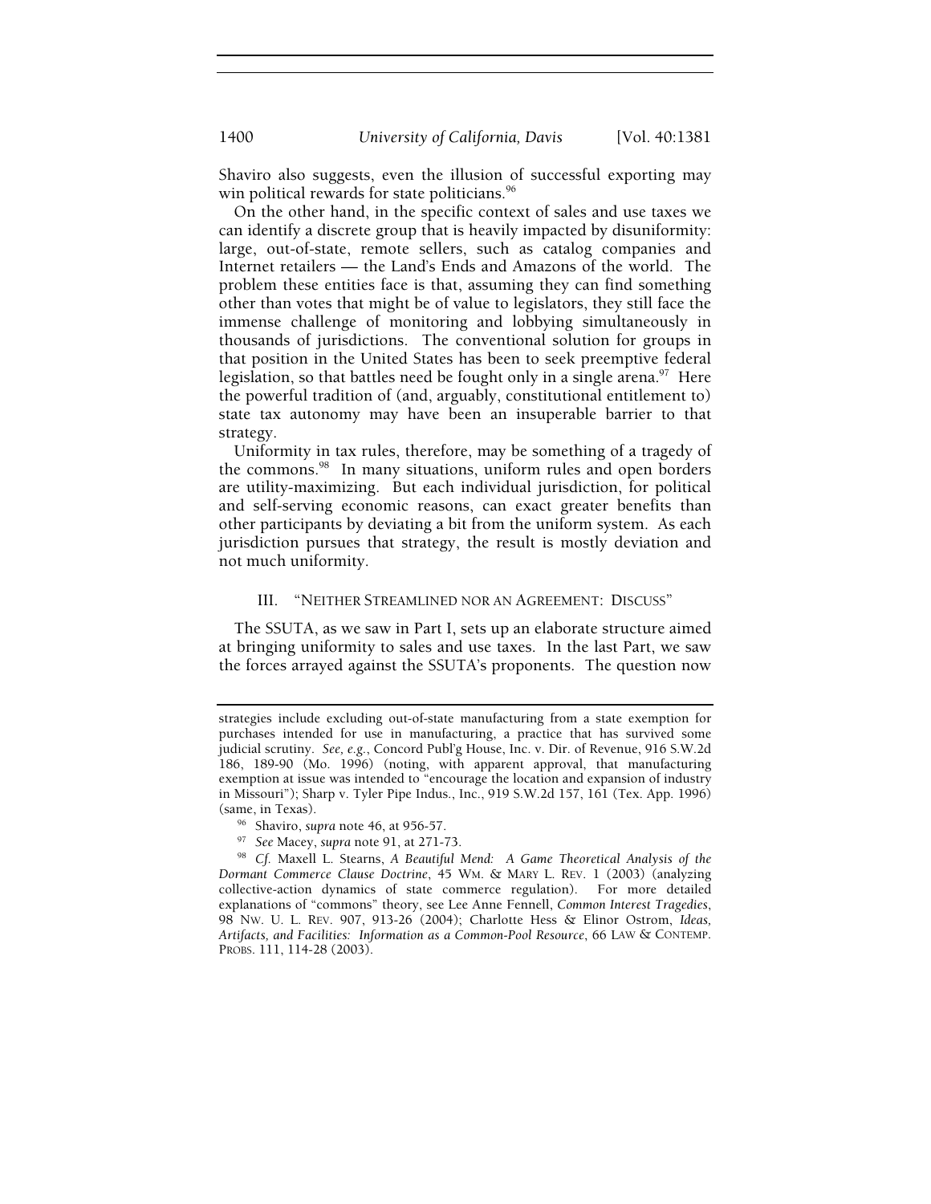Shaviro also suggests, even the illusion of successful exporting may win political rewards for state politicians.[96]

On the other hand, in the specific context of sales and use taxes we can identify a discrete group that is heavily impacted by disuniformity: large, out-of-state, remote sellers, such as catalog companies and Internet retailers — the Land's Ends and Amazons of the world. The problem these entities face is that, assuming they can find something other than votes that might be of value to legislators, they still face the immense challenge of monitoring and lobbying simultaneously in thousands of jurisdictions. The conventional solution for groups in that position in the United States has been to seek preemptive federal legislation, so that battles need be fought only in a single arena.[97] Here the powerful tradition of (and, arguably, constitutional entitlement to) state tax autonomy may have been an insuperable barrier to that strategy.

Uniformity in tax rules, therefore, may be something of a tragedy of the commons.[98] In many situations, uniform rules and open borders are utility-maximizing. But each individual jurisdiction, for political and self-serving economic reasons, can exact greater benefits than other participants by deviating a bit from the uniform system. As each jurisdiction pursues that strategy, the result is mostly deviation and not much uniformity.

## III. "NEITHER STREAMLINED NOR AN AGREEMENT: DISCUSS"

The SSUTA, as we saw in Part I, sets up an elaborate structure aimed at bringing uniformity to sales and use taxes. In the last Part, we saw the forces arrayed against the SSUTA's proponents. The question now

---

strategies include excluding out-of-state manufacturing from a state exemption for purchases intended for use in manufacturing, a practice that has survived some judicial scrutiny. *See, e.g.*, Concord Publ'g House, Inc. v. Dir. of Revenue, 916 S.W.2d 186, 189-90 (Mo. 1996) (noting, with apparent approval, that manufacturing exemption at issue was intended to "encourage the location and expansion of industry in Missouri"); Sharp v. Tyler Pipe Indus., Inc., 919 S.W.2d 157, 161 (Tex. App. 1996) (same, in Texas).

[96] Shaviro, *supra* note 46, at 956-57.

[97] *See* Macey, *supra* note 91, at 271-73.

[98] *Cf.* Maxell L. Stearns, *A Beautiful Mend: A Game Theoretical Analysis of the Dormant Commerce Clause Doctrine*, 45 WM. & MARY L. REV. 1 (2003) (analyzing collective-action dynamics of state commerce regulation). For more detailed explanations of "commons" theory, see Lee Anne Fennell, *Common Interest Tragedies*, 98 NW. U. L. REV. 907, 913-26 (2004); Charlotte Hess & Elinor Ostrom, *Ideas, Artifacts, and Facilities: Information as a Common-Pool Resource*, 66 LAW & CONTEMP. PROBS. 111, 114-28 (2003).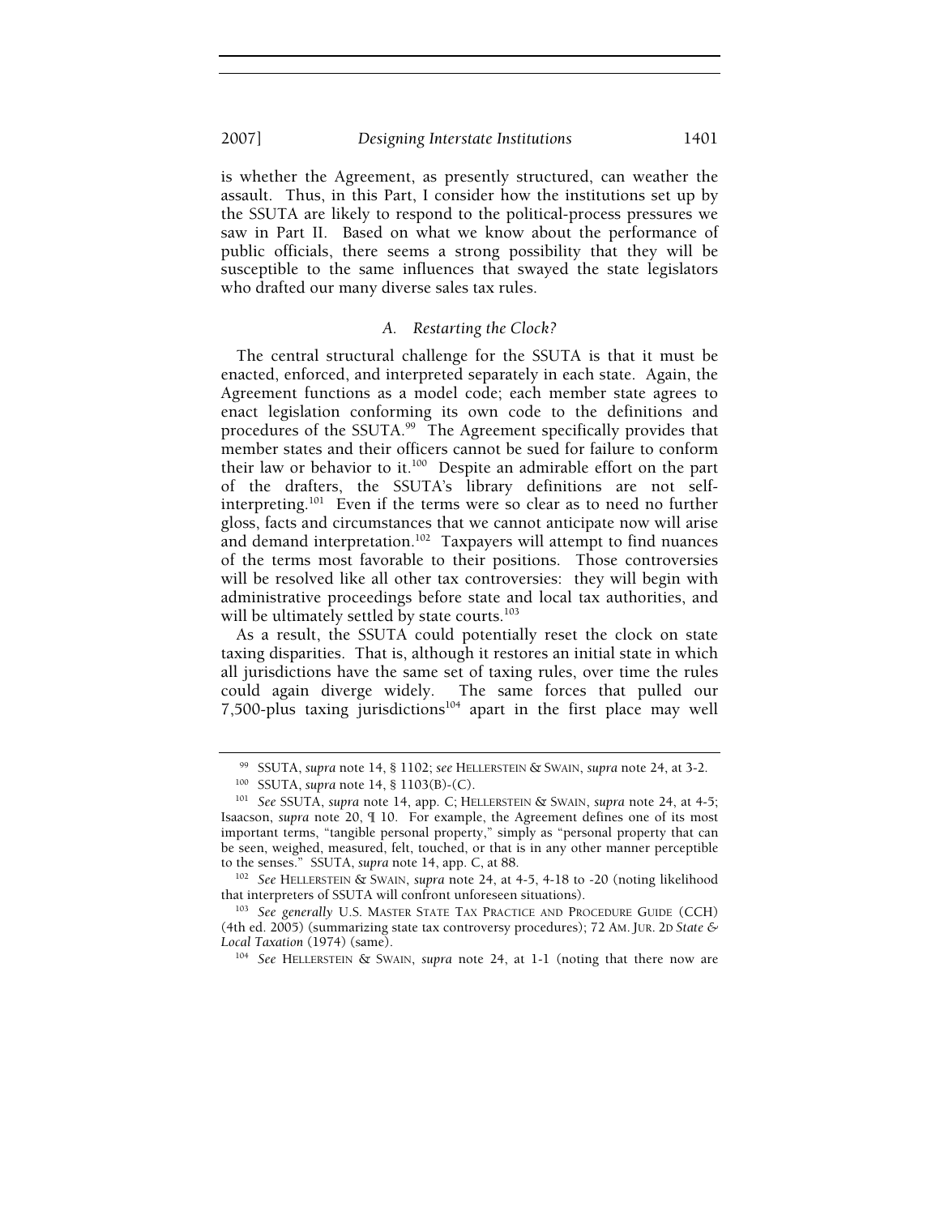is whether the Agreement, as presently structured, can weather the assault. Thus, in this Part, I consider how the institutions set up by the SSUTA are likely to respond to the political-process pressures we saw in Part II. Based on what we know about the performance of public officials, there seems a strong possibility that they will be susceptible to the same influences that swayed the state legislators who drafted our many diverse sales tax rules.

### *A. Restarting the Clock?*

The central structural challenge for the SSUTA is that it must be enacted, enforced, and interpreted separately in each state. Again, the Agreement functions as a model code; each member state agrees to enact legislation conforming its own code to the definitions and procedures of the SSUTA.[99] The Agreement specifically provides that member states and their officers cannot be sued for failure to conform their law or behavior to it.[100] Despite an admirable effort on the part of the drafters, the SSUTA's library definitions are not self-interpreting.[101] Even if the terms were so clear as to need no further gloss, facts and circumstances that we cannot anticipate now will arise and demand interpretation.[102] Taxpayers will attempt to find nuances of the terms most favorable to their positions. Those controversies will be resolved like all other tax controversies: they will begin with administrative proceedings before state and local tax authorities, and will be ultimately settled by state courts.[103]

As a result, the SSUTA could potentially reset the clock on state taxing disparities. That is, although it restores an initial state in which all jurisdictions have the same set of taxing rules, over time the rules could again diverge widely. The same forces that pulled our 7,500-plus taxing jurisdictions[104] apart in the first place may well

---

[99] SSUTA, *supra* note 14, § 1102; *see* HELLERSTEIN & SWAIN, *supra* note 24, at 3-2.

[100] SSUTA, *supra* note 14, § 1103(B)-(C).

[101] *See* SSUTA, *supra* note 14, app. C; HELLERSTEIN & SWAIN, *supra* note 24, at 4-5; Isaacson, *supra* note 20, ¶ 10. For example, the Agreement defines one of its most important terms, "tangible personal property," simply as "personal property that can be seen, weighed, measured, felt, touched, or that is in any other manner perceptible to the senses." SSUTA, *supra* note 14, app. C, at 88.

[102] *See* HELLERSTEIN & SWAIN, *supra* note 24, at 4-5, 4-18 to -20 (noting likelihood that interpreters of SSUTA will confront unforeseen situations).

[103] *See generally* U.S. MASTER STATE TAX PRACTICE AND PROCEDURE GUIDE (CCH) (4th ed. 2005) (summarizing state tax controversy procedures); 72 AM. JUR. 2D *State & Local Taxation* (1974) (same).

[104] *See* HELLERSTEIN & SWAIN, *supra* note 24, at 1-1 (noting that there now are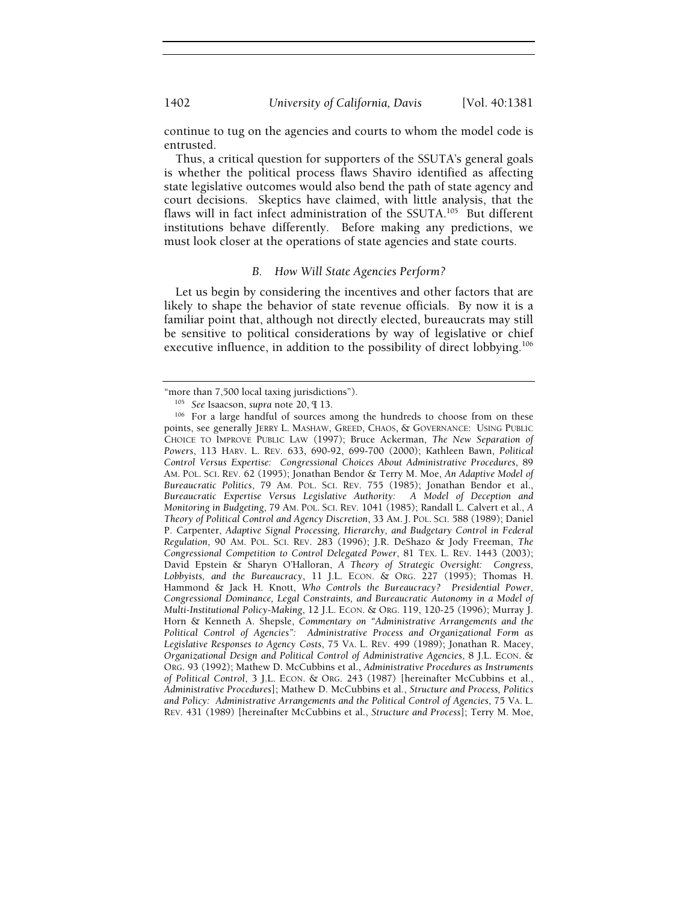continue to tug on the agencies and courts to whom the model code is entrusted.

Thus, a critical question for supporters of the SSUTA's general goals is whether the political process flaws Shaviro identified as affecting state legislative outcomes would also bend the path of state agency and court decisions. Skeptics have claimed, with little analysis, that the flaws will in fact infect administration of the SSUTA.[105] But different institutions behave differently. Before making any predictions, we must look closer at the operations of state agencies and state courts.

### *B. How Will State Agencies Perform?*

Let us begin by considering the incentives and other factors that are likely to shape the behavior of state revenue officials. By now it is a familiar point that, although not directly elected, bureaucrats may still be sensitive to political considerations by way of legislative or chief executive influence, in addition to the possibility of direct lobbying.[106]

---

"more than 7,500 local taxing jurisdictions").

[105] *See* Isaacson, *supra* note 20, ¶ 13.

[106] For a large handful of sources among the hundreds to choose from on these points, see generally JERRY L. MASHAW, GREED, CHAOS, & GOVERNANCE: USING PUBLIC CHOICE TO IMPROVE PUBLIC LAW (1997); Bruce Ackerman, *The New Separation of Powers*, 113 HARV. L. REV. 633, 690-92, 699-700 (2000); Kathleen Bawn, *Political Control Versus Expertise: Congressional Choices About Administrative Procedures*, 89 AM. POL. SCI. REV. 62 (1995); Jonathan Bendor & Terry M. Moe, *An Adaptive Model of Bureaucratic Politics*, 79 AM. POL. SCI. REV. 755 (1985); Jonathan Bendor et al., *Bureaucratic Expertise Versus Legislative Authority: A Model of Deception and Monitoring in Budgeting*, 79 AM. POL. SCI. REV. 1041 (1985); Randall L. Calvert et al., *A Theory of Political Control and Agency Discretion*, 33 AM. J. POL. SCI. 588 (1989); Daniel P. Carpenter, *Adaptive Signal Processing, Hierarchy, and Budgetary Control in Federal Regulation*, 90 AM. POL. SCI. REV. 283 (1996); J.R. DeShazo & Jody Freeman, *The Congressional Competition to Control Delegated Power*, 81 TEX. L. REV. 1443 (2003); David Epstein & Sharyn O'Halloran, *A Theory of Strategic Oversight: Congress, Lobbyists, and the Bureaucracy*, 11 J.L. ECON. & ORG. 227 (1995); Thomas H. Hammond & Jack H. Knott, *Who Controls the Bureaucracy? Presidential Power, Congressional Dominance, Legal Constraints, and Bureaucratic Autonomy in a Model of Multi-Institutional Policy-Making*, 12 J.L. ECON. & ORG. 119, 120-25 (1996); Murray J. Horn & Kenneth A. Shepsle, *Commentary on "Administrative Arrangements and the Political Control of Agencies": Administrative Process and Organizational Form as Legislative Responses to Agency Costs*, 75 VA. L. REV. 499 (1989); Jonathan R. Macey, *Organizational Design and Political Control of Administrative Agencies*, 8 J.L. ECON. & ORG. 93 (1992); Mathew D. McCubbins et al., *Administrative Procedures as Instruments of Political Control*, 3 J.L. ECON. & ORG. 243 (1987) [hereinafter McCubbins et al., *Administrative Procedures*]; Mathew D. McCubbins et al., *Structure and Process, Politics and Policy: Administrative Arrangements and the Political Control of Agencies*, 75 VA. L. REV. 431 (1989) [hereinafter McCubbins et al., *Structure and Process*]; Terry M. Moe,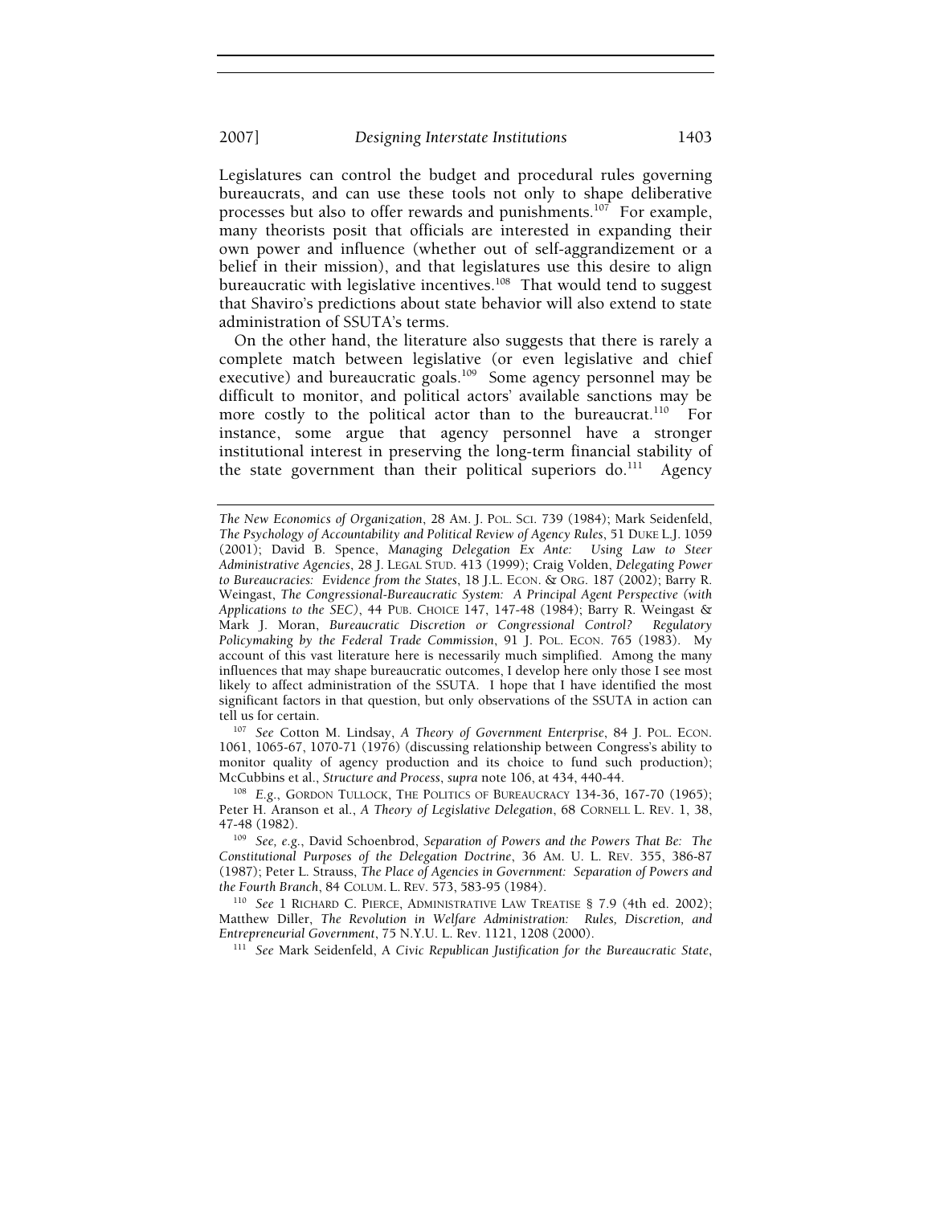Legislatures can control the budget and procedural rules governing bureaucrats, and can use these tools not only to shape deliberative processes but also to offer rewards and punishments.[107] For example, many theorists posit that officials are interested in expanding their own power and influence (whether out of self-aggrandizement or a belief in their mission), and that legislatures use this desire to align bureaucratic with legislative incentives.[108] That would tend to suggest that Shaviro's predictions about state behavior will also extend to state administration of SSUTA's terms.

On the other hand, the literature also suggests that there is rarely a complete match between legislative (or even legislative and chief executive) and bureaucratic goals.[109] Some agency personnel may be difficult to monitor, and political actors' available sanctions may be more costly to the political actor than to the bureaucrat.[110] For instance, some argue that agency personnel have a stronger institutional interest in preserving the long-term financial stability of the state government than their political superiors do.[111] Agency

---

*The New Economics of Organization*, 28 AM. J. POL. SCI. 739 (1984); Mark Seidenfeld, *The Psychology of Accountability and Political Review of Agency Rules*, 51 DUKE L.J. 1059 (2001); David B. Spence, *Managing Delegation Ex Ante: Using Law to Steer Administrative Agencies*, 28 J. LEGAL STUD. 413 (1999); Craig Volden, *Delegating Power to Bureaucracies: Evidence from the States*, 18 J.L. ECON. & ORG. 187 (2002); Barry R. Weingast, *The Congressional-Bureaucratic System: A Principal Agent Perspective (with Applications to the SEC)*, 44 PUB. CHOICE 147, 147-48 (1984); Barry R. Weingast & Mark J. Moran, *Bureaucratic Discretion or Congressional Control? Regulatory Policymaking by the Federal Trade Commission*, 91 J. POL. ECON. 765 (1983). My account of this vast literature here is necessarily much simplified. Among the many influences that may shape bureaucratic outcomes, I develop here only those I see most likely to affect administration of the SSUTA. I hope that I have identified the most significant factors in that question, but only observations of the SSUTA in action can tell us for certain.

[107] *See* Cotton M. Lindsay, *A Theory of Government Enterprise*, 84 J. POL. ECON. 1061, 1065-67, 1070-71 (1976) (discussing relationship between Congress's ability to monitor quality of agency production and its choice to fund such production); McCubbins et al., *Structure and Process*, *supra* note 106, at 434, 440-44.

[108] *E.g.*, GORDON TULLOCK, THE POLITICS OF BUREAUCRACY 134-36, 167-70 (1965); Peter H. Aranson et al., *A Theory of Legislative Delegation*, 68 CORNELL L. REV. 1, 38, 47-48 (1982).

[109] *See, e.g.*, David Schoenbrod, *Separation of Powers and the Powers That Be: The Constitutional Purposes of the Delegation Doctrine*, 36 AM. U. L. REV. 355, 386-87 (1987); Peter L. Strauss, *The Place of Agencies in Government: Separation of Powers and the Fourth Branch*, 84 COLUM. L. REV. 573, 583-95 (1984).

[110] *See* 1 RICHARD C. PIERCE, ADMINISTRATIVE LAW TREATISE § 7.9 (4th ed. 2002); Matthew Diller, *The Revolution in Welfare Administration: Rules, Discretion, and Entrepreneurial Government*, 75 N.Y.U. L. Rev. 1121, 1208 (2000).

[111] *See* Mark Seidenfeld, *A Civic Republican Justification for the Bureaucratic State*,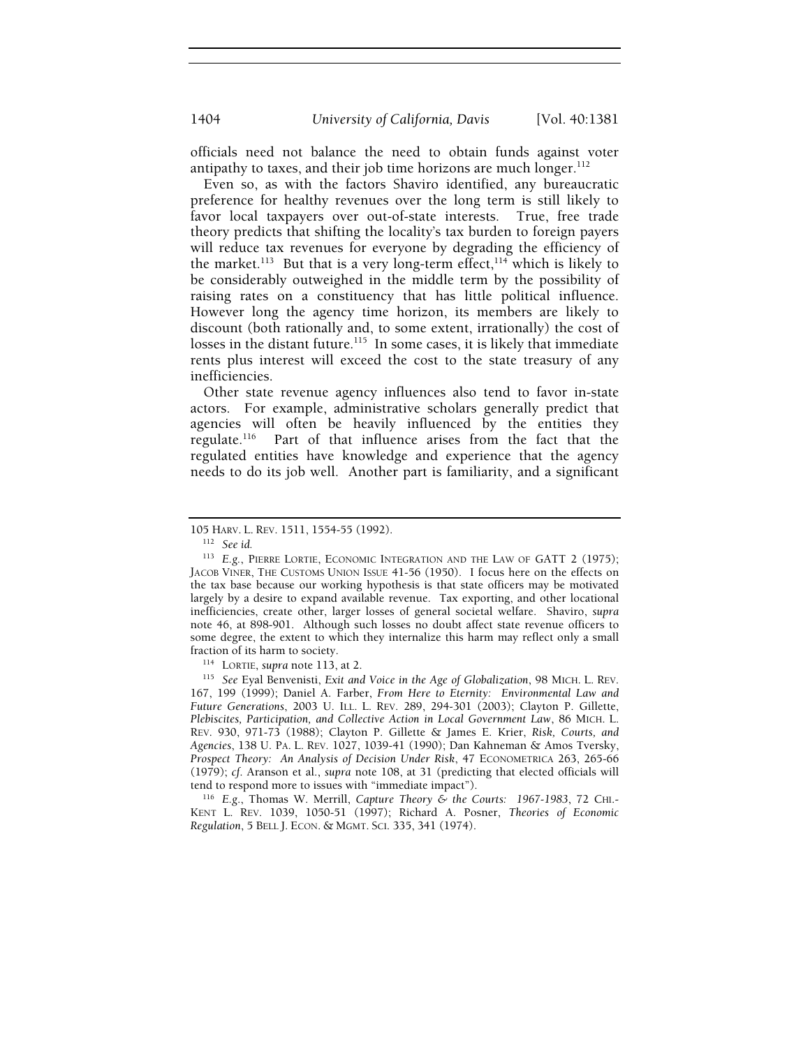officials need not balance the need to obtain funds against voter antipathy to taxes, and their job time horizons are much longer.[112]

Even so, as with the factors Shaviro identified, any bureaucratic preference for healthy revenues over the long term is still likely to favor local taxpayers over out-of-state interests. True, free trade theory predicts that shifting the locality's tax burden to foreign payers will reduce tax revenues for everyone by degrading the efficiency of the market.[113] But that is a very long-term effect,[114] which is likely to be considerably outweighed in the middle term by the possibility of raising rates on a constituency that has little political influence. However long the agency time horizon, its members are likely to discount (both rationally and, to some extent, irrationally) the cost of losses in the distant future.[115] In some cases, it is likely that immediate rents plus interest will exceed the cost to the state treasury of any inefficiencies.

Other state revenue agency influences also tend to favor in-state actors. For example, administrative scholars generally predict that agencies will often be heavily influenced by the entities they regulate.[116] Part of that influence arises from the fact that the regulated entities have knowledge and experience that the agency needs to do its job well. Another part is familiarity, and a significant

---

105 HARV. L. REV. 1511, 1554-55 (1992).

[112] *See id.*

[113] *E.g.*, PIERRE LORTIE, ECONOMIC INTEGRATION AND THE LAW OF GATT 2 (1975); JACOB VINER, THE CUSTOMS UNION ISSUE 41-56 (1950). I focus here on the effects on the tax base because our working hypothesis is that state officers may be motivated largely by a desire to expand available revenue. Tax exporting, and other locational inefficiencies, create other, larger losses of general societal welfare. Shaviro, *supra* note 46, at 898-901. Although such losses no doubt affect state revenue officers to some degree, the extent to which they internalize this harm may reflect only a small fraction of its harm to society.

[114] LORTIE, *supra* note 113, at 2.

[115] *See* Eyal Benvenisti, *Exit and Voice in the Age of Globalization*, 98 MICH. L. REV. 167, 199 (1999); Daniel A. Farber, *From Here to Eternity: Environmental Law and Future Generations*, 2003 U. ILL. L. REV. 289, 294-301 (2003); Clayton P. Gillette, *Plebiscites, Participation, and Collective Action in Local Government Law*, 86 MICH. L. REV. 930, 971-73 (1988); Clayton P. Gillette & James E. Krier, *Risk, Courts, and Agencies*, 138 U. PA. L. REV. 1027, 1039-41 (1990); Dan Kahneman & Amos Tversky, *Prospect Theory: An Analysis of Decision Under Risk*, 47 ECONOMETRICA 263, 265-66 (1979); *cf.* Aranson et al., *supra* note 108, at 31 (predicting that elected officials will tend to respond more to issues with "immediate impact").

[116] *E.g.*, Thomas W. Merrill, *Capture Theory & the Courts: 1967-1983*, 72 CHI.-KENT L. REV. 1039, 1050-51 (1997); Richard A. Posner, *Theories of Economic Regulation*, 5 BELL J. ECON. & MGMT. SCI. 335, 341 (1974).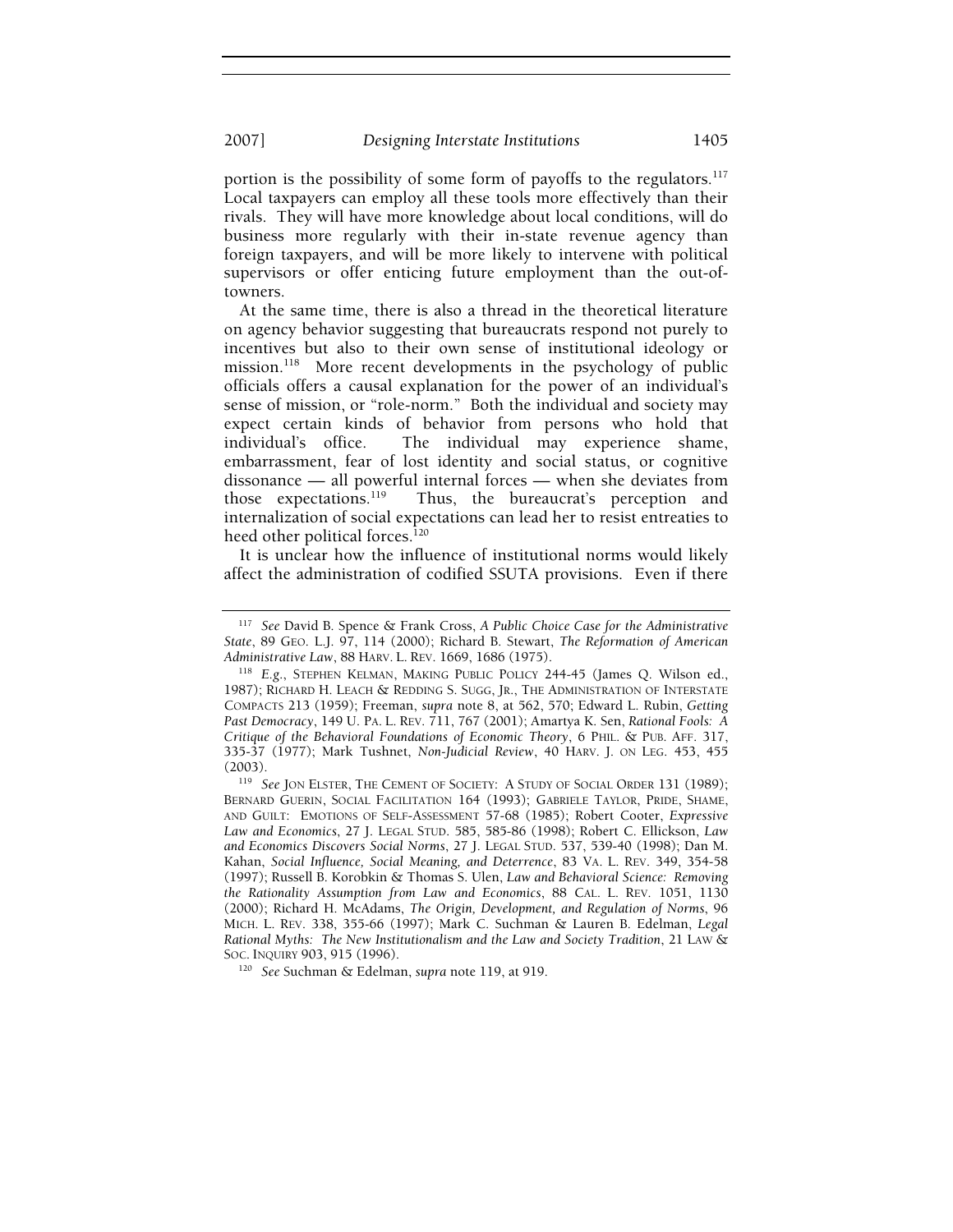portion is the possibility of some form of payoffs to the regulators.[117] Local taxpayers can employ all these tools more effectively than their rivals. They will have more knowledge about local conditions, will do business more regularly with their in-state revenue agency than foreign taxpayers, and will be more likely to intervene with political supervisors or offer enticing future employment than the out-of-towners.

At the same time, there is also a thread in the theoretical literature on agency behavior suggesting that bureaucrats respond not purely to incentives but also to their own sense of institutional ideology or mission.[118] More recent developments in the psychology of public officials offers a causal explanation for the power of an individual's sense of mission, or "role-norm." Both the individual and society may expect certain kinds of behavior from persons who hold that individual's office. The individual may experience shame, embarrassment, fear of lost identity and social status, or cognitive dissonance — all powerful internal forces — when she deviates from those expectations.[119] Thus, the bureaucrat's perception and internalization of social expectations can lead her to resist entreaties to heed other political forces.[120]

It is unclear how the influence of institutional norms would likely affect the administration of codified SSUTA provisions. Even if there

---

[117] *See* David B. Spence & Frank Cross, *A Public Choice Case for the Administrative State*, 89 GEO. L.J. 97, 114 (2000); Richard B. Stewart, *The Reformation of American Administrative Law*, 88 HARV. L. REV. 1669, 1686 (1975).

[118] *E.g.*, STEPHEN KELMAN, MAKING PUBLIC POLICY 244-45 (James Q. Wilson ed., 1987); RICHARD H. LEACH & REDDING S. SUGG, JR., THE ADMINISTRATION OF INTERSTATE COMPACTS 213 (1959); Freeman, *supra* note 8, at 562, 570; Edward L. Rubin, *Getting Past Democracy*, 149 U. PA. L. REV. 711, 767 (2001); Amartya K. Sen, *Rational Fools: A Critique of the Behavioral Foundations of Economic Theory*, 6 PHIL. & PUB. AFF. 317, 335-37 (1977); Mark Tushnet, *Non-Judicial Review*, 40 HARV. J. ON LEG. 453, 455 (2003).

[119] *See* JON ELSTER, THE CEMENT OF SOCIETY: A STUDY OF SOCIAL ORDER 131 (1989); BERNARD GUERIN, SOCIAL FACILITATION 164 (1993); GABRIELE TAYLOR, PRIDE, SHAME, AND GUILT: EMOTIONS OF SELF-ASSESSMENT 57-68 (1985); Robert Cooter, *Expressive Law and Economics*, 27 J. LEGAL STUD. 585, 585-86 (1998); Robert C. Ellickson, *Law and Economics Discovers Social Norms*, 27 J. LEGAL STUD. 537, 539-40 (1998); Dan M. Kahan, *Social Influence, Social Meaning, and Deterrence*, 83 VA. L. REV. 349, 354-58 (1997); Russell B. Korobkin & Thomas S. Ulen, *Law and Behavioral Science: Removing the Rationality Assumption from Law and Economics*, 88 CAL. L. REV. 1051, 1130 (2000); Richard H. McAdams, *The Origin, Development, and Regulation of Norms*, 96 MICH. L. REV. 338, 355-66 (1997); Mark C. Suchman & Lauren B. Edelman, *Legal Rational Myths: The New Institutionalism and the Law and Society Tradition*, 21 LAW & SOC. INQUIRY 903, 915 (1996).

[120] *See* Suchman & Edelman, *supra* note 119, at 919.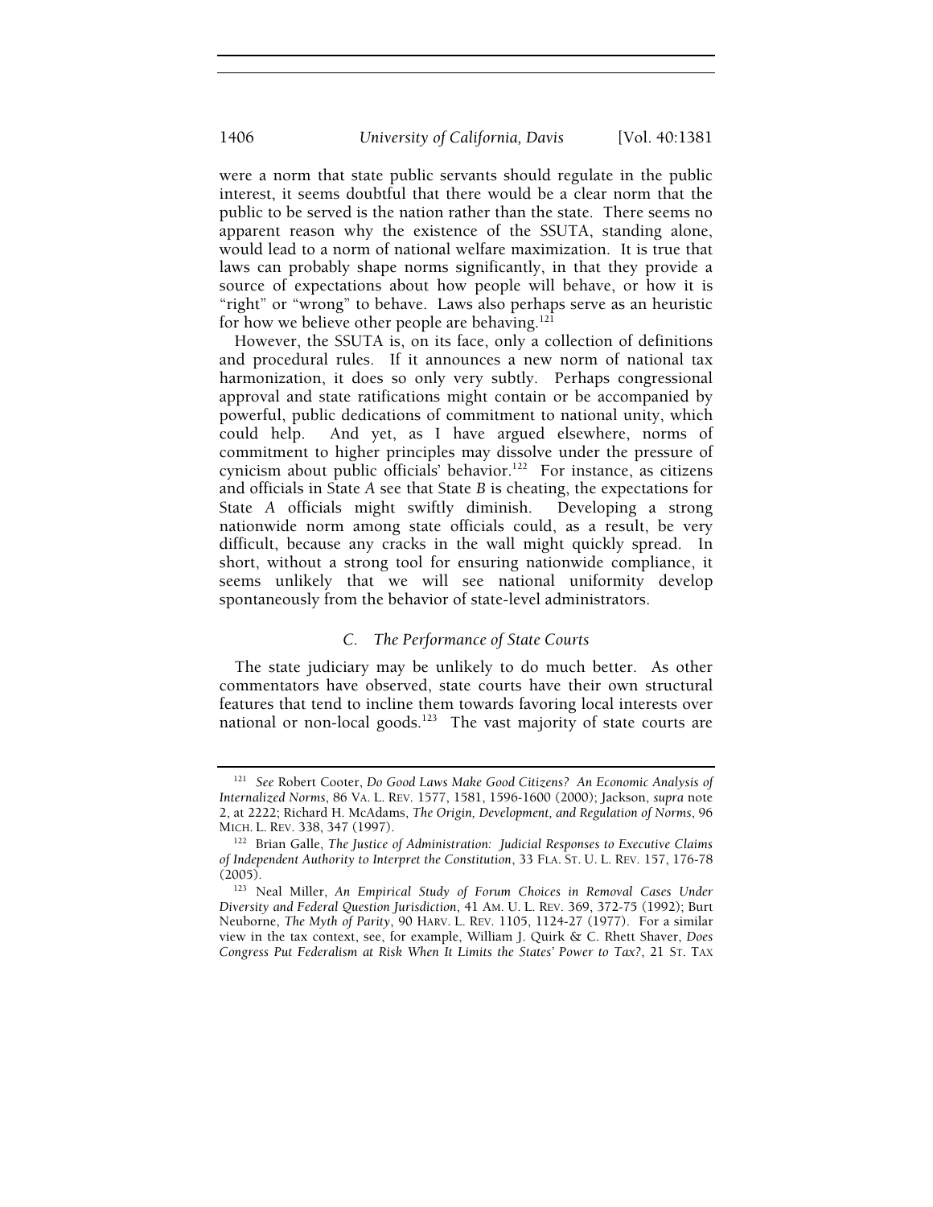were a norm that state public servants should regulate in the public interest, it seems doubtful that there would be a clear norm that the public to be served is the nation rather than the state. There seems no apparent reason why the existence of the SSUTA, standing alone, would lead to a norm of national welfare maximization. It is true that laws can probably shape norms significantly, in that they provide a source of expectations about how people will behave, or how it is "right" or "wrong" to behave. Laws also perhaps serve as an heuristic for how we believe other people are behaving.[121]

However, the SSUTA is, on its face, only a collection of definitions and procedural rules. If it announces a new norm of national tax harmonization, it does so only very subtly. Perhaps congressional approval and state ratifications might contain or be accompanied by powerful, public dedications of commitment to national unity, which could help. And yet, as I have argued elsewhere, norms of commitment to higher principles may dissolve under the pressure of cynicism about public officials' behavior.[122] For instance, as citizens and officials in State *A* see that State *B* is cheating, the expectations for State *A* officials might swiftly diminish. Developing a strong nationwide norm among state officials could, as a result, be very difficult, because any cracks in the wall might quickly spread. In short, without a strong tool for ensuring nationwide compliance, it seems unlikely that we will see national uniformity develop spontaneously from the behavior of state-level administrators.

### *C. The Performance of State Courts*

The state judiciary may be unlikely to do much better. As other commentators have observed, state courts have their own structural features that tend to incline them towards favoring local interests over national or non-local goods.[123] The vast majority of state courts are

---

[121] *See* Robert Cooter, *Do Good Laws Make Good Citizens? An Economic Analysis of Internalized Norms*, 86 VA. L. REV. 1577, 1581, 1596-1600 (2000); Jackson, *supra* note 2, at 2222; Richard H. McAdams, *The Origin, Development, and Regulation of Norms*, 96 MICH. L. REV. 338, 347 (1997).

[122] Brian Galle, *The Justice of Administration: Judicial Responses to Executive Claims of Independent Authority to Interpret the Constitution*, 33 FLA. ST. U. L. REV. 157, 176-78 (2005).

[123] Neal Miller, *An Empirical Study of Forum Choices in Removal Cases Under Diversity and Federal Question Jurisdiction*, 41 AM. U. L. REV. 369, 372-75 (1992); Burt Neuborne, *The Myth of Parity*, 90 HARV. L. REV. 1105, 1124-27 (1977). For a similar view in the tax context, see, for example, William J. Quirk & C. Rhett Shaver, *Does Congress Put Federalism at Risk When It Limits the States' Power to Tax?*, 21 ST. TAX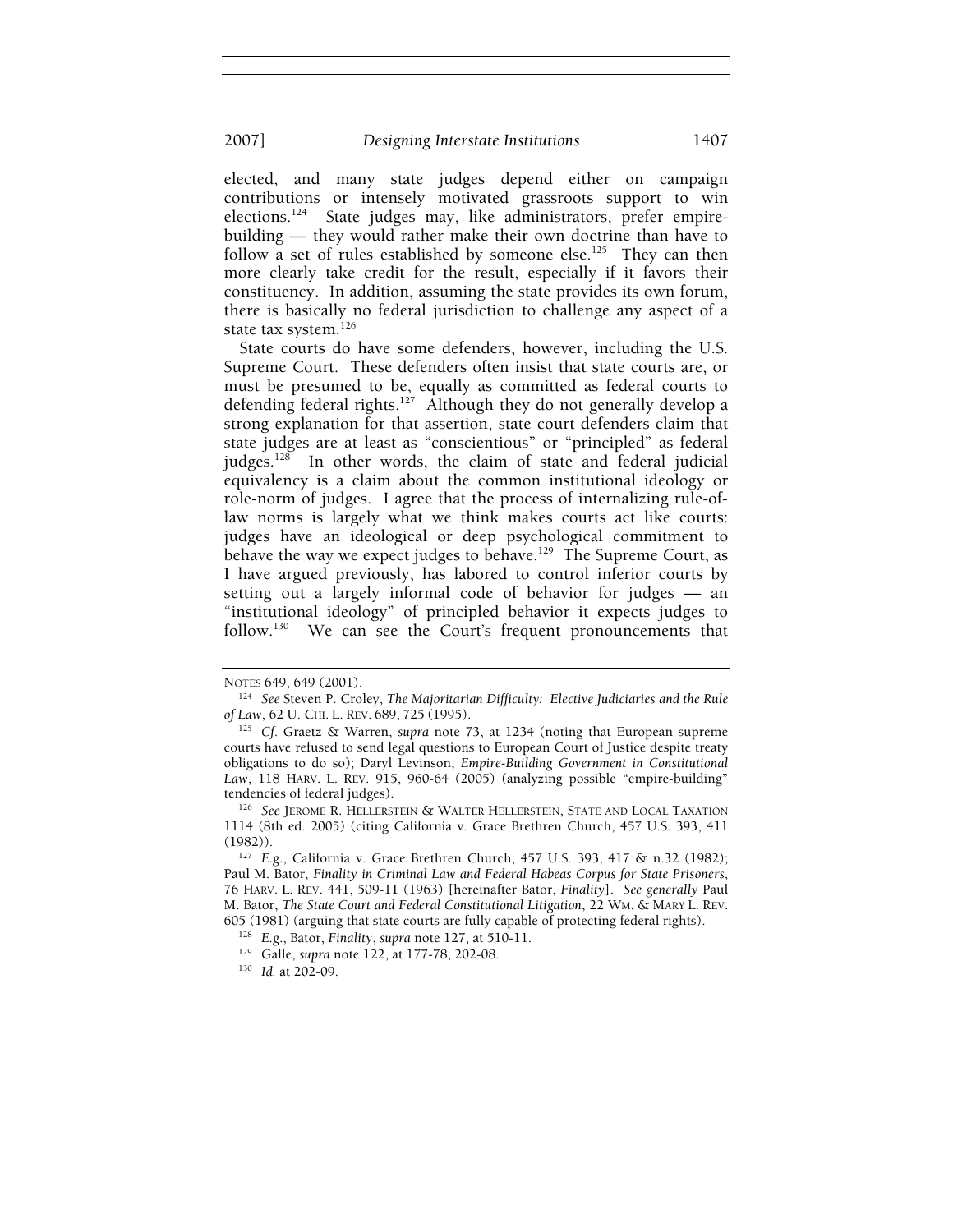elected, and many state judges depend either on campaign contributions or intensely motivated grassroots support to win elections.[124] State judges may, like administrators, prefer empire-building — they would rather make their own doctrine than have to follow a set of rules established by someone else.[125] They can then more clearly take credit for the result, especially if it favors their constituency. In addition, assuming the state provides its own forum, there is basically no federal jurisdiction to challenge any aspect of a state tax system.[126]

State courts do have some defenders, however, including the U.S. Supreme Court. These defenders often insist that state courts are, or must be presumed to be, equally as committed as federal courts to defending federal rights.[127] Although they do not generally develop a strong explanation for that assertion, state court defenders claim that state judges are at least as "conscientious" or "principled" as federal judges.[128] In other words, the claim of state and federal judicial equivalency is a claim about the common institutional ideology or role-norm of judges. I agree that the process of internalizing rule-of-law norms is largely what we think makes courts act like courts: judges have an ideological or deep psychological commitment to behave the way we expect judges to behave.[129] The Supreme Court, as I have argued previously, has labored to control inferior courts by setting out a largely informal code of behavior for judges — an "institutional ideology" of principled behavior it expects judges to follow.[130] We can see the Court's frequent pronouncements that

---

NOTES 649, 649 (2001).

[124] *See* Steven P. Croley, *The Majoritarian Difficulty: Elective Judiciaries and the Rule of Law*, 62 U. CHI. L. REV. 689, 725 (1995).

[125] *Cf.* Graetz & Warren, *supra* note 73, at 1234 (noting that European supreme courts have refused to send legal questions to European Court of Justice despite treaty obligations to do so); Daryl Levinson, *Empire-Building Government in Constitutional Law*, 118 HARV. L. REV. 915, 960-64 (2005) (analyzing possible "empire-building" tendencies of federal judges).

[126] *See* JEROME R. HELLERSTEIN & WALTER HELLERSTEIN, STATE AND LOCAL TAXATION 1114 (8th ed. 2005) (citing California v. Grace Brethren Church, 457 U.S. 393, 411 (1982)).

[127] *E.g.*, California v. Grace Brethren Church, 457 U.S. 393, 417 & n.32 (1982); Paul M. Bator, *Finality in Criminal Law and Federal Habeas Corpus for State Prisoners*, 76 HARV. L. REV. 441, 509-11 (1963) [hereinafter Bator, *Finality*]. *See generally* Paul M. Bator, *The State Court and Federal Constitutional Litigation*, 22 WM. & MARY L. REV. 605 (1981) (arguing that state courts are fully capable of protecting federal rights).

[128] *E.g.*, Bator, *Finality*, *supra* note 127, at 510-11.

[129] Galle, *supra* note 122, at 177-78, 202-08.

[130] *Id.* at 202-09.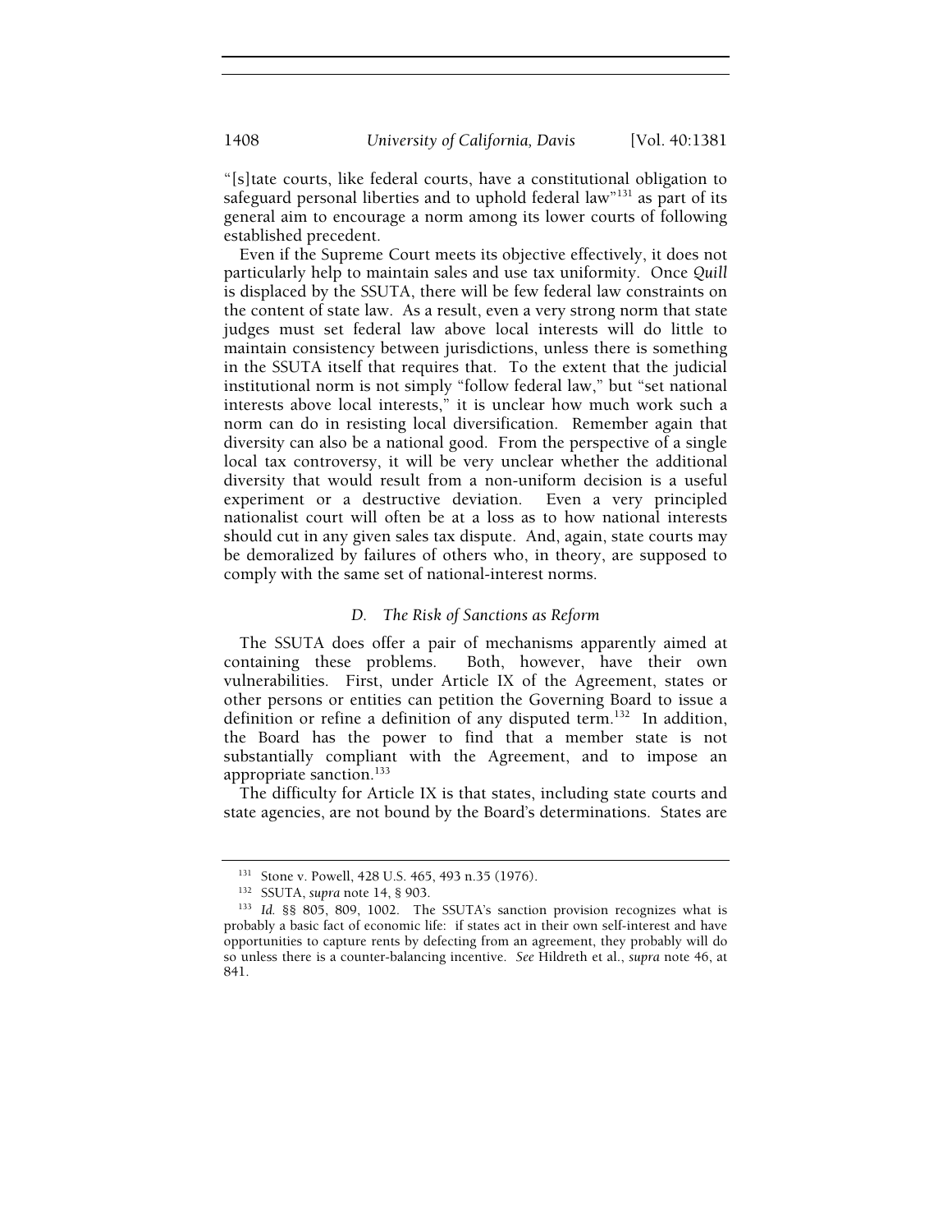"[s]tate courts, like federal courts, have a constitutional obligation to safeguard personal liberties and to uphold federal law"[131] as part of its general aim to encourage a norm among its lower courts of following established precedent.

Even if the Supreme Court meets its objective effectively, it does not particularly help to maintain sales and use tax uniformity. Once *Quill* is displaced by the SSUTA, there will be few federal law constraints on the content of state law. As a result, even a very strong norm that state judges must set federal law above local interests will do little to maintain consistency between jurisdictions, unless there is something in the SSUTA itself that requires that. To the extent that the judicial institutional norm is not simply "follow federal law," but "set national interests above local interests," it is unclear how much work such a norm can do in resisting local diversification. Remember again that diversity can also be a national good. From the perspective of a single local tax controversy, it will be very unclear whether the additional diversity that would result from a non-uniform decision is a useful experiment or a destructive deviation. Even a very principled nationalist court will often be at a loss as to how national interests should cut in any given sales tax dispute. And, again, state courts may be demoralized by failures of others who, in theory, are supposed to comply with the same set of national-interest norms.

### *D. The Risk of Sanctions as Reform*

The SSUTA does offer a pair of mechanisms apparently aimed at containing these problems. Both, however, have their own vulnerabilities. First, under Article IX of the Agreement, states or other persons or entities can petition the Governing Board to issue a definition or refine a definition of any disputed term.[132] In addition, the Board has the power to find that a member state is not substantially compliant with the Agreement, and to impose an appropriate sanction.[133]

The difficulty for Article IX is that states, including state courts and state agencies, are not bound by the Board's determinations. States are

---

[131] Stone v. Powell, 428 U.S. 465, 493 n.35 (1976).

[132] SSUTA, *supra* note 14, § 903.

[133] *Id.* §§ 805, 809, 1002. The SSUTA's sanction provision recognizes what is probably a basic fact of economic life: if states act in their own self-interest and have opportunities to capture rents by defecting from an agreement, they probably will do so unless there is a counter-balancing incentive. *See* Hildreth et al., *supra* note 46, at 841.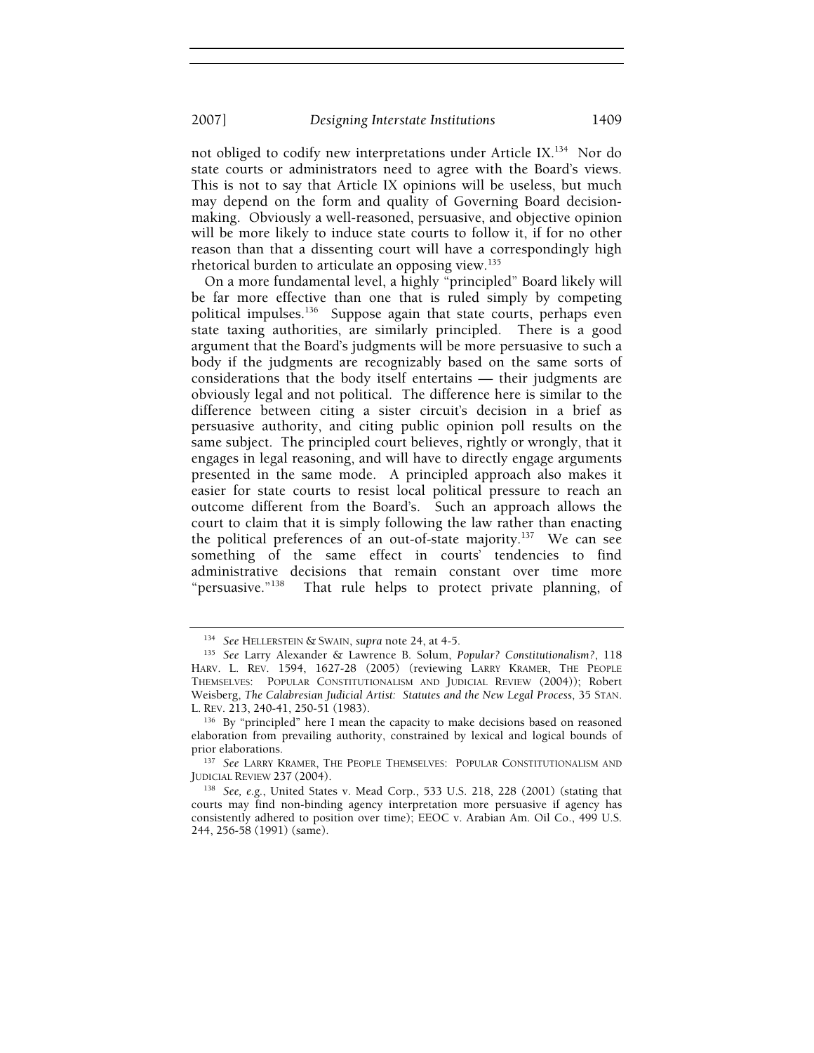not obliged to codify new interpretations under Article IX.[134] Nor do state courts or administrators need to agree with the Board's views. This is not to say that Article IX opinions will be useless, but much may depend on the form and quality of Governing Board decision-making. Obviously a well-reasoned, persuasive, and objective opinion will be more likely to induce state courts to follow it, if for no other reason than that a dissenting court will have a correspondingly high rhetorical burden to articulate an opposing view.[135]

On a more fundamental level, a highly "principled" Board likely will be far more effective than one that is ruled simply by competing political impulses.[136] Suppose again that state courts, perhaps even state taxing authorities, are similarly principled. There is a good argument that the Board's judgments will be more persuasive to such a body if the judgments are recognizably based on the same sorts of considerations that the body itself entertains — their judgments are obviously legal and not political. The difference here is similar to the difference between citing a sister circuit's decision in a brief as persuasive authority, and citing public opinion poll results on the same subject. The principled court believes, rightly or wrongly, that it engages in legal reasoning, and will have to directly engage arguments presented in the same mode. A principled approach also makes it easier for state courts to resist local political pressure to reach an outcome different from the Board's. Such an approach allows the court to claim that it is simply following the law rather than enacting the political preferences of an out-of-state majority.[137] We can see something of the same effect in courts' tendencies to find administrative decisions that remain constant over time more "persuasive."[138] That rule helps to protect private planning, of

---

[134] *See* HELLERSTEIN & SWAIN, *supra* note 24, at 4-5.

[135] *See* Larry Alexander & Lawrence B. Solum, *Popular? Constitutionalism?*, 118 HARV. L. REV. 1594, 1627-28 (2005) (reviewing LARRY KRAMER, THE PEOPLE THEMSELVES: POPULAR CONSTITUTIONALISM AND JUDICIAL REVIEW (2004)); Robert Weisberg, *The Calabresian Judicial Artist: Statutes and the New Legal Process*, 35 STAN. L. REV. 213, 240-41, 250-51 (1983).

[136] By "principled" here I mean the capacity to make decisions based on reasoned elaboration from prevailing authority, constrained by lexical and logical bounds of prior elaborations.

[137] *See* LARRY KRAMER, THE PEOPLE THEMSELVES: POPULAR CONSTITUTIONALISM AND JUDICIAL REVIEW 237 (2004).

[138] *See, e.g.*, United States v. Mead Corp., 533 U.S. 218, 228 (2001) (stating that courts may find non-binding agency interpretation more persuasive if agency has consistently adhered to position over time); EEOC v. Arabian Am. Oil Co., 499 U.S. 244, 256-58 (1991) (same).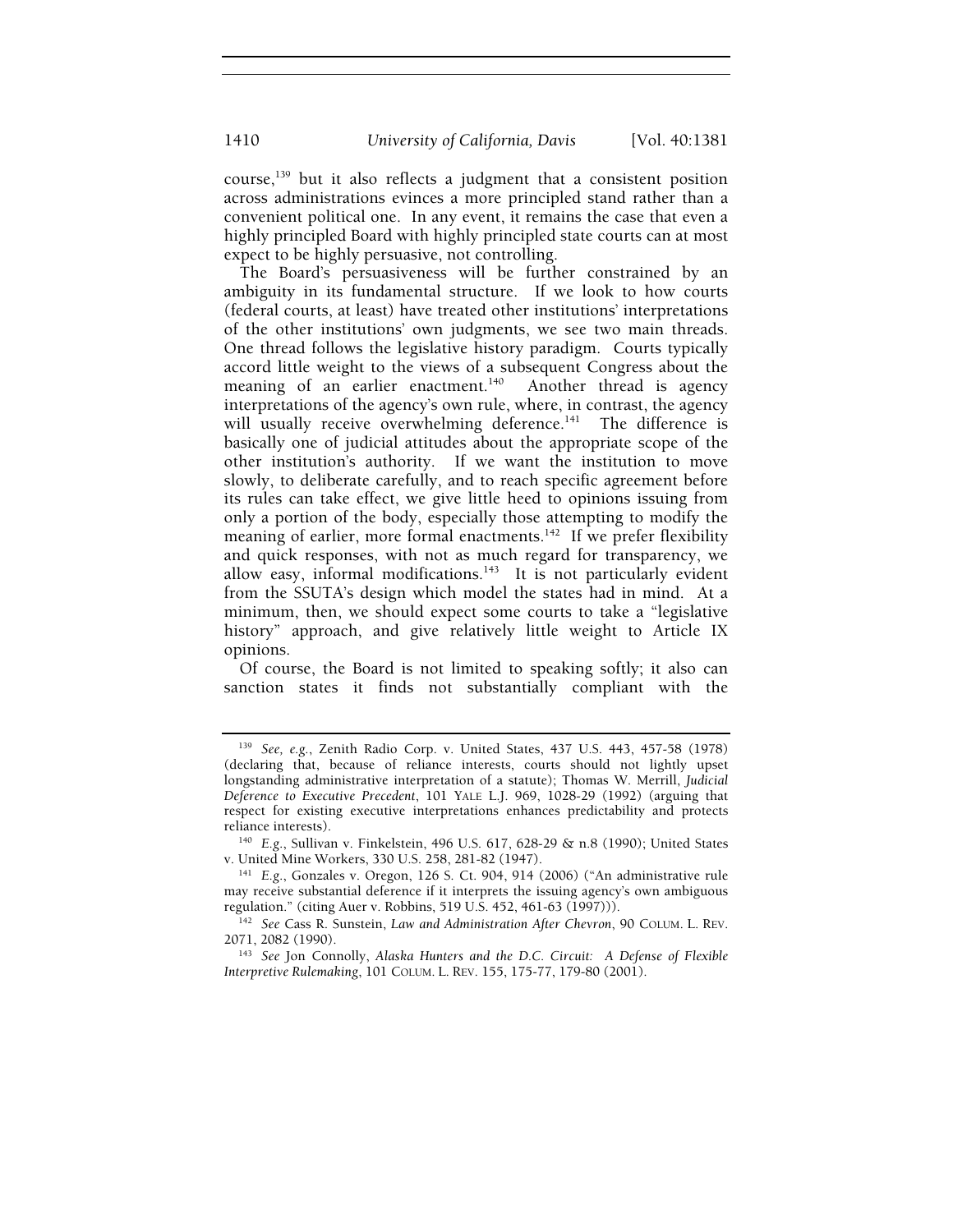course,[139] but it also reflects a judgment that a consistent position across administrations evinces a more principled stand rather than a convenient political one. In any event, it remains the case that even a highly principled Board with highly principled state courts can at most expect to be highly persuasive, not controlling.

The Board's persuasiveness will be further constrained by an ambiguity in its fundamental structure. If we look to how courts (federal courts, at least) have treated other institutions' interpretations of the other institutions' own judgments, we see two main threads. One thread follows the legislative history paradigm. Courts typically accord little weight to the views of a subsequent Congress about the meaning of an earlier enactment.[140] Another thread is agency interpretations of the agency's own rule, where, in contrast, the agency will usually receive overwhelming deference.[141] The difference is basically one of judicial attitudes about the appropriate scope of the other institution's authority. If we want the institution to move slowly, to deliberate carefully, and to reach specific agreement before its rules can take effect, we give little heed to opinions issuing from only a portion of the body, especially those attempting to modify the meaning of earlier, more formal enactments.[142] If we prefer flexibility and quick responses, with not as much regard for transparency, we allow easy, informal modifications.[143] It is not particularly evident from the SSUTA's design which model the states had in mind. At a minimum, then, we should expect some courts to take a "legislative history" approach, and give relatively little weight to Article IX opinions.

Of course, the Board is not limited to speaking softly; it also can sanction states it finds not substantially compliant with the

---

[139] *See, e.g.*, Zenith Radio Corp. v. United States, 437 U.S. 443, 457-58 (1978) (declaring that, because of reliance interests, courts should not lightly upset longstanding administrative interpretation of a statute); Thomas W. Merrill, *Judicial Deference to Executive Precedent*, 101 YALE L.J. 969, 1028-29 (1992) (arguing that respect for existing executive interpretations enhances predictability and protects reliance interests).

[140] *E.g.*, Sullivan v. Finkelstein, 496 U.S. 617, 628-29 & n.8 (1990); United States v. United Mine Workers, 330 U.S. 258, 281-82 (1947).

[141] *E.g.*, Gonzales v. Oregon, 126 S. Ct. 904, 914 (2006) ("An administrative rule may receive substantial deference if it interprets the issuing agency's own ambiguous regulation." (citing Auer v. Robbins, 519 U.S. 452, 461-63 (1997))).

[142] *See* Cass R. Sunstein, *Law and Administration After Chevron*, 90 COLUM. L. REV. 2071, 2082 (1990).

[143] *See* Jon Connolly, *Alaska Hunters and the D.C. Circuit: A Defense of Flexible Interpretive Rulemaking*, 101 COLUM. L. REV. 155, 175-77, 179-80 (2001).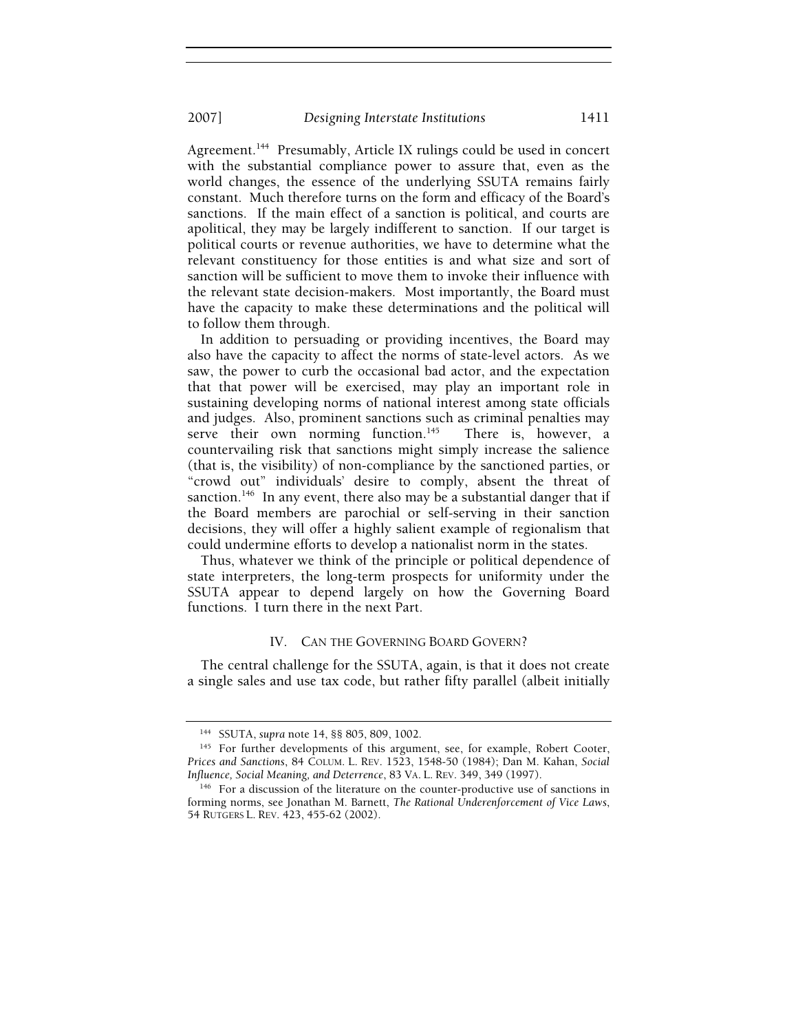Agreement.[144] Presumably, Article IX rulings could be used in concert with the substantial compliance power to assure that, even as the world changes, the essence of the underlying SSUTA remains fairly constant. Much therefore turns on the form and efficacy of the Board's sanctions. If the main effect of a sanction is political, and courts are apolitical, they may be largely indifferent to sanction. If our target is political courts or revenue authorities, we have to determine what the relevant constituency for those entities is and what size and sort of sanction will be sufficient to move them to invoke their influence with the relevant state decision-makers. Most importantly, the Board must have the capacity to make these determinations and the political will to follow them through.

In addition to persuading or providing incentives, the Board may also have the capacity to affect the norms of state-level actors. As we saw, the power to curb the occasional bad actor, and the expectation that that power will be exercised, may play an important role in sustaining developing norms of national interest among state officials and judges. Also, prominent sanctions such as criminal penalties may serve their own norming function.[145] There is, however, a countervailing risk that sanctions might simply increase the salience (that is, the visibility) of non-compliance by the sanctioned parties, or "crowd out" individuals' desire to comply, absent the threat of sanction.[146] In any event, there also may be a substantial danger that if the Board members are parochial or self-serving in their sanction decisions, they will offer a highly salient example of regionalism that could undermine efforts to develop a nationalist norm in the states.

Thus, whatever we think of the principle or political dependence of state interpreters, the long-term prospects for uniformity under the SSUTA appear to depend largely on how the Governing Board functions. I turn there in the next Part.

## IV. CAN THE GOVERNING BOARD GOVERN?

The central challenge for the SSUTA, again, is that it does not create a single sales and use tax code, but rather fifty parallel (albeit initially

---

[144] SSUTA, *supra* note 14, §§ 805, 809, 1002.

[145] For further developments of this argument, see, for example, Robert Cooter, *Prices and Sanctions*, 84 COLUM. L. REV. 1523, 1548-50 (1984); Dan M. Kahan, *Social Influence, Social Meaning, and Deterrence*, 83 VA. L. REV. 349, 349 (1997).

[146] For a discussion of the literature on the counter-productive use of sanctions in forming norms, see Jonathan M. Barnett, *The Rational Underenforcement of Vice Laws*, 54 RUTGERS L. REV. 423, 455-62 (2002).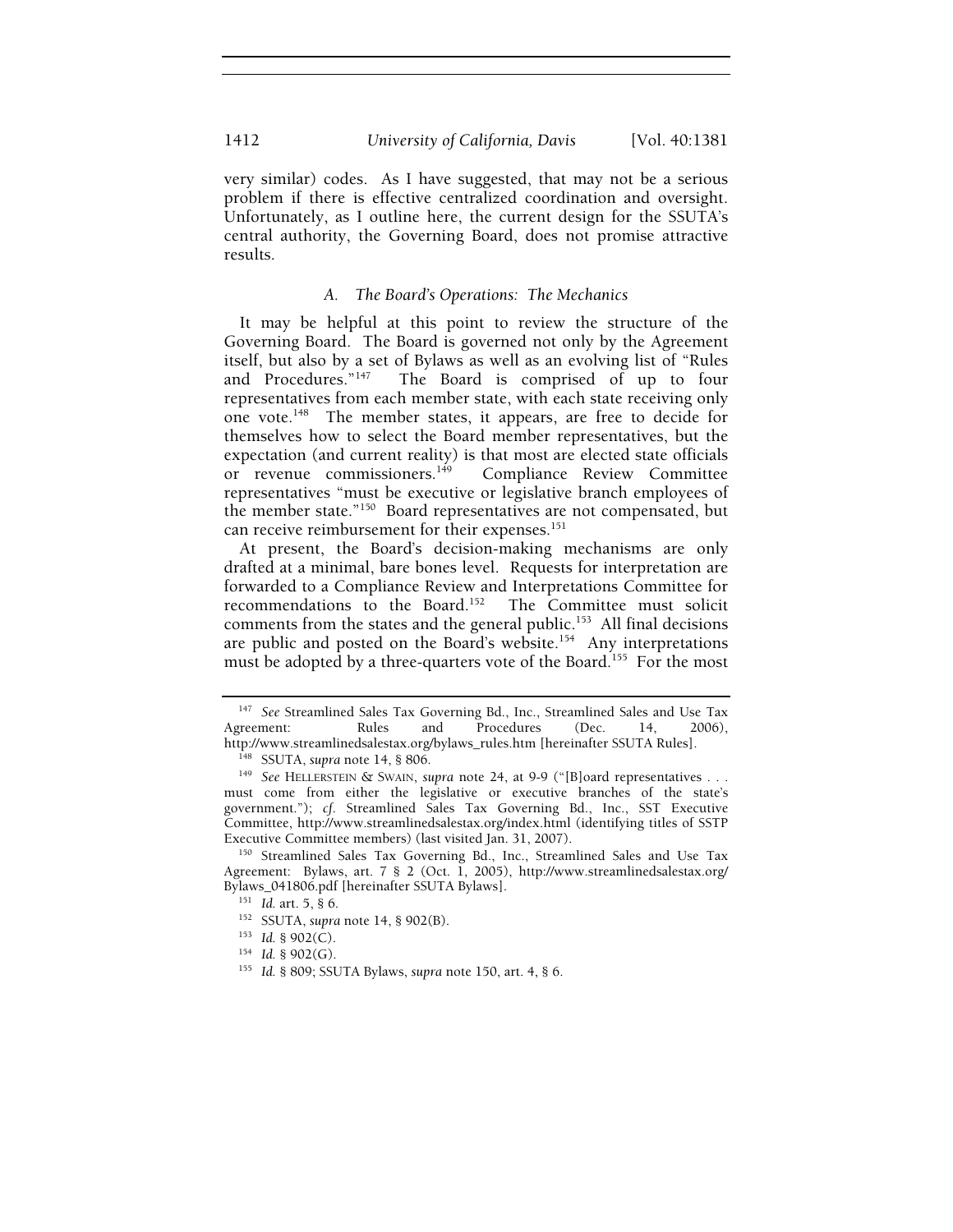very similar) codes. As I have suggested, that may not be a serious problem if there is effective centralized coordination and oversight. Unfortunately, as I outline here, the current design for the SSUTA's central authority, the Governing Board, does not promise attractive results.

### *A. The Board's Operations: The Mechanics*

It may be helpful at this point to review the structure of the Governing Board. The Board is governed not only by the Agreement itself, but also by a set of Bylaws as well as an evolving list of "Rules and Procedures."[147] The Board is comprised of up to four representatives from each member state, with each state receiving only one vote.[148] The member states, it appears, are free to decide for themselves how to select the Board member representatives, but the expectation (and current reality) is that most are elected state officials or revenue commissioners.[149] Compliance Review Committee representatives "must be executive or legislative branch employees of the member state."[150] Board representatives are not compensated, but can receive reimbursement for their expenses.[151]

At present, the Board's decision-making mechanisms are only drafted at a minimal, bare bones level. Requests for interpretation are forwarded to a Compliance Review and Interpretations Committee for recommendations to the Board.[152] The Committee must solicit comments from the states and the general public.[153] All final decisions are public and posted on the Board's website.[154] Any interpretations must be adopted by a three-quarters vote of the Board.[155] For the most

---

[147] *See* Streamlined Sales Tax Governing Bd., Inc., Streamlined Sales and Use Tax Agreement: Rules and Procedures (Dec. 14, 2006), http://www.streamlinedsalestax.org/bylaws_rules.htm [hereinafter SSUTA Rules].

[148] SSUTA, *supra* note 14, § 806.

[149] *See* HELLERSTEIN & SWAIN, *supra* note 24, at 9-9 ("[B]oard representatives . . . must come from either the legislative or executive branches of the state's government."); *cf.* Streamlined Sales Tax Governing Bd., Inc., SST Executive Committee, http://www.streamlinedsalestax.org/index.html (identifying titles of SSTP Executive Committee members) (last visited Jan. 31, 2007).

[150] Streamlined Sales Tax Governing Bd., Inc., Streamlined Sales and Use Tax Agreement: Bylaws, art. 7 § 2 (Oct. 1, 2005), http://www.streamlinedsalestax.org/Bylaws_041806.pdf [hereinafter SSUTA Bylaws].

[151] *Id.* art. 5, § 6.

[152] SSUTA, *supra* note 14, § 902(B).

[153] *Id.* § 902(C).

[154] *Id.* § 902(G).

[155] *Id.* § 809; SSUTA Bylaws, *supra* note 150, art. 4, § 6.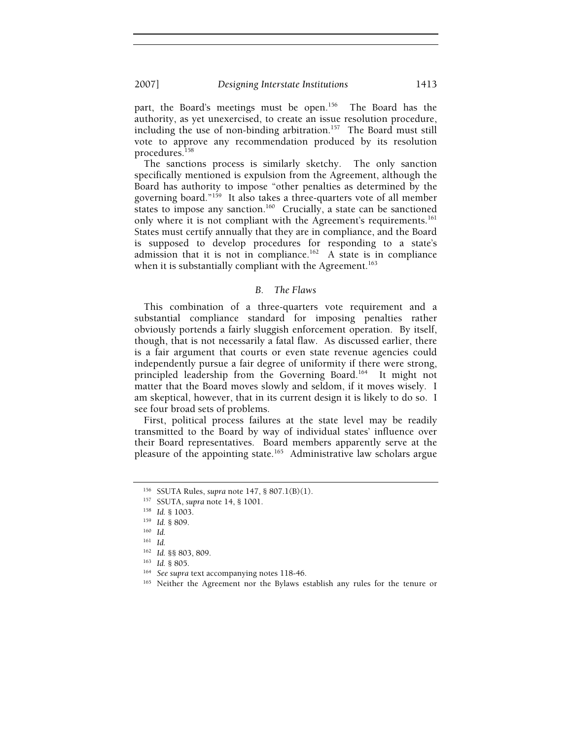part, the Board's meetings must be open.[156] The Board has the authority, as yet unexercised, to create an issue resolution procedure, including the use of non-binding arbitration.[157] The Board must still vote to approve any recommendation produced by its resolution procedures.[158]

The sanctions process is similarly sketchy. The only sanction specifically mentioned is expulsion from the Agreement, although the Board has authority to impose "other penalties as determined by the governing board."[159] It also takes a three-quarters vote of all member states to impose any sanction.[160] Crucially, a state can be sanctioned only where it is not compliant with the Agreement's requirements.[161] States must certify annually that they are in compliance, and the Board is supposed to develop procedures for responding to a state's admission that it is not in compliance.[162] A state is in compliance when it is substantially compliant with the Agreement.[163]

### *B. The Flaws*

This combination of a three-quarters vote requirement and a substantial compliance standard for imposing penalties rather obviously portends a fairly sluggish enforcement operation. By itself, though, that is not necessarily a fatal flaw. As discussed earlier, there is a fair argument that courts or even state revenue agencies could independently pursue a fair degree of uniformity if there were strong, principled leadership from the Governing Board.[164] It might not matter that the Board moves slowly and seldom, if it moves wisely. I am skeptical, however, that in its current design it is likely to do so. I see four broad sets of problems.

First, political process failures at the state level may be readily transmitted to the Board by way of individual states' influence over their Board representatives. Board members apparently serve at the pleasure of the appointing state.[165] Administrative law scholars argue

---

[156] SSUTA Rules, *supra* note 147, § 807.1(B)(1).

[157] SSUTA, *supra* note 14, § 1001.

[158] *Id.* § 1003.

[159] *Id.* § 809.

[160] *Id.*

[161] *Id.*

[162] *Id.* §§ 803, 809.

[163] *Id.* § 805.

[164] *See supra* text accompanying notes 118-46.

[165] Neither the Agreement nor the Bylaws establish any rules for the tenure or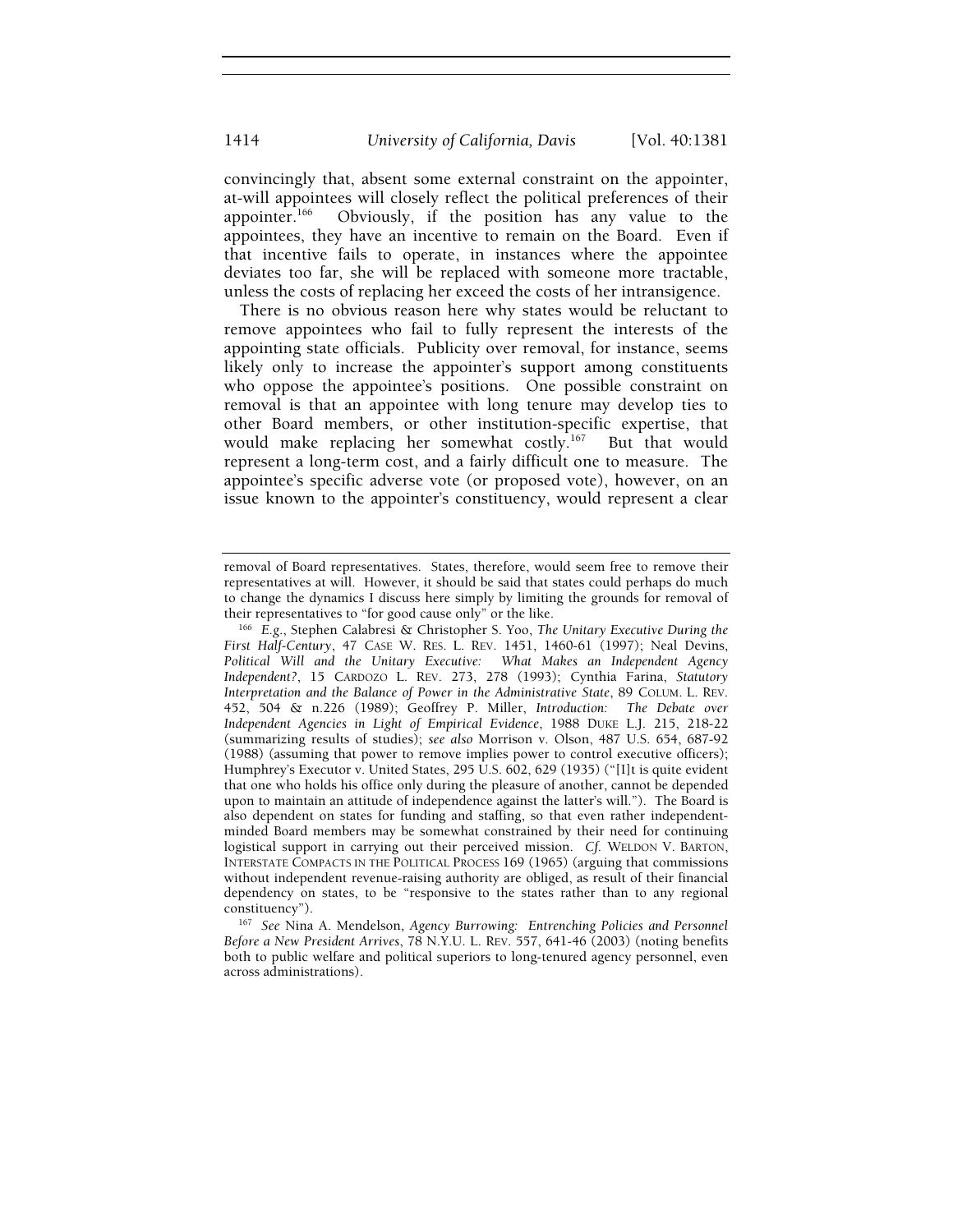convincingly that, absent some external constraint on the appointer, at-will appointees will closely reflect the political preferences of their appointer.[166] Obviously, if the position has any value to the appointees, they have an incentive to remain on the Board. Even if that incentive fails to operate, in instances where the appointee deviates too far, she will be replaced with someone more tractable, unless the costs of replacing her exceed the costs of her intransigence.

There is no obvious reason here why states would be reluctant to remove appointees who fail to fully represent the interests of the appointing state officials. Publicity over removal, for instance, seems likely only to increase the appointer's support among constituents who oppose the appointee's positions. One possible constraint on removal is that an appointee with long tenure may develop ties to other Board members, or other institution-specific expertise, that would make replacing her somewhat costly.[167] But that would represent a long-term cost, and a fairly difficult one to measure. The appointee's specific adverse vote (or proposed vote), however, on an issue known to the appointer's constituency, would represent a clear

---

removal of Board representatives. States, therefore, would seem free to remove their representatives at will. However, it should be said that states could perhaps do much to change the dynamics I discuss here simply by limiting the grounds for removal of their representatives to "for good cause only" or the like.

[166] *E.g.*, Stephen Calabresi & Christopher S. Yoo, *The Unitary Executive During the First Half-Century*, 47 CASE W. RES. L. REV. 1451, 1460-61 (1997); Neal Devins, *Political Will and the Unitary Executive: What Makes an Independent Agency Independent?*, 15 CARDOZO L. REV. 273, 278 (1993); Cynthia Farina, *Statutory Interpretation and the Balance of Power in the Administrative State*, 89 COLUM. L. REV. 452, 504 & n.226 (1989); Geoffrey P. Miller, *Introduction: The Debate over Independent Agencies in Light of Empirical Evidence*, 1988 DUKE L.J. 215, 218-22 (summarizing results of studies); *see also* Morrison v. Olson, 487 U.S. 654, 687-92 (1988) (assuming that power to remove implies power to control executive officers); Humphrey's Executor v. United States, 295 U.S. 602, 629 (1935) ("[I]t is quite evident that one who holds his office only during the pleasure of another, cannot be depended upon to maintain an attitude of independence against the latter's will."). The Board is also dependent on states for funding and staffing, so that even rather independent-minded Board members may be somewhat constrained by their need for continuing logistical support in carrying out their perceived mission. *Cf.* WELDON V. BARTON, INTERSTATE COMPACTS IN THE POLITICAL PROCESS 169 (1965) (arguing that commissions without independent revenue-raising authority are obliged, as result of their financial dependency on states, to be "responsive to the states rather than to any regional constituency").

[167] *See* Nina A. Mendelson, *Agency Burrowing: Entrenching Policies and Personnel Before a New President Arrives*, 78 N.Y.U. L. REV. 557, 641-46 (2003) (noting benefits both to public welfare and political superiors to long-tenured agency personnel, even across administrations).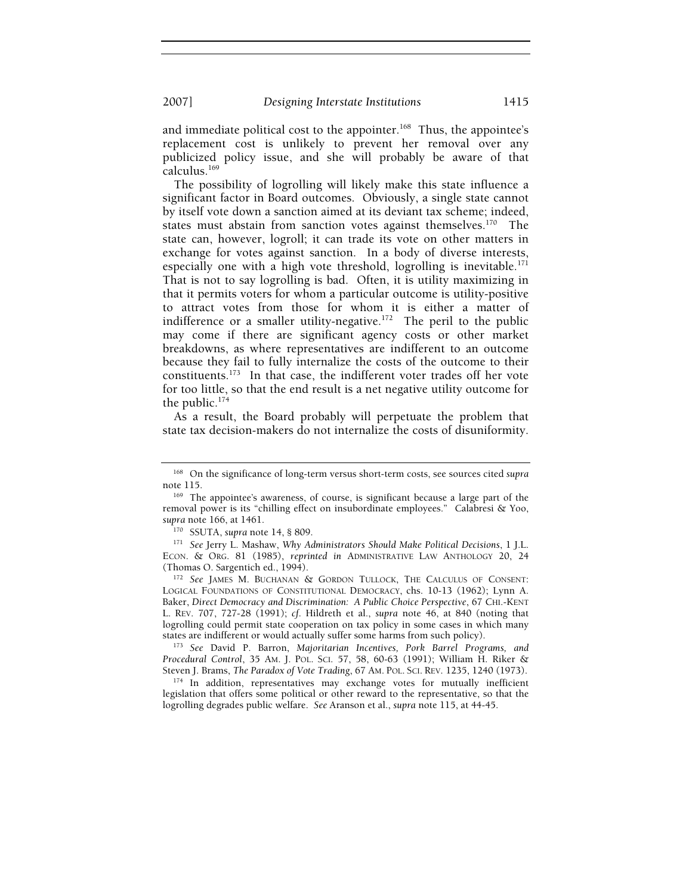and immediate political cost to the appointer.[168] Thus, the appointee's replacement cost is unlikely to prevent her removal over any publicized policy issue, and she will probably be aware of that calculus.[169]

The possibility of logrolling will likely make this state influence a significant factor in Board outcomes. Obviously, a single state cannot by itself vote down a sanction aimed at its deviant tax scheme; indeed, states must abstain from sanction votes against themselves.[170] The state can, however, logroll; it can trade its vote on other matters in exchange for votes against sanction. In a body of diverse interests, especially one with a high vote threshold, logrolling is inevitable.[171] That is not to say logrolling is bad. Often, it is utility maximizing in that it permits voters for whom a particular outcome is utility-positive to attract votes from those for whom it is either a matter of indifference or a smaller utility-negative.[172] The peril to the public may come if there are significant agency costs or other market breakdowns, as where representatives are indifferent to an outcome because they fail to fully internalize the costs of the outcome to their constituents.[173] In that case, the indifferent voter trades off her vote for too little, so that the end result is a net negative utility outcome for the public.[174]

As a result, the Board probably will perpetuate the problem that state tax decision-makers do not internalize the costs of disuniformity.

---

[168] On the significance of long-term versus short-term costs, see sources cited *supra* note 115.

[169] The appointee's awareness, of course, is significant because a large part of the removal power is its "chilling effect on insubordinate employees." Calabresi & Yoo, *supra* note 166, at 1461.

[170] SSUTA, *supra* note 14, § 809.

[171] *See* Jerry L. Mashaw, *Why Administrators Should Make Political Decisions*, 1 J.L. ECON. & ORG. 81 (1985), *reprinted in* ADMINISTRATIVE LAW ANTHOLOGY 20, 24 (Thomas O. Sargentich ed., 1994).

[172] *See* JAMES M. BUCHANAN & GORDON TULLOCK, THE CALCULUS OF CONSENT: LOGICAL FOUNDATIONS OF CONSTITUTIONAL DEMOCRACY, chs. 10-13 (1962); Lynn A. Baker, *Direct Democracy and Discrimination: A Public Choice Perspective*, 67 CHI.-KENT L. REV. 707, 727-28 (1991); *cf.* Hildreth et al., *supra* note 46, at 840 (noting that logrolling could permit state cooperation on tax policy in some cases in which many states are indifferent or would actually suffer some harms from such policy).

[173] *See* David P. Barron, *Majoritarian Incentives, Pork Barrel Programs, and Procedural Control*, 35 AM. J. POL. SCI. 57, 58, 60-63 (1991); William H. Riker & Steven J. Brams, *The Paradox of Vote Trading*, 67 AM. POL. SCI. REV. 1235, 1240 (1973).

[174] In addition, representatives may exchange votes for mutually inefficient legislation that offers some political or other reward to the representative, so that the logrolling degrades public welfare. *See* Aranson et al., *supra* note 115, at 44-45.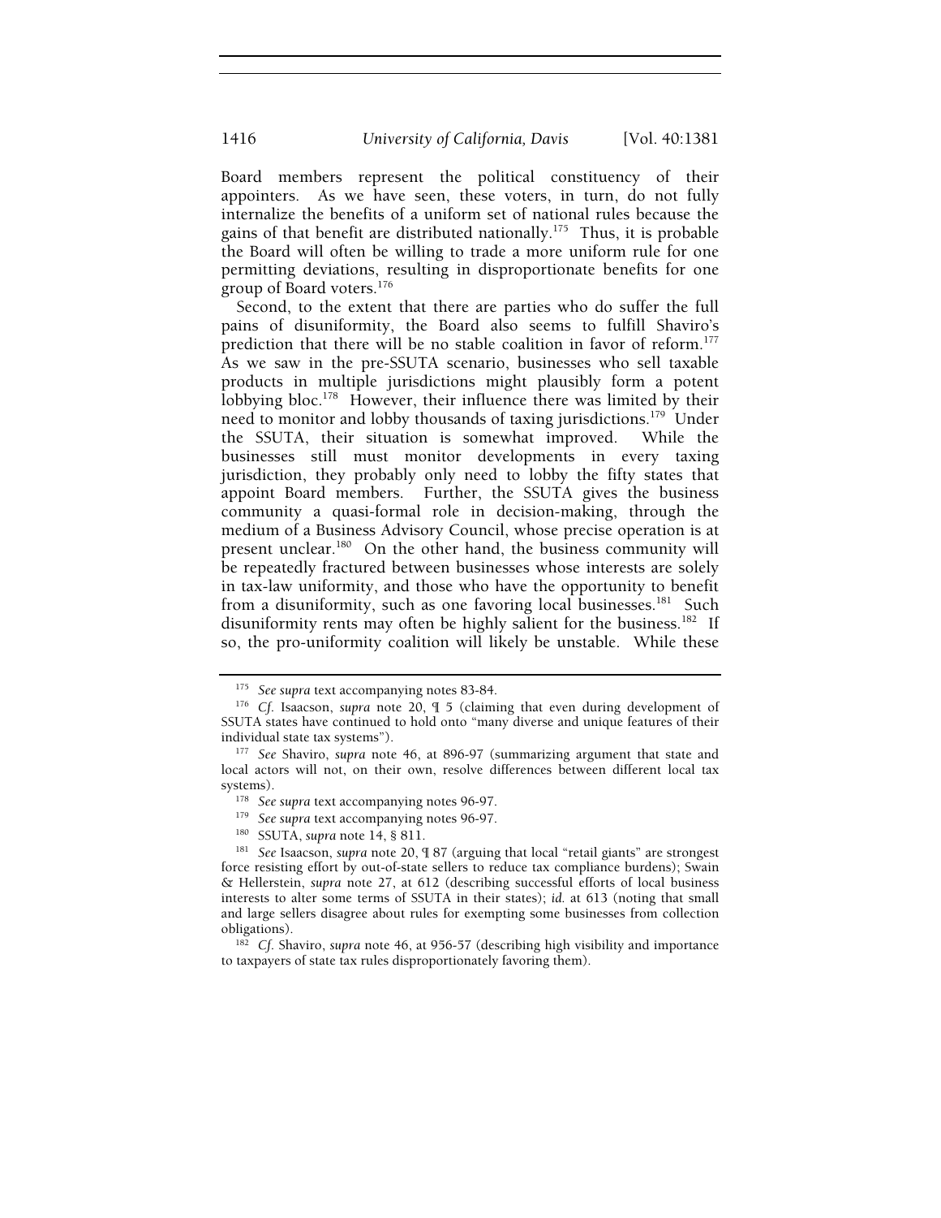Board members represent the political constituency of their appointers. As we have seen, these voters, in turn, do not fully internalize the benefits of a uniform set of national rules because the gains of that benefit are distributed nationally.[175] Thus, it is probable the Board will often be willing to trade a more uniform rule for one permitting deviations, resulting in disproportionate benefits for one group of Board voters.[176]

Second, to the extent that there are parties who do suffer the full pains of disuniformity, the Board also seems to fulfill Shaviro's prediction that there will be no stable coalition in favor of reform.[177] As we saw in the pre-SSUTA scenario, businesses who sell taxable products in multiple jurisdictions might plausibly form a potent lobbying bloc.[178] However, their influence there was limited by their need to monitor and lobby thousands of taxing jurisdictions.[179] Under the SSUTA, their situation is somewhat improved. While the businesses still must monitor developments in every taxing jurisdiction, they probably only need to lobby the fifty states that appoint Board members. Further, the SSUTA gives the business community a quasi-formal role in decision-making, through the medium of a Business Advisory Council, whose precise operation is at present unclear.[180] On the other hand, the business community will be repeatedly fractured between businesses whose interests are solely in tax-law uniformity, and those who have the opportunity to benefit from a disuniformity, such as one favoring local businesses.[181] Such disuniformity rents may often be highly salient for the business.[182] If so, the pro-uniformity coalition will likely be unstable. While these

---

[175] *See supra* text accompanying notes 83-84.

[176] *Cf.* Isaacson, *supra* note 20, ¶ 5 (claiming that even during development of SSUTA states have continued to hold onto "many diverse and unique features of their individual state tax systems").

[177] *See* Shaviro, *supra* note 46, at 896-97 (summarizing argument that state and local actors will not, on their own, resolve differences between different local tax systems).

[178] *See supra* text accompanying notes 96-97.

[179] *See supra* text accompanying notes 96-97.

[180] SSUTA, *supra* note 14, § 811.

[181] *See* Isaacson, *supra* note 20, ¶ 87 (arguing that local "retail giants" are strongest force resisting effort by out-of-state sellers to reduce tax compliance burdens); Swain & Hellerstein, *supra* note 27, at 612 (describing successful efforts of local business interests to alter some terms of SSUTA in their states); *id.* at 613 (noting that small and large sellers disagree about rules for exempting some businesses from collection obligations).

[182] *Cf.* Shaviro, *supra* note 46, at 956-57 (describing high visibility and importance to taxpayers of state tax rules disproportionately favoring them).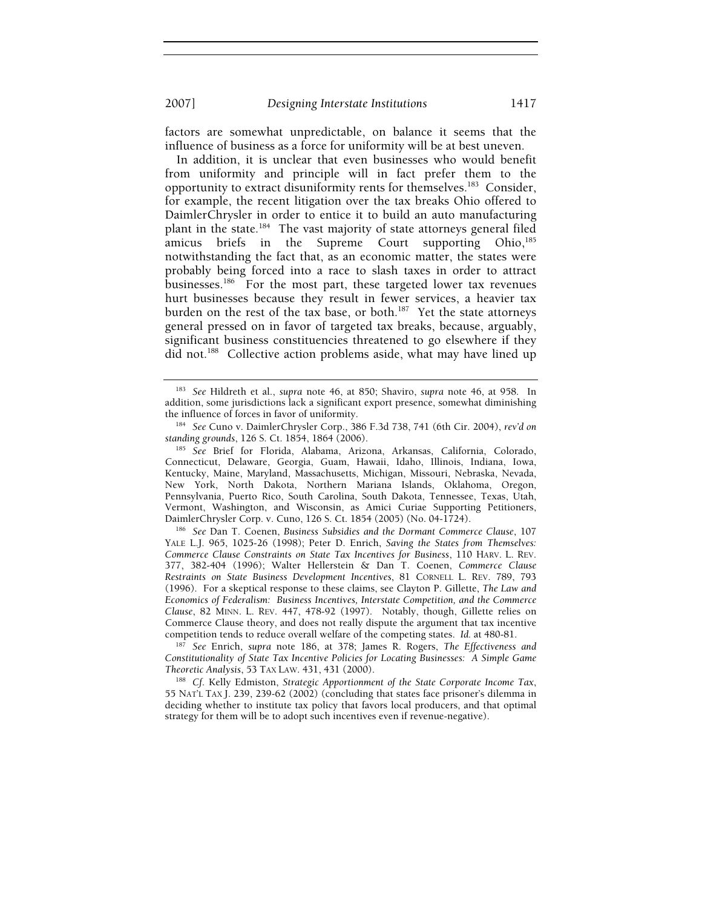factors are somewhat unpredictable, on balance it seems that the influence of business as a force for uniformity will be at best uneven.

In addition, it is unclear that even businesses who would benefit from uniformity and principle will in fact prefer them to the opportunity to extract disuniformity rents for themselves.[183] Consider, for example, the recent litigation over the tax breaks Ohio offered to DaimlerChrysler in order to entice it to build an auto manufacturing plant in the state.[184] The vast majority of state attorneys general filed amicus briefs in the Supreme Court supporting Ohio,[185] notwithstanding the fact that, as an economic matter, the states were probably being forced into a race to slash taxes in order to attract businesses.[186] For the most part, these targeted lower tax revenues hurt businesses because they result in fewer services, a heavier tax burden on the rest of the tax base, or both.[187] Yet the state attorneys general pressed on in favor of targeted tax breaks, because, arguably, significant business constituencies threatened to go elsewhere if they did not.[188] Collective action problems aside, what may have lined up

---

[183] *See* Hildreth et al., *supra* note 46, at 850; Shaviro, *supra* note 46, at 958. In addition, some jurisdictions lack a significant export presence, somewhat diminishing the influence of forces in favor of uniformity.

[184] *See* Cuno v. DaimlerChrysler Corp., 386 F.3d 738, 741 (6th Cir. 2004), *rev'd on standing grounds*, 126 S. Ct. 1854, 1864 (2006).

[185] *See* Brief for Florida, Alabama, Arizona, Arkansas, California, Colorado, Connecticut, Delaware, Georgia, Guam, Hawaii, Idaho, Illinois, Indiana, Iowa, Kentucky, Maine, Maryland, Massachusetts, Michigan, Missouri, Nebraska, Nevada, New York, North Dakota, Northern Mariana Islands, Oklahoma, Oregon, Pennsylvania, Puerto Rico, South Carolina, South Dakota, Tennessee, Texas, Utah, Vermont, Washington, and Wisconsin, as Amici Curiae Supporting Petitioners, DaimlerChrysler Corp. v. Cuno, 126 S. Ct. 1854 (2005) (No. 04-1724).

[186] *See* Dan T. Coenen, *Business Subsidies and the Dormant Commerce Clause*, 107 YALE L.J. 965, 1025-26 (1998); Peter D. Enrich, *Saving the States from Themselves: Commerce Clause Constraints on State Tax Incentives for Business*, 110 HARV. L. REV. 377, 382-404 (1996); Walter Hellerstein & Dan T. Coenen, *Commerce Clause Restraints on State Business Development Incentives*, 81 CORNELL L. REV. 789, 793 (1996). For a skeptical response to these claims, see Clayton P. Gillette, *The Law and Economics of Federalism: Business Incentives, Interstate Competition, and the Commerce Clause*, 82 MINN. L. REV. 447, 478-92 (1997). Notably, though, Gillette relies on Commerce Clause theory, and does not really dispute the argument that tax incentive competition tends to reduce overall welfare of the competing states. *Id.* at 480-81.

[187] *See* Enrich, *supra* note 186, at 378; James R. Rogers, *The Effectiveness and Constitutionality of State Tax Incentive Policies for Locating Businesses: A Simple Game Theoretic Analysis*, 53 TAX LAW. 431, 431 (2000).

[188] *Cf.* Kelly Edmiston, *Strategic Apportionment of the State Corporate Income Tax*, 55 NAT'L TAX J. 239, 239-62 (2002) (concluding that states face prisoner's dilemma in deciding whether to institute tax policy that favors local producers, and that optimal strategy for them will be to adopt such incentives even if revenue-negative).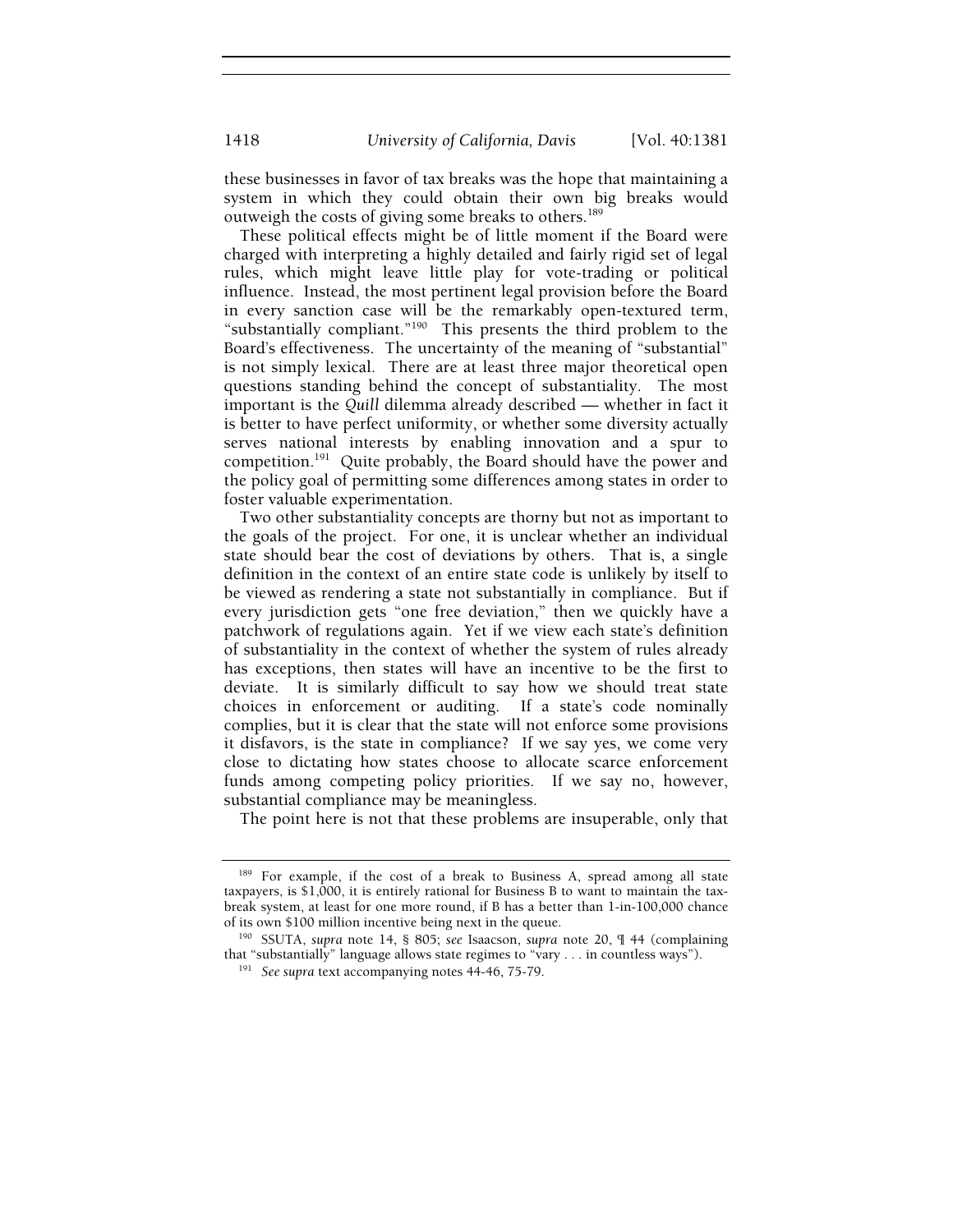these businesses in favor of tax breaks was the hope that maintaining a system in which they could obtain their own big breaks would outweigh the costs of giving some breaks to others.[189]

These political effects might be of little moment if the Board were charged with interpreting a highly detailed and fairly rigid set of legal rules, which might leave little play for vote-trading or political influence. Instead, the most pertinent legal provision before the Board in every sanction case will be the remarkably open-textured term, "substantially compliant."[190] This presents the third problem to the Board's effectiveness. The uncertainty of the meaning of "substantial" is not simply lexical. There are at least three major theoretical open questions standing behind the concept of substantiality. The most important is the *Quill* dilemma already described — whether in fact it is better to have perfect uniformity, or whether some diversity actually serves national interests by enabling innovation and a spur to competition.[191] Quite probably, the Board should have the power and the policy goal of permitting some differences among states in order to foster valuable experimentation.

Two other substantiality concepts are thorny but not as important to the goals of the project. For one, it is unclear whether an individual state should bear the cost of deviations by others. That is, a single definition in the context of an entire state code is unlikely by itself to be viewed as rendering a state not substantially in compliance. But if every jurisdiction gets "one free deviation," then we quickly have a patchwork of regulations again. Yet if we view each state's definition of substantiality in the context of whether the system of rules already has exceptions, then states will have an incentive to be the first to deviate. It is similarly difficult to say how we should treat state choices in enforcement or auditing. If a state's code nominally complies, but it is clear that the state will not enforce some provisions it disfavors, is the state in compliance? If we say yes, we come very close to dictating how states choose to allocate scarce enforcement funds among competing policy priorities. If we say no, however, substantial compliance may be meaningless.

The point here is not that these problems are insuperable, only that

---

[189] For example, if the cost of a break to Business A, spread among all state taxpayers, is $1,000, it is entirely rational for Business B to want to maintain the tax-break system, at least for one more round, if B has a better than 1-in-100,000 chance of its own $100 million incentive being next in the queue.

[190] SSUTA, *supra* note 14, § 805; *see* Isaacson, *supra* note 20, ¶ 44 (complaining that "substantially" language allows state regimes to "vary . . . in countless ways").

[191] *See supra* text accompanying notes 44-46, 75-79.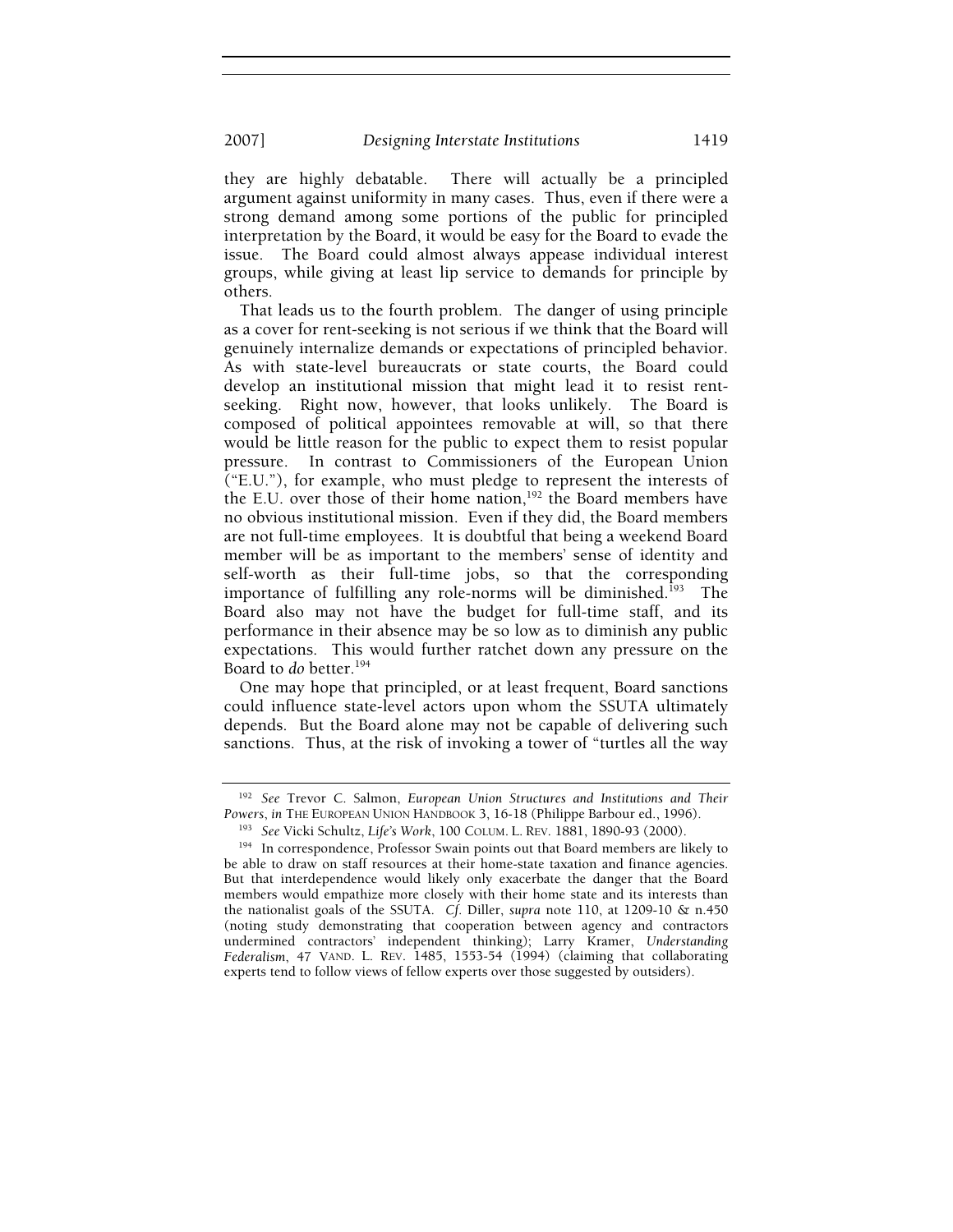they are highly debatable. There will actually be a principled argument against uniformity in many cases. Thus, even if there were a strong demand among some portions of the public for principled interpretation by the Board, it would be easy for the Board to evade the issue. The Board could almost always appease individual interest groups, while giving at least lip service to demands for principle by others.

That leads us to the fourth problem. The danger of using principle as a cover for rent-seeking is not serious if we think that the Board will genuinely internalize demands or expectations of principled behavior. As with state-level bureaucrats or state courts, the Board could develop an institutional mission that might lead it to resist rent-seeking. Right now, however, that looks unlikely. The Board is composed of political appointees removable at will, so that there would be little reason for the public to expect them to resist popular pressure. In contrast to Commissioners of the European Union ("E.U."), for example, who must pledge to represent the interests of the E.U. over those of their home nation,[192] the Board members have no obvious institutional mission. Even if they did, the Board members are not full-time employees. It is doubtful that being a weekend Board member will be as important to the members' sense of identity and self-worth as their full-time jobs, so that the corresponding importance of fulfilling any role-norms will be diminished.[193] The Board also may not have the budget for full-time staff, and its performance in their absence may be so low as to diminish any public expectations. This would further ratchet down any pressure on the Board to *do* better.[194]

One may hope that principled, or at least frequent, Board sanctions could influence state-level actors upon whom the SSUTA ultimately depends. But the Board alone may not be capable of delivering such sanctions. Thus, at the risk of invoking a tower of "turtles all the way

---

[192] *See* Trevor C. Salmon, *European Union Structures and Institutions and Their Powers*, *in* THE EUROPEAN UNION HANDBOOK 3, 16-18 (Philippe Barbour ed., 1996).

[193] *See* Vicki Schultz, *Life's Work*, 100 COLUM. L. REV. 1881, 1890-93 (2000).

[194] In correspondence, Professor Swain points out that Board members are likely to be able to draw on staff resources at their home-state taxation and finance agencies. But that interdependence would likely only exacerbate the danger that the Board members would empathize more closely with their home state and its interests than the nationalist goals of the SSUTA. *Cf.* Diller, *supra* note 110, at 1209-10 & n.450 (noting study demonstrating that cooperation between agency and contractors undermined contractors' independent thinking); Larry Kramer, *Understanding Federalism*, 47 VAND. L. REV. 1485, 1553-54 (1994) (claiming that collaborating experts tend to follow views of fellow experts over those suggested by outsiders).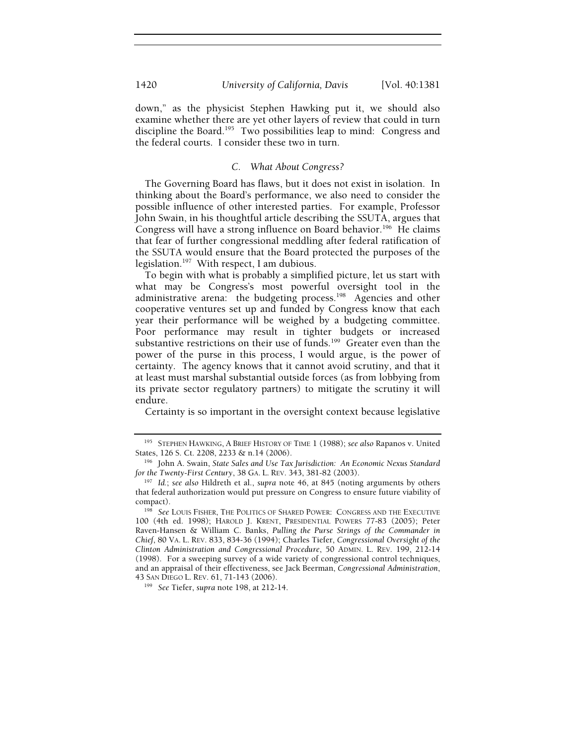down," as the physicist Stephen Hawking put it, we should also examine whether there are yet other layers of review that could in turn discipline the Board.[195] Two possibilities leap to mind: Congress and the federal courts. I consider these two in turn.

### *C. What About Congress?*

The Governing Board has flaws, but it does not exist in isolation. In thinking about the Board's performance, we also need to consider the possible influence of other interested parties. For example, Professor John Swain, in his thoughtful article describing the SSUTA, argues that Congress will have a strong influence on Board behavior.[196] He claims that fear of further congressional meddling after federal ratification of the SSUTA would ensure that the Board protected the purposes of the legislation.[197] With respect, I am dubious.

To begin with what is probably a simplified picture, let us start with what may be Congress's most powerful oversight tool in the administrative arena: the budgeting process.[198] Agencies and other cooperative ventures set up and funded by Congress know that each year their performance will be weighed by a budgeting committee. Poor performance may result in tighter budgets or increased substantive restrictions on their use of funds.[199] Greater even than the power of the purse in this process, I would argue, is the power of certainty. The agency knows that it cannot avoid scrutiny, and that it at least must marshal substantial outside forces (as from lobbying from its private sector regulatory partners) to mitigate the scrutiny it will endure.

Certainty is so important in the oversight context because legislative

---

[195] STEPHEN HAWKING, A BRIEF HISTORY OF TIME 1 (1988); *see also* Rapanos v. United States, 126 S. Ct. 2208, 2233 & n.14 (2006).

[196] John A. Swain, *State Sales and Use Tax Jurisdiction: An Economic Nexus Standard for the Twenty-First Century*, 38 GA. L. REV. 343, 381-82 (2003).

[197] *Id.*; *see also* Hildreth et al., *supra* note 46, at 845 (noting arguments by others that federal authorization would put pressure on Congress to ensure future viability of compact).

[198] *See* LOUIS FISHER, THE POLITICS OF SHARED POWER: CONGRESS AND THE EXECUTIVE 100 (4th ed. 1998); HAROLD J. KRENT, PRESIDENTIAL POWERS 77-83 (2005); Peter Raven-Hansen & William C. Banks, *Pulling the Purse Strings of the Commander in Chief*, 80 VA. L. REV. 833, 834-36 (1994); Charles Tiefer, *Congressional Oversight of the Clinton Administration and Congressional Procedure*, 50 ADMIN. L. REV. 199, 212-14 (1998). For a sweeping survey of a wide variety of congressional control techniques, and an appraisal of their effectiveness, see Jack Beerman, *Congressional Administration*, 43 SAN DIEGO L. REV. 61, 71-143 (2006).

[199] *See* Tiefer, *supra* note 198, at 212-14.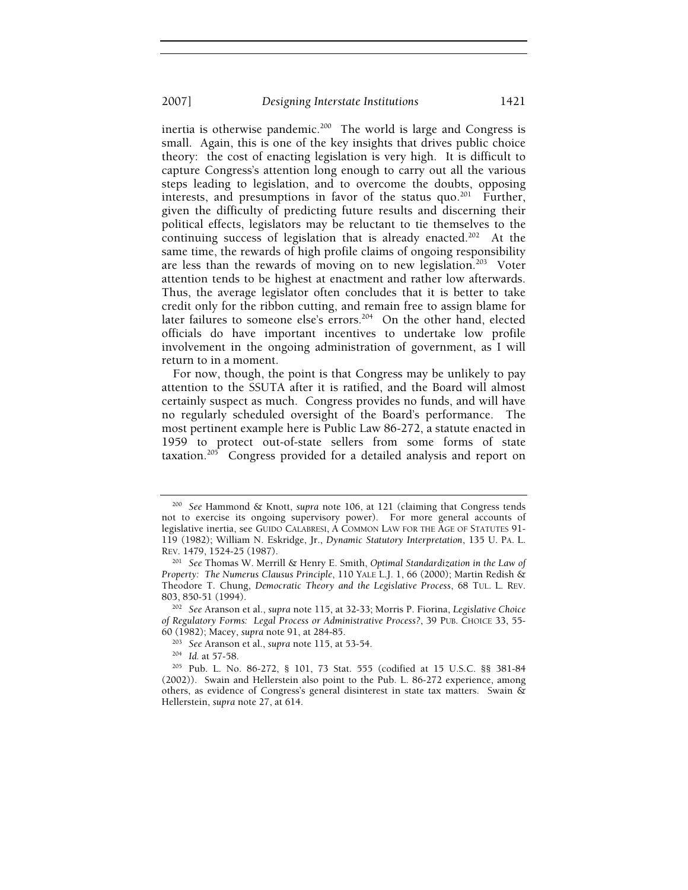inertia is otherwise pandemic.[200] The world is large and Congress is small. Again, this is one of the key insights that drives public choice theory: the cost of enacting legislation is very high. It is difficult to capture Congress's attention long enough to carry out all the various steps leading to legislation, and to overcome the doubts, opposing interests, and presumptions in favor of the status quo.[201] Further, given the difficulty of predicting future results and discerning their political effects, legislators may be reluctant to tie themselves to the continuing success of legislation that is already enacted.[202] At the same time, the rewards of high profile claims of ongoing responsibility are less than the rewards of moving on to new legislation.[203] Voter attention tends to be highest at enactment and rather low afterwards. Thus, the average legislator often concludes that it is better to take credit only for the ribbon cutting, and remain free to assign blame for later failures to someone else's errors.[204] On the other hand, elected officials do have important incentives to undertake low profile involvement in the ongoing administration of government, as I will return to in a moment.

For now, though, the point is that Congress may be unlikely to pay attention to the SSUTA after it is ratified, and the Board will almost certainly suspect as much. Congress provides no funds, and will have no regularly scheduled oversight of the Board's performance. The most pertinent example here is Public Law 86-272, a statute enacted in 1959 to protect out-of-state sellers from some forms of state taxation.[205] Congress provided for a detailed analysis and report on

---

[200] *See* Hammond & Knott, *supra* note 106, at 121 (claiming that Congress tends not to exercise its ongoing supervisory power). For more general accounts of legislative inertia, see GUIDO CALABRESI, A COMMON LAW FOR THE AGE OF STATUTES 91-119 (1982); William N. Eskridge, Jr., *Dynamic Statutory Interpretation*, 135 U. PA. L. REV. 1479, 1524-25 (1987).

[201] *See* Thomas W. Merrill & Henry E. Smith, *Optimal Standardization in the Law of Property: The Numerus Clausus Principle*, 110 YALE L.J. 1, 66 (2000); Martin Redish & Theodore T. Chung, *Democratic Theory and the Legislative Process*, 68 TUL. L. REV. 803, 850-51 (1994).

[202] *See* Aranson et al., *supra* note 115, at 32-33; Morris P. Fiorina, *Legislative Choice of Regulatory Forms: Legal Process or Administrative Process?*, 39 PUB. CHOICE 33, 55-60 (1982); Macey, *supra* note 91, at 284-85.

[203] *See* Aranson et al., *supra* note 115, at 53-54.

[204] *Id.* at 57-58.

[205] Pub. L. No. 86-272, § 101, 73 Stat. 555 (codified at 15 U.S.C. §§ 381-84 (2002)). Swain and Hellerstein also point to the Pub. L. 86-272 experience, among others, as evidence of Congress's general disinterest in state tax matters. Swain & Hellerstein, *supra* note 27, at 614.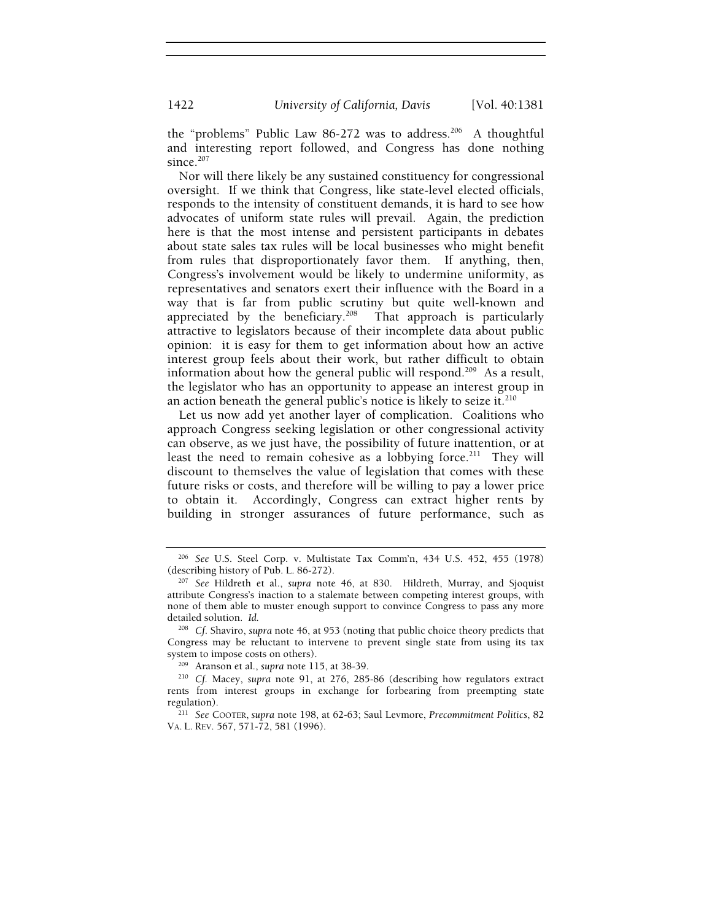the "problems" Public Law 86-272 was to address.[206] A thoughtful and interesting report followed, and Congress has done nothing since.[207]

Nor will there likely be any sustained constituency for congressional oversight. If we think that Congress, like state-level elected officials, responds to the intensity of constituent demands, it is hard to see how advocates of uniform state rules will prevail. Again, the prediction here is that the most intense and persistent participants in debates about state sales tax rules will be local businesses who might benefit from rules that disproportionately favor them. If anything, then, Congress's involvement would be likely to undermine uniformity, as representatives and senators exert their influence with the Board in a way that is far from public scrutiny but quite well-known and appreciated by the beneficiary.[208] That approach is particularly attractive to legislators because of their incomplete data about public opinion: it is easy for them to get information about how an active interest group feels about their work, but rather difficult to obtain information about how the general public will respond.[209] As a result, the legislator who has an opportunity to appease an interest group in an action beneath the general public's notice is likely to seize it.[210]

Let us now add yet another layer of complication. Coalitions who approach Congress seeking legislation or other congressional activity can observe, as we just have, the possibility of future inattention, or at least the need to remain cohesive as a lobbying force.[211] They will discount to themselves the value of legislation that comes with these future risks or costs, and therefore will be willing to pay a lower price to obtain it. Accordingly, Congress can extract higher rents by building in stronger assurances of future performance, such as

---

[206] *See* U.S. Steel Corp. v. Multistate Tax Comm'n, 434 U.S. 452, 455 (1978) (describing history of Pub. L. 86-272).

[207] *See* Hildreth et al., *supra* note 46, at 830. Hildreth, Murray, and Sjoquist attribute Congress's inaction to a stalemate between competing interest groups, with none of them able to muster enough support to convince Congress to pass any more detailed solution. *Id.*

[208] *Cf.* Shaviro, *supra* note 46, at 953 (noting that public choice theory predicts that Congress may be reluctant to intervene to prevent single state from using its tax system to impose costs on others).

[209] Aranson et al., *supra* note 115, at 38-39.

[210] *Cf.* Macey, *supra* note 91, at 276, 285-86 (describing how regulators extract rents from interest groups in exchange for forbearing from preempting state regulation).

[211] *See* COOTER, *supra* note 198, at 62-63; Saul Levmore, *Precommitment Politics*, 82 VA. L. REV. 567, 571-72, 581 (1996).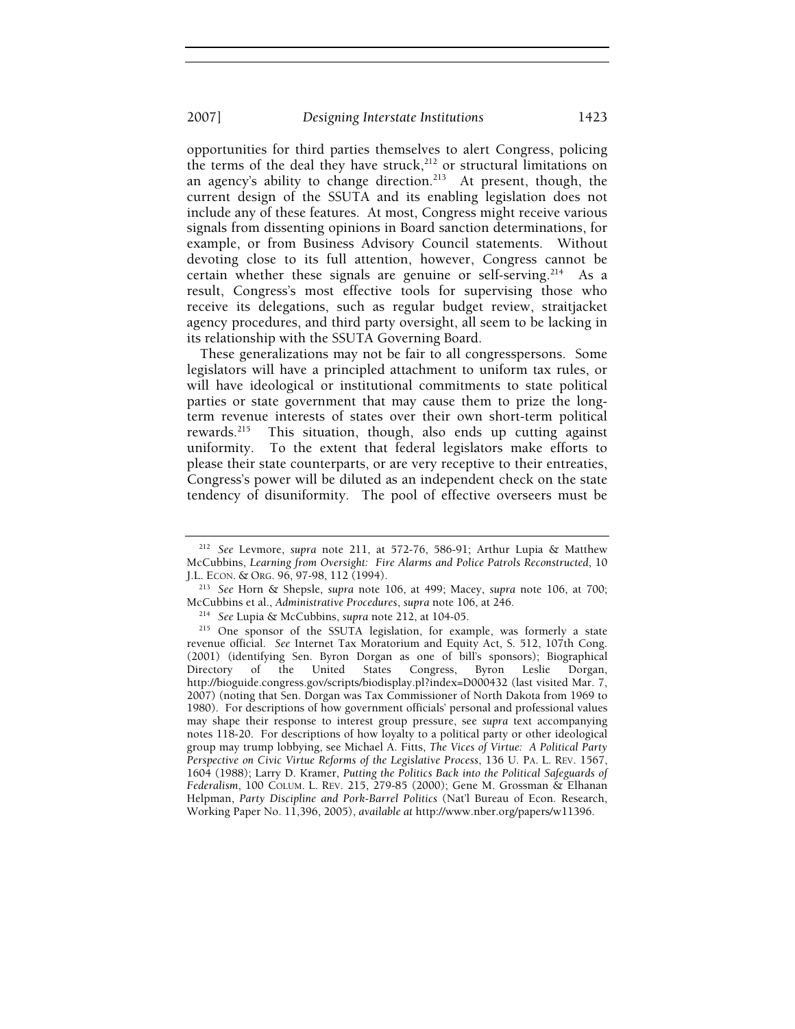opportunities for third parties themselves to alert Congress, policing the terms of the deal they have struck,[212] or structural limitations on an agency's ability to change direction.[213] At present, though, the current design of the SSUTA and its enabling legislation does not include any of these features. At most, Congress might receive various signals from dissenting opinions in Board sanction determinations, for example, or from Business Advisory Council statements. Without devoting close to its full attention, however, Congress cannot be certain whether these signals are genuine or self-serving.[214] As a result, Congress's most effective tools for supervising those who receive its delegations, such as regular budget review, straitjacket agency procedures, and third party oversight, all seem to be lacking in its relationship with the SSUTA Governing Board.

These generalizations may not be fair to all congresspersons. Some legislators will have a principled attachment to uniform tax rules, or will have ideological or institutional commitments to state political parties or state government that may cause them to prize the long-term revenue interests of states over their own short-term political rewards.[215] This situation, though, also ends up cutting against uniformity. To the extent that federal legislators make efforts to please their state counterparts, or are very receptive to their entreaties, Congress's power will be diluted as an independent check on the state tendency of disuniformity. The pool of effective overseers must be

---

[212] *See* Levmore, *supra* note 211, at 572-76, 586-91; Arthur Lupia & Matthew McCubbins, *Learning from Oversight: Fire Alarms and Police Patrols Reconstructed*, 10 J.L. ECON. & ORG. 96, 97-98, 112 (1994).

[213] *See* Horn & Shepsle, *supra* note 106, at 499; Macey, *supra* note 106, at 700; McCubbins et al., *Administrative Procedures*, *supra* note 106, at 246.

[214] *See* Lupia & McCubbins, *supra* note 212, at 104-05.

[215] One sponsor of the SSUTA legislation, for example, was formerly a state revenue official. *See* Internet Tax Moratorium and Equity Act, S. 512, 107th Cong. (2001) (identifying Sen. Byron Dorgan as one of bill's sponsors); Biographical Directory of the United States Congress, Byron Leslie Dorgan, http://bioguide.congress.gov/scripts/biodisplay.pl?index=D000432 (last visited Mar. 7, 2007) (noting that Sen. Dorgan was Tax Commissioner of North Dakota from 1969 to 1980). For descriptions of how government officials' personal and professional values may shape their response to interest group pressure, see *supra* text accompanying notes 118-20. For descriptions of how loyalty to a political party or other ideological group may trump lobbying, see Michael A. Fitts, *The Vices of Virtue: A Political Party Perspective on Civic Virtue Reforms of the Legislative Process*, 136 U. PA. L. REV. 1567, 1604 (1988); Larry D. Kramer, *Putting the Politics Back into the Political Safeguards of Federalism*, 100 COLUM. L. REV. 215, 279-85 (2000); Gene M. Grossman & Elhanan Helpman, *Party Discipline and Pork-Barrel Politics* (Nat'l Bureau of Econ. Research, Working Paper No. 11,396, 2005), *available at* http://www.nber.org/papers/w11396.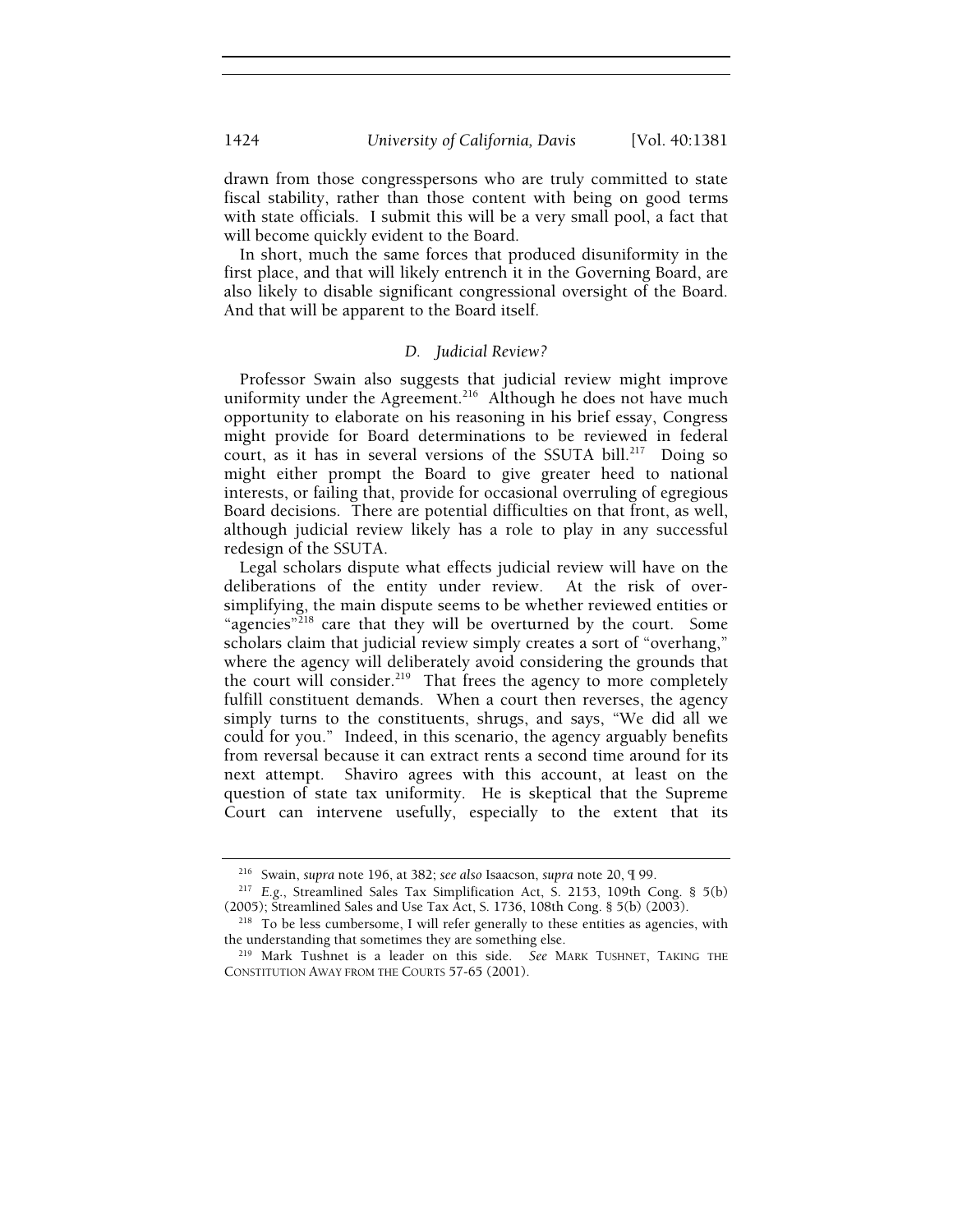drawn from those congresspersons who are truly committed to state fiscal stability, rather than those content with being on good terms with state officials. I submit this will be a very small pool, a fact that will become quickly evident to the Board.

In short, much the same forces that produced disuniformity in the first place, and that will likely entrench it in the Governing Board, are also likely to disable significant congressional oversight of the Board. And that will be apparent to the Board itself.

### *D. Judicial Review?*

Professor Swain also suggests that judicial review might improve uniformity under the Agreement.[216] Although he does not have much opportunity to elaborate on his reasoning in his brief essay, Congress might provide for Board determinations to be reviewed in federal court, as it has in several versions of the SSUTA bill.[217] Doing so might either prompt the Board to give greater heed to national interests, or failing that, provide for occasional overruling of egregious Board decisions. There are potential difficulties on that front, as well, although judicial review likely has a role to play in any successful redesign of the SSUTA.

Legal scholars dispute what effects judicial review will have on the deliberations of the entity under review. At the risk of over-simplifying, the main dispute seems to be whether reviewed entities or "agencies"[218] care that they will be overturned by the court. Some scholars claim that judicial review simply creates a sort of "overhang," where the agency will deliberately avoid considering the grounds that the court will consider.[219] That frees the agency to more completely fulfill constituent demands. When a court then reverses, the agency simply turns to the constituents, shrugs, and says, "We did all we could for you." Indeed, in this scenario, the agency arguably benefits from reversal because it can extract rents a second time around for its next attempt. Shaviro agrees with this account, at least on the question of state tax uniformity. He is skeptical that the Supreme Court can intervene usefully, especially to the extent that its

---

[216] Swain, *supra* note 196, at 382; *see also* Isaacson, *supra* note 20, ¶ 99.

[217] *E.g.*, Streamlined Sales Tax Simplification Act, S. 2153, 109th Cong. § 5(b) (2005); Streamlined Sales and Use Tax Act, S. 1736, 108th Cong. § 5(b) (2003).

[218] To be less cumbersome, I will refer generally to these entities as agencies, with the understanding that sometimes they are something else.

[219] Mark Tushnet is a leader on this side. *See* MARK TUSHNET, TAKING THE CONSTITUTION AWAY FROM THE COURTS 57-65 (2001).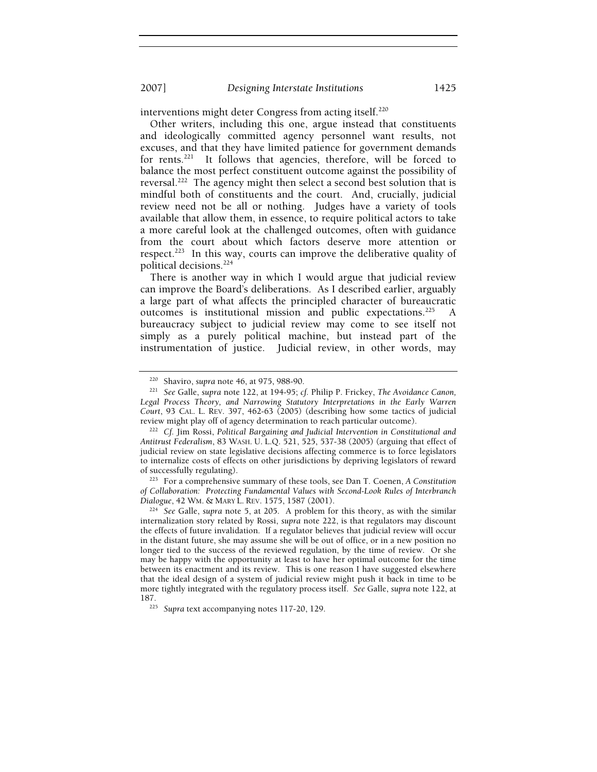interventions might deter Congress from acting itself.[220]

Other writers, including this one, argue instead that constituents and ideologically committed agency personnel want results, not excuses, and that they have limited patience for government demands for rents.[221] It follows that agencies, therefore, will be forced to balance the most perfect constituent outcome against the possibility of reversal.[222] The agency might then select a second best solution that is mindful both of constituents and the court. And, crucially, judicial review need not be all or nothing. Judges have a variety of tools available that allow them, in essence, to require political actors to take a more careful look at the challenged outcomes, often with guidance from the court about which factors deserve more attention or respect.[223] In this way, courts can improve the deliberative quality of political decisions.[224]

There is another way in which I would argue that judicial review can improve the Board's deliberations. As I described earlier, arguably a large part of what affects the principled character of bureaucratic outcomes is institutional mission and public expectations.[225] A bureaucracy subject to judicial review may come to see itself not simply as a purely political machine, but instead part of the instrumentation of justice. Judicial review, in other words, may

---

[220] Shaviro, *supra* note 46, at 975, 988-90.

[221] *See* Galle, *supra* note 122, at 194-95; *cf.* Philip P. Frickey, *The Avoidance Canon, Legal Process Theory, and Narrowing Statutory Interpretations in the Early Warren Court*, 93 CAL. L. REV. 397, 462-63 (2005) (describing how some tactics of judicial review might play off of agency determination to reach particular outcome).

[222] *Cf.* Jim Rossi, *Political Bargaining and Judicial Intervention in Constitutional and Antitrust Federalism*, 83 WASH. U. L.Q. 521, 525, 537-38 (2005) (arguing that effect of judicial review on state legislative decisions affecting commerce is to force legislators to internalize costs of effects on other jurisdictions by depriving legislators of reward of successfully regulating).

[223] For a comprehensive summary of these tools, see Dan T. Coenen, *A Constitution of Collaboration: Protecting Fundamental Values with Second-Look Rules of Interbranch Dialogue*, 42 WM. & MARY L. REV. 1575, 1587 (2001).

[224] *See* Galle, *supra* note 5, at 205. A problem for this theory, as with the similar internalization story related by Rossi, *supra* note 222, is that regulators may discount the effects of future invalidation. If a regulator believes that judicial review will occur in the distant future, she may assume she will be out of office, or in a new position no longer tied to the success of the reviewed regulation, by the time of review. Or she may be happy with the opportunity at least to have her optimal outcome for the time between its enactment and its review. This is one reason I have suggested elsewhere that the ideal design of a system of judicial review might push it back in time to be more tightly integrated with the regulatory process itself. *See* Galle, *supra* note 122, at 187.

[225] *Supra* text accompanying notes 117-20, 129.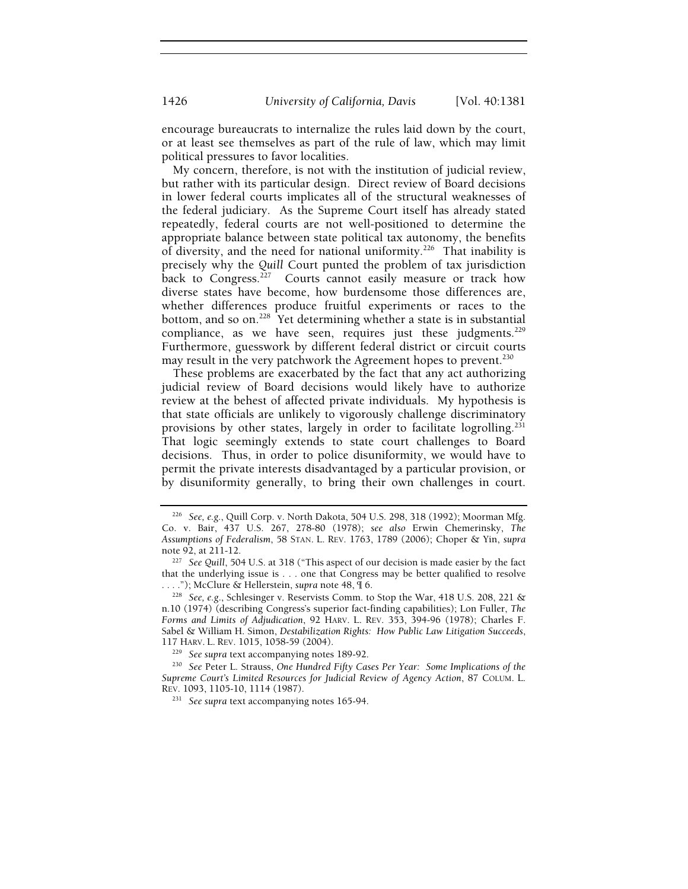encourage bureaucrats to internalize the rules laid down by the court, or at least see themselves as part of the rule of law, which may limit political pressures to favor localities.

My concern, therefore, is not with the institution of judicial review, but rather with its particular design. Direct review of Board decisions in lower federal courts implicates all of the structural weaknesses of the federal judiciary. As the Supreme Court itself has already stated repeatedly, federal courts are not well-positioned to determine the appropriate balance between state political tax autonomy, the benefits of diversity, and the need for national uniformity.[226] That inability is precisely why the *Quill* Court punted the problem of tax jurisdiction back to Congress.[227] Courts cannot easily measure or track how diverse states have become, how burdensome those differences are, whether differences produce fruitful experiments or races to the bottom, and so on.[228] Yet determining whether a state is in substantial compliance, as we have seen, requires just these judgments.[229] Furthermore, guesswork by different federal district or circuit courts may result in the very patchwork the Agreement hopes to prevent.[230]

These problems are exacerbated by the fact that any act authorizing judicial review of Board decisions would likely have to authorize review at the behest of affected private individuals. My hypothesis is that state officials are unlikely to vigorously challenge discriminatory provisions by other states, largely in order to facilitate logrolling.[231] That logic seemingly extends to state court challenges to Board decisions. Thus, in order to police disuniformity, we would have to permit the private interests disadvantaged by a particular provision, or by disuniformity generally, to bring their own challenges in court.

---

[226] *See, e.g.*, Quill Corp. v. North Dakota, 504 U.S. 298, 318 (1992); Moorman Mfg. Co. v. Bair, 437 U.S. 267, 278-80 (1978); *see also* Erwin Chemerinsky, *The Assumptions of Federalism*, 58 STAN. L. REV. 1763, 1789 (2006); Choper & Yin, *supra* note 92, at 211-12.

[227] *See Quill*, 504 U.S. at 318 ("This aspect of our decision is made easier by the fact that the underlying issue is . . . one that Congress may be better qualified to resolve . . . ."); McClure & Hellerstein, *supra* note 48, ¶ 6.

[228] *See, e.g.*, Schlesinger v. Reservists Comm. to Stop the War, 418 U.S. 208, 221 & n.10 (1974) (describing Congress's superior fact-finding capabilities); Lon Fuller, *The Forms and Limits of Adjudication*, 92 HARV. L. REV. 353, 394-96 (1978); Charles F. Sabel & William H. Simon, *Destabilization Rights: How Public Law Litigation Succeeds*, 117 HARV. L. REV. 1015, 1058-59 (2004).

[229] *See supra* text accompanying notes 189-92.

[230] *See* Peter L. Strauss, *One Hundred Fifty Cases Per Year: Some Implications of the Supreme Court's Limited Resources for Judicial Review of Agency Action*, 87 COLUM. L. REV. 1093, 1105-10, 1114 (1987).

[231] *See supra* text accompanying notes 165-94.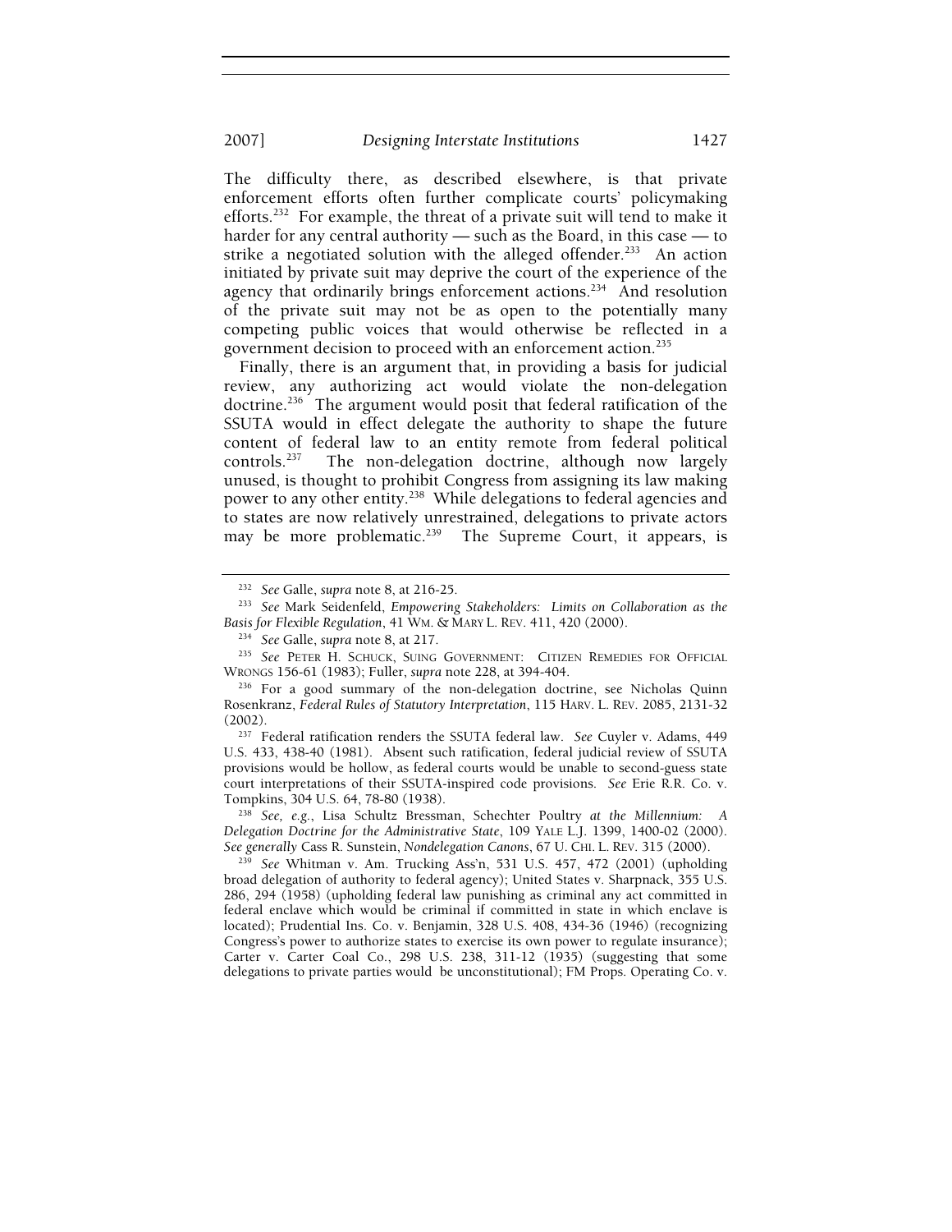The difficulty there, as described elsewhere, is that private enforcement efforts often further complicate courts' policymaking efforts.[232] For example, the threat of a private suit will tend to make it harder for any central authority — such as the Board, in this case — to strike a negotiated solution with the alleged offender.[233] An action initiated by private suit may deprive the court of the experience of the agency that ordinarily brings enforcement actions.[234] And resolution of the private suit may not be as open to the potentially many competing public voices that would otherwise be reflected in a government decision to proceed with an enforcement action.[235]

Finally, there is an argument that, in providing a basis for judicial review, any authorizing act would violate the non-delegation doctrine.[236] The argument would posit that federal ratification of the SSUTA would in effect delegate the authority to shape the future content of federal law to an entity remote from federal political controls.[237] The non-delegation doctrine, although now largely unused, is thought to prohibit Congress from assigning its law making power to any other entity.[238] While delegations to federal agencies and to states are now relatively unrestrained, delegations to private actors may be more problematic.[239] The Supreme Court, it appears, is

---

[232] *See* Galle, *supra* note 8, at 216-25.

[233] *See* Mark Seidenfeld, *Empowering Stakeholders: Limits on Collaboration as the Basis for Flexible Regulation*, 41 WM. & MARY L. REV. 411, 420 (2000).

[234] *See* Galle, *supra* note 8, at 217.

[235] *See* PETER H. SCHUCK, SUING GOVERNMENT: CITIZEN REMEDIES FOR OFFICIAL WRONGS 156-61 (1983); Fuller, *supra* note 228, at 394-404.

[236] For a good summary of the non-delegation doctrine, see Nicholas Quinn Rosenkranz, *Federal Rules of Statutory Interpretation*, 115 HARV. L. REV. 2085, 2131-32 (2002).

[237] Federal ratification renders the SSUTA federal law. *See* Cuyler v. Adams, 449 U.S. 433, 438-40 (1981). Absent such ratification, federal judicial review of SSUTA provisions would be hollow, as federal courts would be unable to second-guess state court interpretations of their SSUTA-inspired code provisions. *See* Erie R.R. Co. v. Tompkins, 304 U.S. 64, 78-80 (1938).

[238] *See, e.g.*, Lisa Schultz Bressman, Schechter Poultry *at the Millennium: A Delegation Doctrine for the Administrative State*, 109 YALE L.J. 1399, 1400-02 (2000). *See generally* Cass R. Sunstein, *Nondelegation Canons*, 67 U. CHI. L. REV. 315 (2000).

[239] *See* Whitman v. Am. Trucking Ass'n, 531 U.S. 457, 472 (2001) (upholding broad delegation of authority to federal agency); United States v. Sharpnack, 355 U.S. 286, 294 (1958) (upholding federal law punishing as criminal any act committed in federal enclave which would be criminal if committed in state in which enclave is located); Prudential Ins. Co. v. Benjamin, 328 U.S. 408, 434-36 (1946) (recognizing Congress's power to authorize states to exercise its own power to regulate insurance); Carter v. Carter Coal Co., 298 U.S. 238, 311-12 (1935) (suggesting that some delegations to private parties would be unconstitutional); FM Props. Operating Co. v.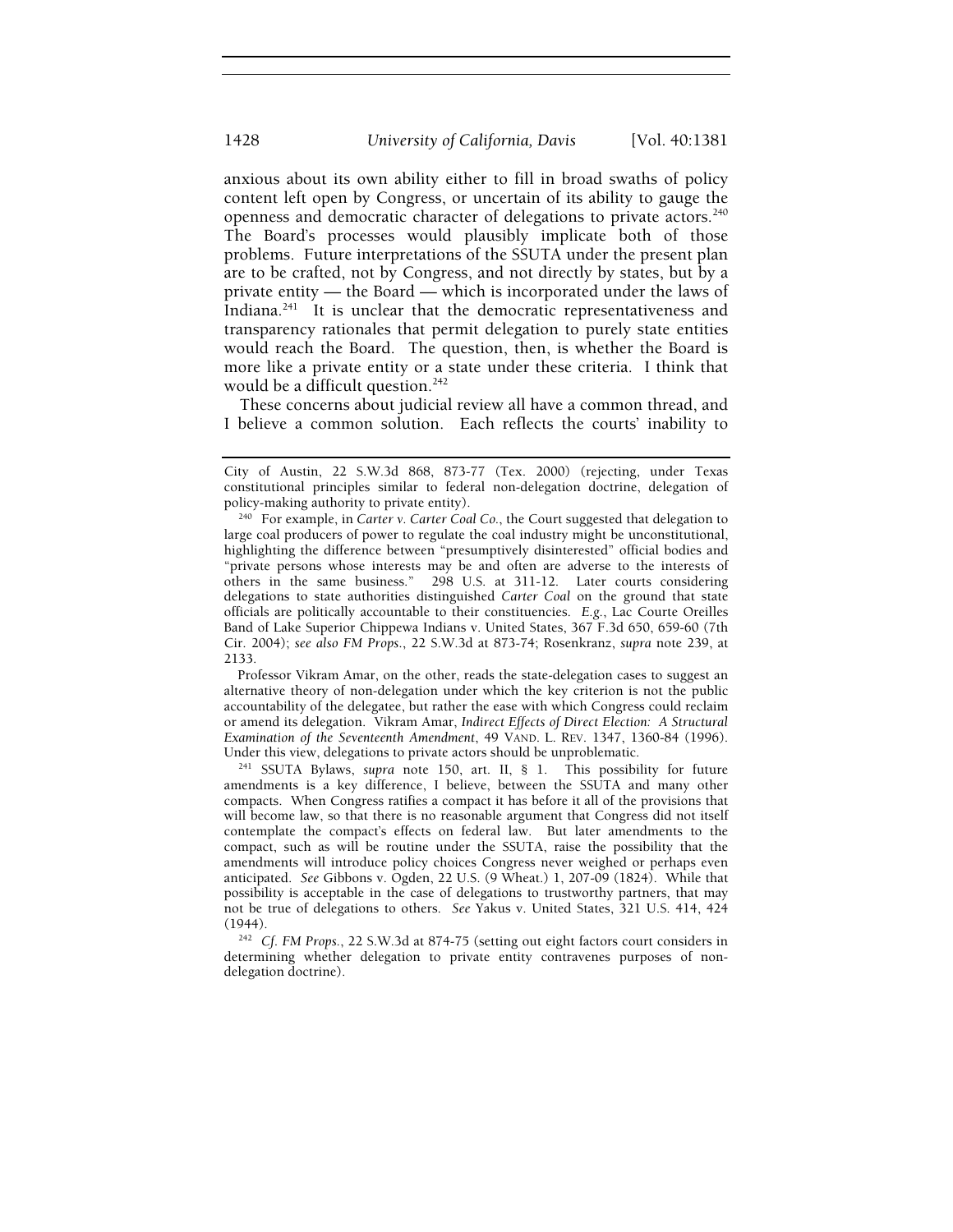anxious about its own ability either to fill in broad swaths of policy content left open by Congress, or uncertain of its ability to gauge the openness and democratic character of delegations to private actors.[240] The Board's processes would plausibly implicate both of those problems. Future interpretations of the SSUTA under the present plan are to be crafted, not by Congress, and not directly by states, but by a private entity — the Board — which is incorporated under the laws of Indiana.[241] It is unclear that the democratic representativeness and transparency rationales that permit delegation to purely state entities would reach the Board. The question, then, is whether the Board is more like a private entity or a state under these criteria. I think that would be a difficult question.[242]

These concerns about judicial review all have a common thread, and I believe a common solution. Each reflects the courts' inability to

---

City of Austin, 22 S.W.3d 868, 873-77 (Tex. 2000) (rejecting, under Texas constitutional principles similar to federal non-delegation doctrine, delegation of policy-making authority to private entity).

[240] For example, in *Carter v. Carter Coal Co.*, the Court suggested that delegation to large coal producers of power to regulate the coal industry might be unconstitutional, highlighting the difference between "presumptively disinterested" official bodies and "private persons whose interests may be and often are adverse to the interests of others in the same business." 298 U.S. at 311-12. Later courts considering delegations to state authorities distinguished *Carter Coal* on the ground that state officials are politically accountable to their constituencies. *E.g.*, Lac Courte Oreilles Band of Lake Superior Chippewa Indians v. United States, 367 F.3d 650, 659-60 (7th Cir. 2004); *see also FM Props.*, 22 S.W.3d at 873-74; Rosenkranz, *supra* note 239, at 2133.

Professor Vikram Amar, on the other, reads the state-delegation cases to suggest an alternative theory of non-delegation under which the key criterion is not the public accountability of the delegatee, but rather the ease with which Congress could reclaim or amend its delegation. Vikram Amar, *Indirect Effects of Direct Election: A Structural Examination of the Seventeenth Amendment*, 49 VAND. L. REV. 1347, 1360-84 (1996). Under this view, delegations to private actors should be unproblematic.

[241] SSUTA Bylaws, *supra* note 150, art. II, § 1. This possibility for future amendments is a key difference, I believe, between the SSUTA and many other compacts. When Congress ratifies a compact it has before it all of the provisions that will become law, so that there is no reasonable argument that Congress did not itself contemplate the compact's effects on federal law. But later amendments to the compact, such as will be routine under the SSUTA, raise the possibility that the amendments will introduce policy choices Congress never weighed or perhaps even anticipated. *See* Gibbons v. Ogden, 22 U.S. (9 Wheat.) 1, 207-09 (1824). While that possibility is acceptable in the case of delegations to trustworthy partners, that may not be true of delegations to others. *See* Yakus v. United States, 321 U.S. 414, 424 (1944).

[242] *Cf. FM Props.*, 22 S.W.3d at 874-75 (setting out eight factors court considers in determining whether delegation to private entity contravenes purposes of non-delegation doctrine).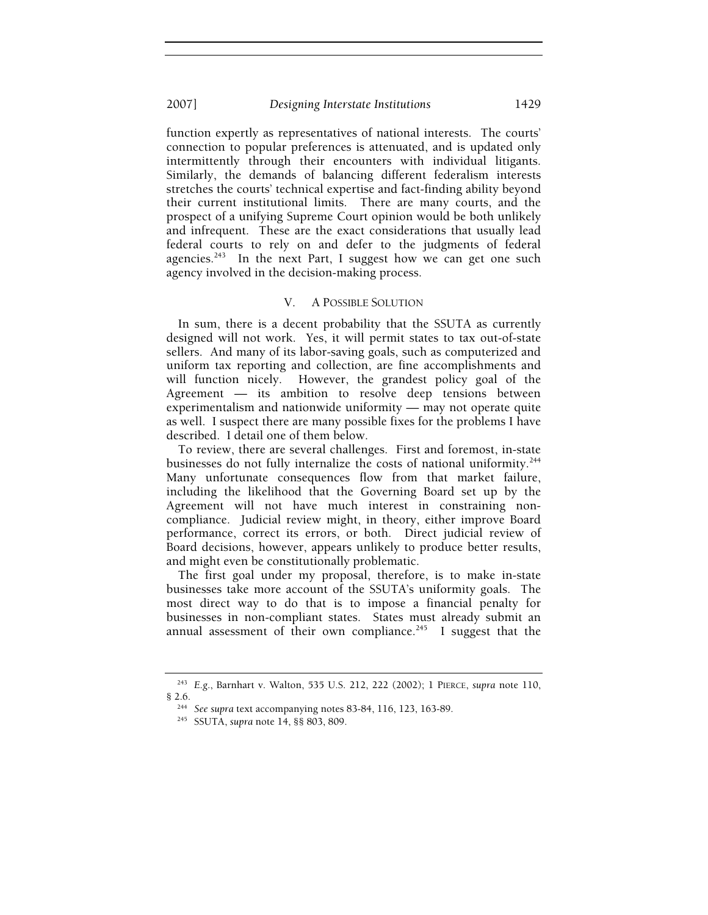function expertly as representatives of national interests. The courts' connection to popular preferences is attenuated, and is updated only intermittently through their encounters with individual litigants. Similarly, the demands of balancing different federalism interests stretches the courts' technical expertise and fact-finding ability beyond their current institutional limits. There are many courts, and the prospect of a unifying Supreme Court opinion would be both unlikely and infrequent. These are the exact considerations that usually lead federal courts to rely on and defer to the judgments of federal agencies.[243] In the next Part, I suggest how we can get one such agency involved in the decision-making process.

## V. A POSSIBLE SOLUTION

In sum, there is a decent probability that the SSUTA as currently designed will not work. Yes, it will permit states to tax out-of-state sellers. And many of its labor-saving goals, such as computerized and uniform tax reporting and collection, are fine accomplishments and will function nicely. However, the grandest policy goal of the Agreement — its ambition to resolve deep tensions between experimentalism and nationwide uniformity — may not operate quite as well. I suspect there are many possible fixes for the problems I have described. I detail one of them below.

To review, there are several challenges. First and foremost, in-state businesses do not fully internalize the costs of national uniformity.[244] Many unfortunate consequences flow from that market failure, including the likelihood that the Governing Board set up by the Agreement will not have much interest in constraining non-compliance. Judicial review might, in theory, either improve Board performance, correct its errors, or both. Direct judicial review of Board decisions, however, appears unlikely to produce better results, and might even be constitutionally problematic.

The first goal under my proposal, therefore, is to make in-state businesses take more account of the SSUTA's uniformity goals. The most direct way to do that is to impose a financial penalty for businesses in non-compliant states. States must already submit an annual assessment of their own compliance.[245] I suggest that the

---

[243] *E.g.*, Barnhart v. Walton, 535 U.S. 212, 222 (2002); 1 PIERCE, *supra* note 110, § 2.6.

[244] *See supra* text accompanying notes 83-84, 116, 123, 163-89.

[245] SSUTA, *supra* note 14, §§ 803, 809.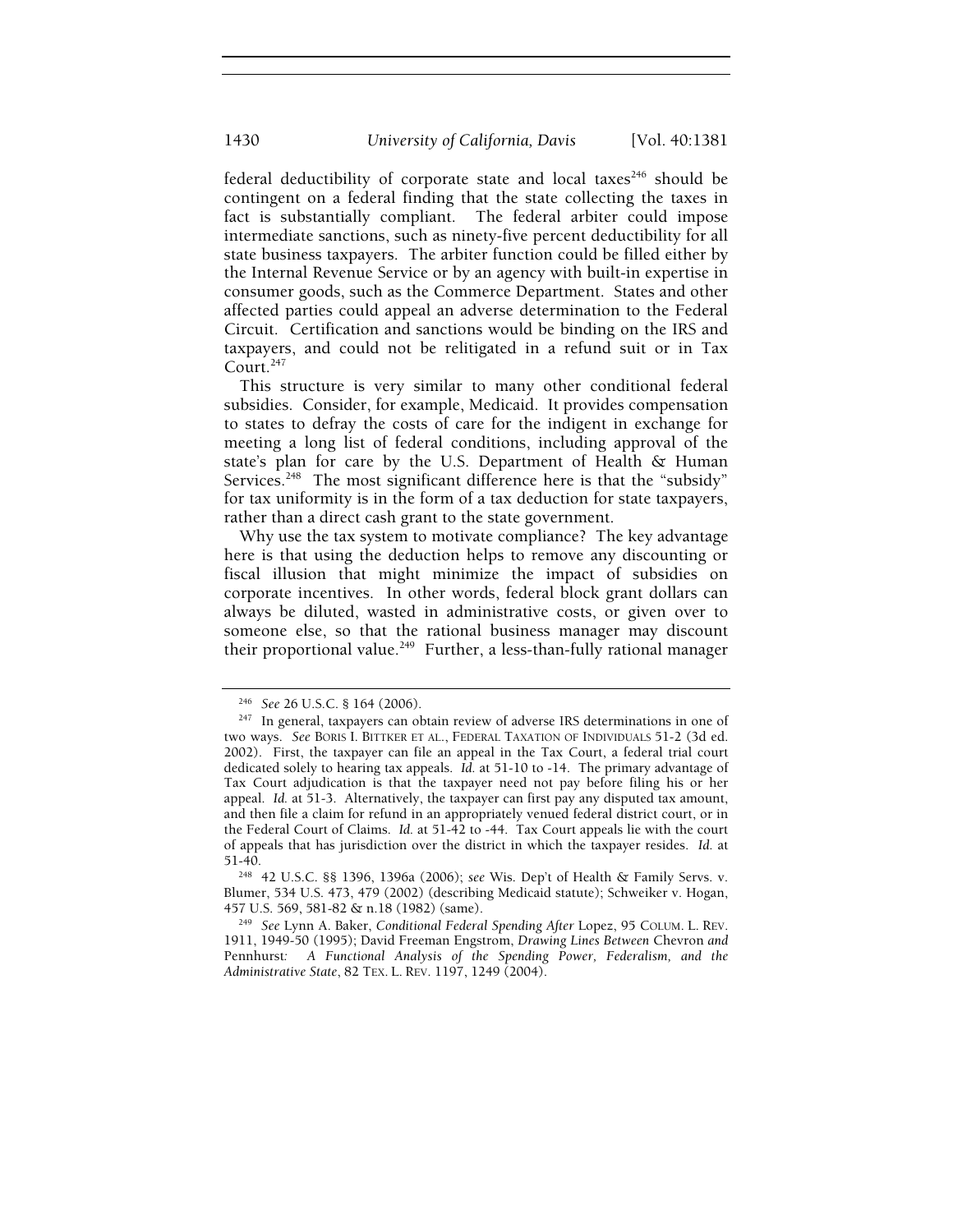federal deductibility of corporate state and local taxes[246] should be contingent on a federal finding that the state collecting the taxes in fact is substantially compliant. The federal arbiter could impose intermediate sanctions, such as ninety-five percent deductibility for all state business taxpayers. The arbiter function could be filled either by the Internal Revenue Service or by an agency with built-in expertise in consumer goods, such as the Commerce Department. States and other affected parties could appeal an adverse determination to the Federal Circuit. Certification and sanctions would be binding on the IRS and taxpayers, and could not be relitigated in a refund suit or in Tax Court.[247]

This structure is very similar to many other conditional federal subsidies. Consider, for example, Medicaid. It provides compensation to states to defray the costs of care for the indigent in exchange for meeting a long list of federal conditions, including approval of the state's plan for care by the U.S. Department of Health & Human Services.[248] The most significant difference here is that the "subsidy" for tax uniformity is in the form of a tax deduction for state taxpayers, rather than a direct cash grant to the state government.

Why use the tax system to motivate compliance? The key advantage here is that using the deduction helps to remove any discounting or fiscal illusion that might minimize the impact of subsidies on corporate incentives. In other words, federal block grant dollars can always be diluted, wasted in administrative costs, or given over to someone else, so that the rational business manager may discount their proportional value.[249] Further, a less-than-fully rational manager

---

[246] *See* 26 U.S.C. § 164 (2006).

[247] In general, taxpayers can obtain review of adverse IRS determinations in one of two ways. *See* BORIS I. BITTKER ET AL., FEDERAL TAXATION OF INDIVIDUALS 51-2 (3d ed. 2002). First, the taxpayer can file an appeal in the Tax Court, a federal trial court dedicated solely to hearing tax appeals. *Id.* at 51-10 to -14. The primary advantage of Tax Court adjudication is that the taxpayer need not pay before filing his or her appeal. *Id.* at 51-3. Alternatively, the taxpayer can first pay any disputed tax amount, and then file a claim for refund in an appropriately venued federal district court, or in the Federal Court of Claims. *Id.* at 51-42 to -44. Tax Court appeals lie with the court of appeals that has jurisdiction over the district in which the taxpayer resides. *Id.* at 51-40.

[248] 42 U.S.C. §§ 1396, 1396a (2006); *see* Wis. Dep't of Health & Family Servs. v. Blumer, 534 U.S. 473, 479 (2002) (describing Medicaid statute); Schweiker v. Hogan, 457 U.S. 569, 581-82 & n.18 (1982) (same).

[249] *See* Lynn A. Baker, *Conditional Federal Spending After* Lopez, 95 COLUM. L. REV. 1911, 1949-50 (1995); David Freeman Engstrom, *Drawing Lines Between* Chevron *and* Pennhurst*: A Functional Analysis of the Spending Power, Federalism, and the Administrative State*, 82 TEX. L. REV. 1197, 1249 (2004).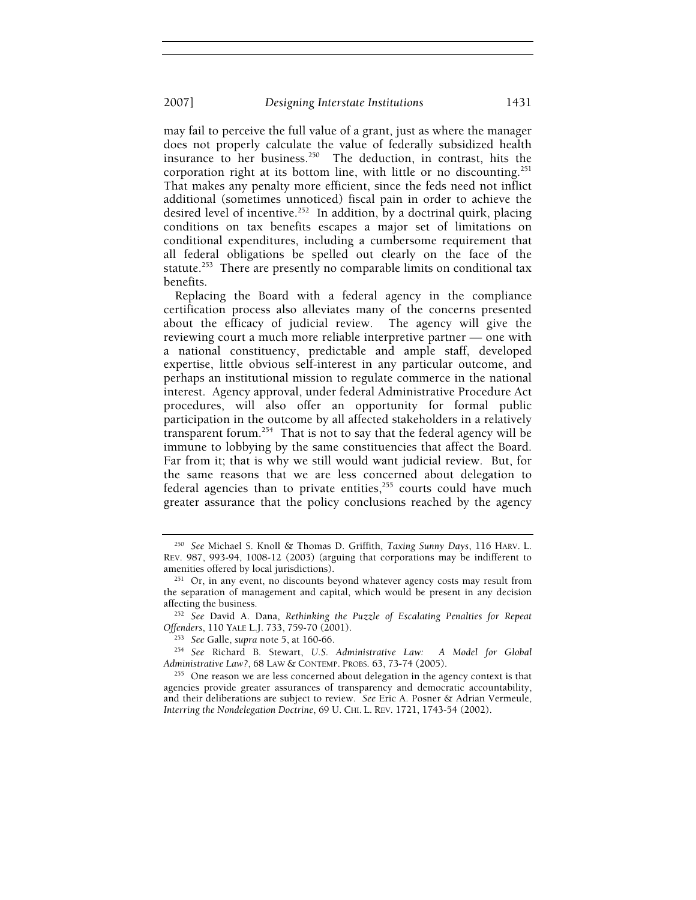may fail to perceive the full value of a grant, just as where the manager does not properly calculate the value of federally subsidized health insurance to her business.[250] The deduction, in contrast, hits the corporation right at its bottom line, with little or no discounting.[251] That makes any penalty more efficient, since the feds need not inflict additional (sometimes unnoticed) fiscal pain in order to achieve the desired level of incentive.[252] In addition, by a doctrinal quirk, placing conditions on tax benefits escapes a major set of limitations on conditional expenditures, including a cumbersome requirement that all federal obligations be spelled out clearly on the face of the statute.[253] There are presently no comparable limits on conditional tax benefits.

Replacing the Board with a federal agency in the compliance certification process also alleviates many of the concerns presented about the efficacy of judicial review. The agency will give the reviewing court a much more reliable interpretive partner — one with a national constituency, predictable and ample staff, developed expertise, little obvious self-interest in any particular outcome, and perhaps an institutional mission to regulate commerce in the national interest. Agency approval, under federal Administrative Procedure Act procedures, will also offer an opportunity for formal public participation in the outcome by all affected stakeholders in a relatively transparent forum.[254] That is not to say that the federal agency will be immune to lobbying by the same constituencies that affect the Board. Far from it; that is why we still would want judicial review. But, for the same reasons that we are less concerned about delegation to federal agencies than to private entities,[255] courts could have much greater assurance that the policy conclusions reached by the agency

---

[250] *See* Michael S. Knoll & Thomas D. Griffith, *Taxing Sunny Days*, 116 HARV. L. REV. 987, 993-94, 1008-12 (2003) (arguing that corporations may be indifferent to amenities offered by local jurisdictions).

[251] Or, in any event, no discounts beyond whatever agency costs may result from the separation of management and capital, which would be present in any decision affecting the business.

[252] *See* David A. Dana, *Rethinking the Puzzle of Escalating Penalties for Repeat Offenders*, 110 YALE L.J. 733, 759-70 (2001).

[253] *See* Galle, *supra* note 5, at 160-66.

[254] *See* Richard B. Stewart, *U.S. Administrative Law: A Model for Global Administrative Law?*, 68 LAW & CONTEMP. PROBS. 63, 73-74 (2005).

[255] One reason we are less concerned about delegation in the agency context is that agencies provide greater assurances of transparency and democratic accountability, and their deliberations are subject to review. *See* Eric A. Posner & Adrian Vermeule, *Interring the Nondelegation Doctrine*, 69 U. CHI. L. REV. 1721, 1743-54 (2002).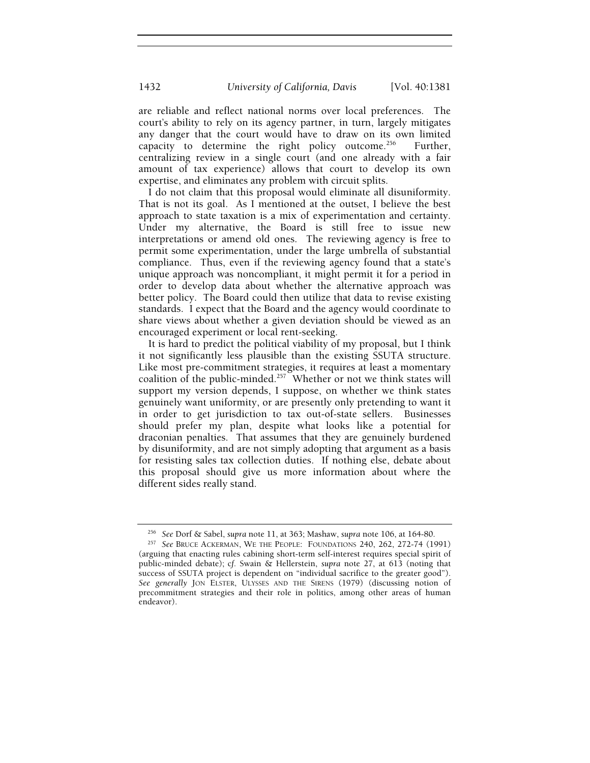are reliable and reflect national norms over local preferences. The court's ability to rely on its agency partner, in turn, largely mitigates any danger that the court would have to draw on its own limited capacity to determine the right policy outcome.[256] Further, centralizing review in a single court (and one already with a fair amount of tax experience) allows that court to develop its own expertise, and eliminates any problem with circuit splits.

I do not claim that this proposal would eliminate all disuniformity. That is not its goal. As I mentioned at the outset, I believe the best approach to state taxation is a mix of experimentation and certainty. Under my alternative, the Board is still free to issue new interpretations or amend old ones. The reviewing agency is free to permit some experimentation, under the large umbrella of substantial compliance. Thus, even if the reviewing agency found that a state's unique approach was noncompliant, it might permit it for a period in order to develop data about whether the alternative approach was better policy. The Board could then utilize that data to revise existing standards. I expect that the Board and the agency would coordinate to share views about whether a given deviation should be viewed as an encouraged experiment or local rent-seeking.

It is hard to predict the political viability of my proposal, but I think it not significantly less plausible than the existing SSUTA structure. Like most pre-commitment strategies, it requires at least a momentary coalition of the public-minded.[257] Whether or not we think states will support my version depends, I suppose, on whether we think states genuinely want uniformity, or are presently only pretending to want it in order to get jurisdiction to tax out-of-state sellers. Businesses should prefer my plan, despite what looks like a potential for draconian penalties. That assumes that they are genuinely burdened by disuniformity, and are not simply adopting that argument as a basis for resisting sales tax collection duties. If nothing else, debate about this proposal should give us more information about where the different sides really stand.

---

[256] *See* Dorf & Sabel, *supra* note 11, at 363; Mashaw, *supra* note 106, at 164-80.

[257] *See* BRUCE ACKERMAN, WE THE PEOPLE: FOUNDATIONS 240, 262, 272-74 (1991) (arguing that enacting rules cabining short-term self-interest requires special spirit of public-minded debate); *cf.* Swain & Hellerstein, *supra* note 27, at 613 (noting that success of SSUTA project is dependent on "individual sacrifice to the greater good"). *See generally* JON ELSTER, ULYSSES AND THE SIRENS (1979) (discussing notion of precommitment strategies and their role in politics, among other areas of human endeavor).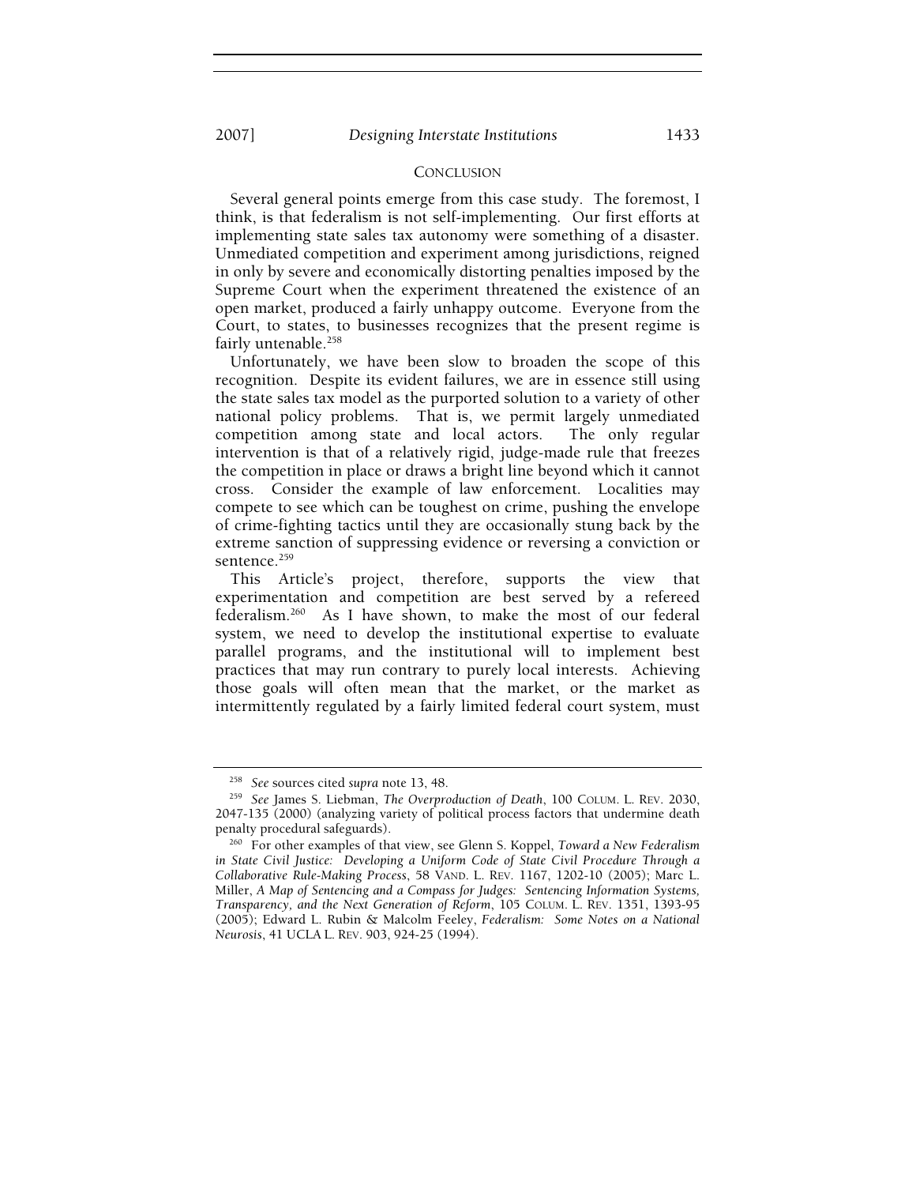## CONCLUSION

Several general points emerge from this case study. The foremost, I think, is that federalism is not self-implementing. Our first efforts at implementing state sales tax autonomy were something of a disaster. Unmediated competition and experiment among jurisdictions, reigned in only by severe and economically distorting penalties imposed by the Supreme Court when the experiment threatened the existence of an open market, produced a fairly unhappy outcome. Everyone from the Court, to states, to businesses recognizes that the present regime is fairly untenable.[258]

Unfortunately, we have been slow to broaden the scope of this recognition. Despite its evident failures, we are in essence still using the state sales tax model as the purported solution to a variety of other national policy problems. That is, we permit largely unmediated competition among state and local actors. The only regular intervention is that of a relatively rigid, judge-made rule that freezes the competition in place or draws a bright line beyond which it cannot cross. Consider the example of law enforcement. Localities may compete to see which can be toughest on crime, pushing the envelope of crime-fighting tactics until they are occasionally stung back by the extreme sanction of suppressing evidence or reversing a conviction or sentence.[259]

This Article's project, therefore, supports the view that experimentation and competition are best served by a refereed federalism.[260] As I have shown, to make the most of our federal system, we need to develop the institutional expertise to evaluate parallel programs, and the institutional will to implement best practices that may run contrary to purely local interests. Achieving those goals will often mean that the market, or the market as intermittently regulated by a fairly limited federal court system, must

---

[258] *See* sources cited *supra* note 13, 48.

[259] *See* James S. Liebman, *The Overproduction of Death*, 100 COLUM. L. REV. 2030, 2047-135 (2000) (analyzing variety of political process factors that undermine death penalty procedural safeguards).

[260] For other examples of that view, see Glenn S. Koppel, *Toward a New Federalism in State Civil Justice: Developing a Uniform Code of State Civil Procedure Through a Collaborative Rule-Making Process*, 58 VAND. L. REV. 1167, 1202-10 (2005); Marc L. Miller, *A Map of Sentencing and a Compass for Judges: Sentencing Information Systems, Transparency, and the Next Generation of Reform*, 105 COLUM. L. REV. 1351, 1393-95 (2005); Edward L. Rubin & Malcolm Feeley, *Federalism: Some Notes on a National Neurosis*, 41 UCLA L. REV. 903, 924-25 (1994).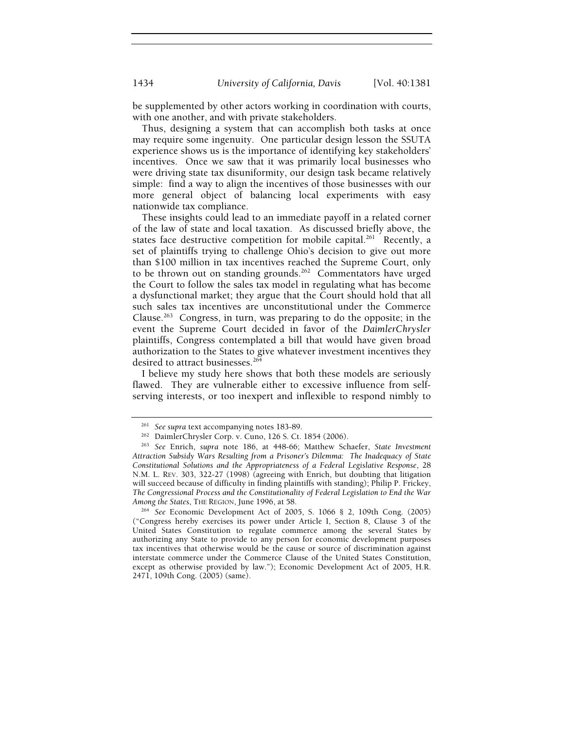be supplemented by other actors working in coordination with courts, with one another, and with private stakeholders.

Thus, designing a system that can accomplish both tasks at once may require some ingenuity. One particular design lesson the SSUTA experience shows us is the importance of identifying key stakeholders' incentives. Once we saw that it was primarily local businesses who were driving state tax disuniformity, our design task became relatively simple: find a way to align the incentives of those businesses with our more general object of balancing local experiments with easy nationwide tax compliance.

These insights could lead to an immediate payoff in a related corner of the law of state and local taxation. As discussed briefly above, the states face destructive competition for mobile capital.[261] Recently, a set of plaintiffs trying to challenge Ohio's decision to give out more than $100 million in tax incentives reached the Supreme Court, only to be thrown out on standing grounds.[262] Commentators have urged the Court to follow the sales tax model in regulating what has become a dysfunctional market; they argue that the Court should hold that all such sales tax incentives are unconstitutional under the Commerce Clause.[263] Congress, in turn, was preparing to do the opposite; in the event the Supreme Court decided in favor of the *DaimlerChrysler* plaintiffs, Congress contemplated a bill that would have given broad authorization to the States to give whatever investment incentives they desired to attract businesses.[264]

I believe my study here shows that both these models are seriously flawed. They are vulnerable either to excessive influence from self-serving interests, or too inexpert and inflexible to respond nimbly to

---

[261] *See supra* text accompanying notes 183-89.

[262] DaimlerChrysler Corp. v. Cuno, 126 S. Ct. 1854 (2006).

[263] *See* Enrich, *supra* note 186, at 448-66; Matthew Schaefer, *State Investment Attraction Subsidy Wars Resulting from a Prisoner's Dilemma: The Inadequacy of State Constitutional Solutions and the Appropriateness of a Federal Legislative Response*, 28 N.M. L. REV. 303, 322-27 (1998) (agreeing with Enrich, but doubting that litigation will succeed because of difficulty in finding plaintiffs with standing); Philip P. Frickey, *The Congressional Process and the Constitutionality of Federal Legislation to End the War Among the States*, THE REGION, June 1996, at 58.

[264] *See* Economic Development Act of 2005, S. 1066 § 2, 109th Cong. (2005) ("Congress hereby exercises its power under Article I, Section 8, Clause 3 of the United States Constitution to regulate commerce among the several States by authorizing any State to provide to any person for economic development purposes tax incentives that otherwise would be the cause or source of discrimination against interstate commerce under the Commerce Clause of the United States Constitution, except as otherwise provided by law."); Economic Development Act of 2005, H.R. 2471, 109th Cong. (2005) (same).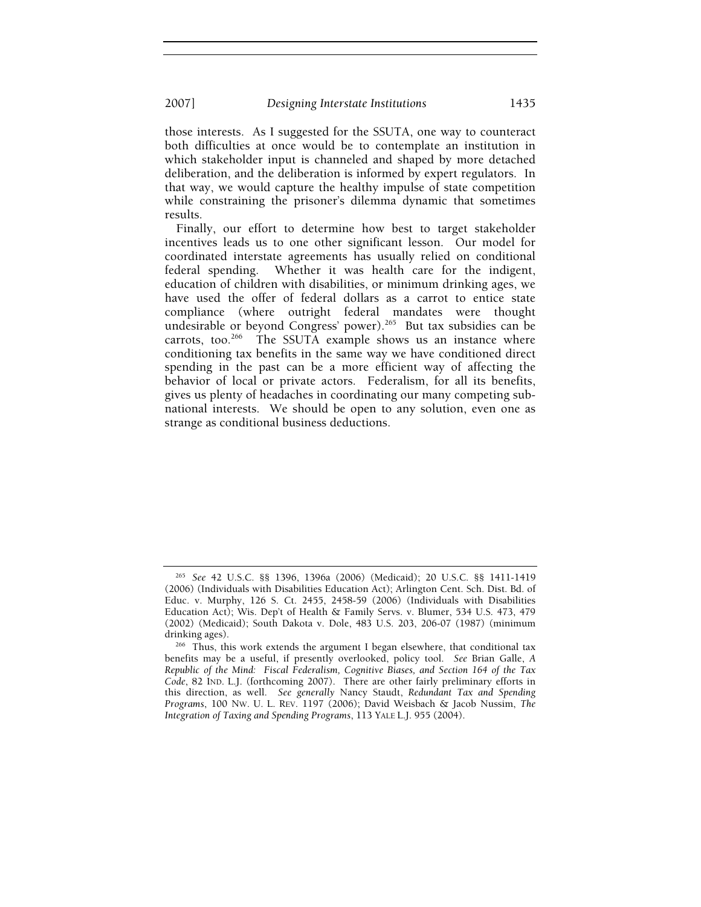those interests. As I suggested for the SSUTA, one way to counteract both difficulties at once would be to contemplate an institution in which stakeholder input is channeled and shaped by more detached deliberation, and the deliberation is informed by expert regulators. In that way, we would capture the healthy impulse of state competition while constraining the prisoner's dilemma dynamic that sometimes results.

Finally, our effort to determine how best to target stakeholder incentives leads us to one other significant lesson. Our model for coordinated interstate agreements has usually relied on conditional federal spending. Whether it was health care for the indigent, education of children with disabilities, or minimum drinking ages, we have used the offer of federal dollars as a carrot to entice state compliance (where outright federal mandates were thought undesirable or beyond Congress' power).[265] But tax subsidies can be carrots, too.[266] The SSUTA example shows us an instance where conditioning tax benefits in the same way we have conditioned direct spending in the past can be a more efficient way of affecting the behavior of local or private actors. Federalism, for all its benefits, gives us plenty of headaches in coordinating our many competing sub-national interests. We should be open to any solution, even one as strange as conditional business deductions.

---

[265] *See* 42 U.S.C. §§ 1396, 1396a (2006) (Medicaid); 20 U.S.C. §§ 1411-1419 (2006) (Individuals with Disabilities Education Act); Arlington Cent. Sch. Dist. Bd. of Educ. v. Murphy, 126 S. Ct. 2455, 2458-59 (2006) (Individuals with Disabilities Education Act); Wis. Dep't of Health & Family Servs. v. Blumer, 534 U.S. 473, 479 (2002) (Medicaid); South Dakota v. Dole, 483 U.S. 203, 206-07 (1987) (minimum drinking ages).

[266] Thus, this work extends the argument I began elsewhere, that conditional tax benefits may be a useful, if presently overlooked, policy tool. *See* Brian Galle, *A Republic of the Mind: Fiscal Federalism, Cognitive Biases, and Section 164 of the Tax Code*, 82 IND. L.J. (forthcoming 2007). There are other fairly preliminary efforts in this direction, as well. *See generally* Nancy Staudt, *Redundant Tax and Spending Programs*, 100 NW. U. L. REV. 1197 (2006); David Weisbach & Jacob Nussim, *The Integration of Taxing and Spending Programs*, 113 YALE L.J. 955 (2004).